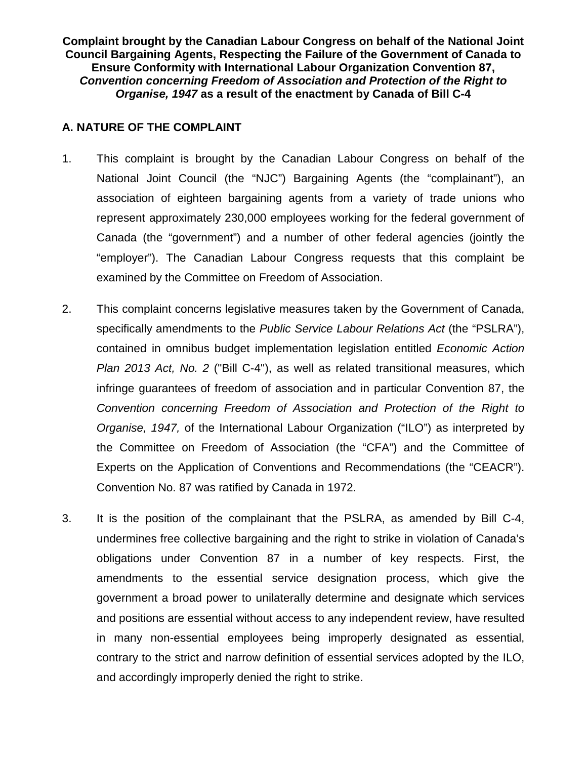**Complaint brought by the Canadian Labour Congress on behalf of the National Joint Council Bargaining Agents, Respecting the Failure of the Government of Canada to Ensure Conformity with International Labour Organization Convention 87, *Convention concerning Freedom of Association and Protection of the Right to Organise, 1947* as a result of the enactment by Canada of Bill C-4**

## A. NATURE OF THE COMPLAINT

1. This complaint is brought by the Canadian Labour Congress on behalf of the National Joint Council (the "NJC") Bargaining Agents (the "complainant"), an association of eighteen bargaining agents from a variety of trade unions who represent approximately 230,000 employees working for the federal government of Canada (the "government") and a number of other federal agencies (jointly the "employer"). The Canadian Labour Congress requests that this complaint be examined by the Committee on Freedom of Association.

2. This complaint concerns legislative measures taken by the Government of Canada, specifically amendments to the *Public Service Labour Relations Act* (the "PSLRA"), contained in omnibus budget implementation legislation entitled *Economic Action Plan 2013 Act, No. 2* ("Bill C-4"), as well as related transitional measures, which infringe guarantees of freedom of association and in particular Convention 87, the *Convention concerning Freedom of Association and Protection of the Right to Organise, 1947,* of the International Labour Organization ("ILO") as interpreted by the Committee on Freedom of Association (the "CFA") and the Committee of Experts on the Application of Conventions and Recommendations (the "CEACR"). Convention No. 87 was ratified by Canada in 1972.

3. It is the position of the complainant that the PSLRA, as amended by Bill C-4, undermines free collective bargaining and the right to strike in violation of Canada's obligations under Convention 87 in a number of key respects. First, the amendments to the essential service designation process, which give the government a broad power to unilaterally determine and designate which services and positions are essential without access to any independent review, have resulted in many non-essential employees being improperly designated as essential, contrary to the strict and narrow definition of essential services adopted by the ILO, and accordingly improperly denied the right to strike.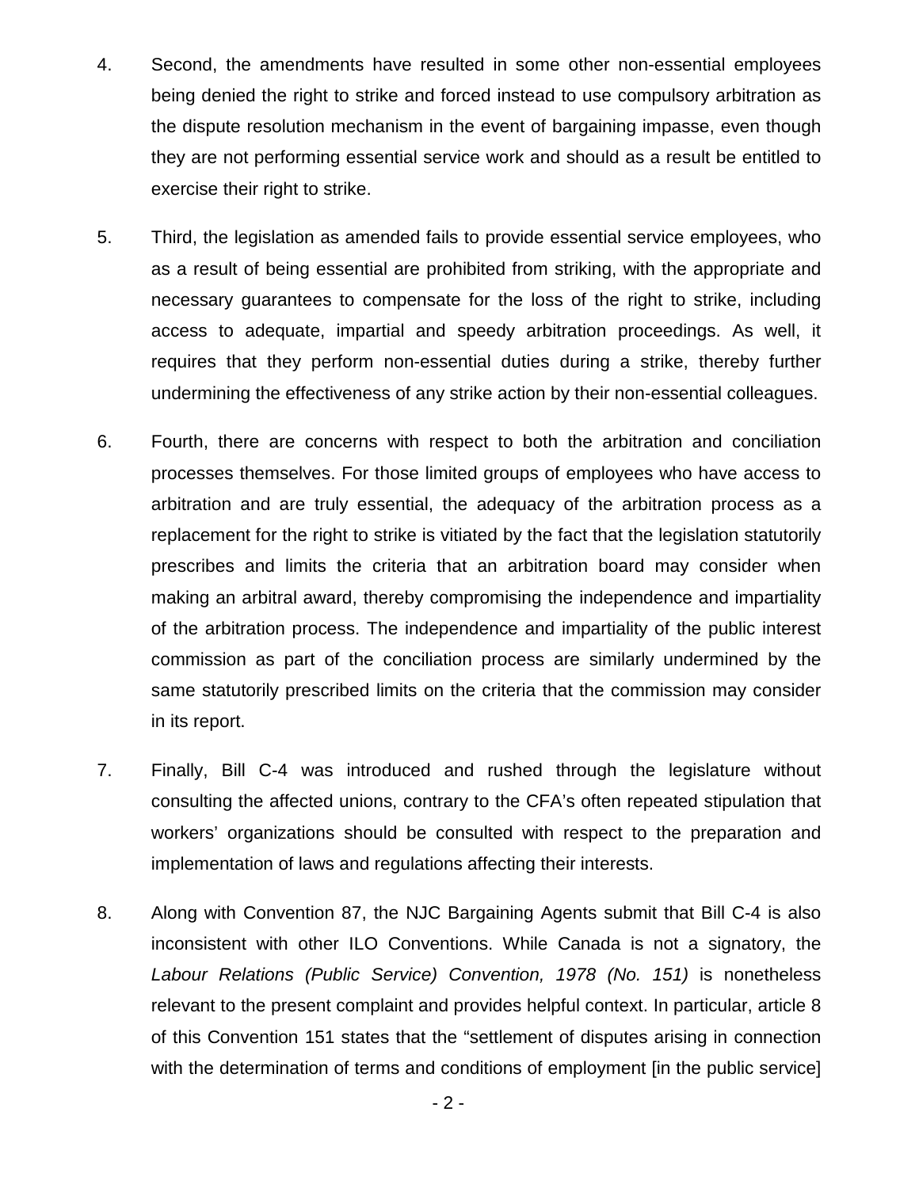4. Second, the amendments have resulted in some other non-essential employees being denied the right to strike and forced instead to use compulsory arbitration as the dispute resolution mechanism in the event of bargaining impasse, even though they are not performing essential service work and should as a result be entitled to exercise their right to strike.

5. Third, the legislation as amended fails to provide essential service employees, who as a result of being essential are prohibited from striking, with the appropriate and necessary guarantees to compensate for the loss of the right to strike, including access to adequate, impartial and speedy arbitration proceedings. As well, it requires that they perform non-essential duties during a strike, thereby further undermining the effectiveness of any strike action by their non-essential colleagues.

6. Fourth, there are concerns with respect to both the arbitration and conciliation processes themselves. For those limited groups of employees who have access to arbitration and are truly essential, the adequacy of the arbitration process as a replacement for the right to strike is vitiated by the fact that the legislation statutorily prescribes and limits the criteria that an arbitration board may consider when making an arbitral award, thereby compromising the independence and impartiality of the arbitration process. The independence and impartiality of the public interest commission as part of the conciliation process are similarly undermined by the same statutorily prescribed limits on the criteria that the commission may consider in its report.

7. Finally, Bill C-4 was introduced and rushed through the legislature without consulting the affected unions, contrary to the CFA's often repeated stipulation that workers' organizations should be consulted with respect to the preparation and implementation of laws and regulations affecting their interests.

8. Along with Convention 87, the NJC Bargaining Agents submit that Bill C-4 is also inconsistent with other ILO Conventions. While Canada is not a signatory, the *Labour Relations (Public Service) Convention, 1978 (No. 151)* is nonetheless relevant to the present complaint and provides helpful context. In particular, article 8 of this Convention 151 states that the "settlement of disputes arising in connection with the determination of terms and conditions of employment [in the public service]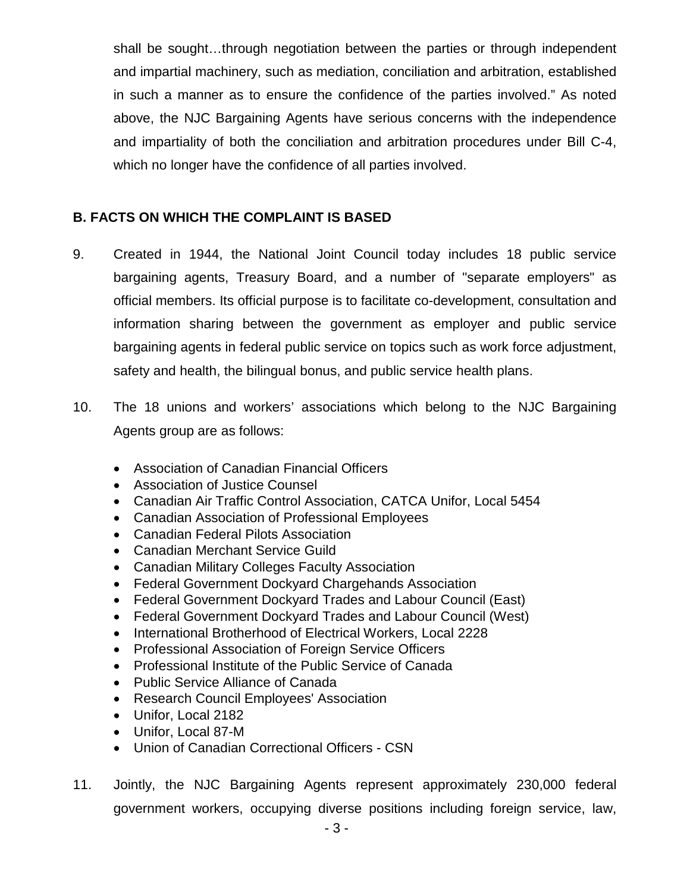shall be sought…through negotiation between the parties or through independent and impartial machinery, such as mediation, conciliation and arbitration, established in such a manner as to ensure the confidence of the parties involved." As noted above, the NJC Bargaining Agents have serious concerns with the independence and impartiality of both the conciliation and arbitration procedures under Bill C-4, which no longer have the confidence of all parties involved.

## B. FACTS ON WHICH THE COMPLAINT IS BASED

9. Created in 1944, the National Joint Council today includes 18 public service bargaining agents, Treasury Board, and a number of "separate employers" as official members. Its official purpose is to facilitate co-development, consultation and information sharing between the government as employer and public service bargaining agents in federal public service on topics such as work force adjustment, safety and health, the bilingual bonus, and public service health plans.

10. The 18 unions and workers' associations which belong to the NJC Bargaining Agents group are as follows:

    - Association of Canadian Financial Officers
    - Association of Justice Counsel
    - Canadian Air Traffic Control Association, CATCA Unifor, Local 5454
    - Canadian Association of Professional Employees
    - Canadian Federal Pilots Association
    - Canadian Merchant Service Guild
    - Canadian Military Colleges Faculty Association
    - Federal Government Dockyard Chargehands Association
    - Federal Government Dockyard Trades and Labour Council (East)
    - Federal Government Dockyard Trades and Labour Council (West)
    - International Brotherhood of Electrical Workers, Local 2228
    - Professional Association of Foreign Service Officers
    - Professional Institute of the Public Service of Canada
    - Public Service Alliance of Canada
    - Research Council Employees' Association
    - Unifor, Local 2182
    - Unifor, Local 87-M
    - Union of Canadian Correctional Officers - CSN

11. Jointly, the NJC Bargaining Agents represent approximately 230,000 federal government workers, occupying diverse positions including foreign service, law,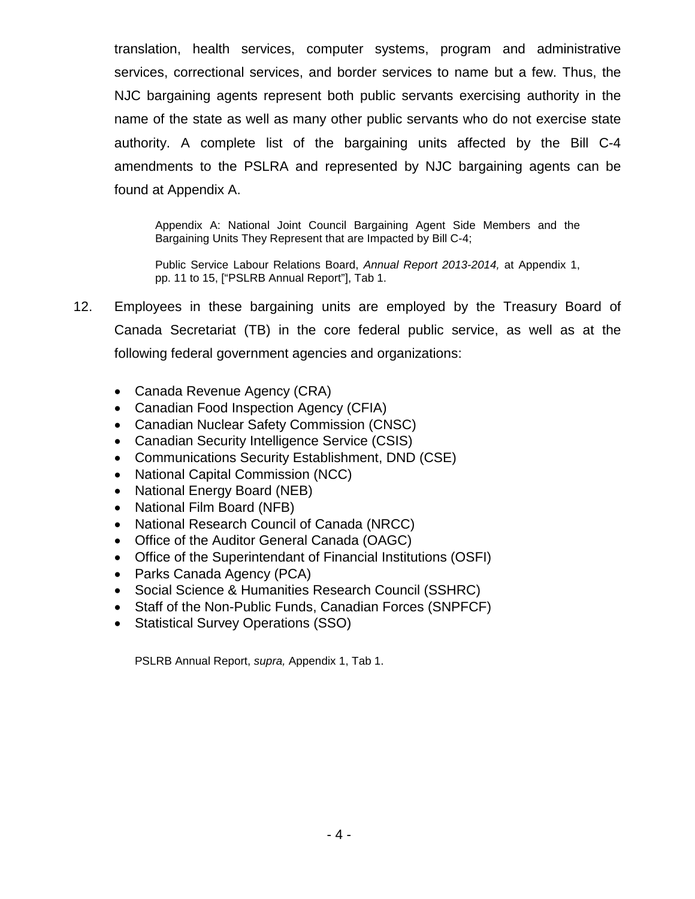translation, health services, computer systems, program and administrative services, correctional services, and border services to name but a few. Thus, the NJC bargaining agents represent both public servants exercising authority in the name of the state as well as many other public servants who do not exercise state authority. A complete list of the bargaining units affected by the Bill C-4 amendments to the PSLRA and represented by NJC bargaining agents can be found at Appendix A.

> Appendix A: National Joint Council Bargaining Agent Side Members and the Bargaining Units They Represent that are Impacted by Bill C-4;
>
> Public Service Labour Relations Board, *Annual Report 2013-2014,* at Appendix 1, pp. 11 to 15, ["PSLRB Annual Report"], Tab 1.

12. Employees in these bargaining units are employed by the Treasury Board of Canada Secretariat (TB) in the core federal public service, as well as at the following federal government agencies and organizations:

    - Canada Revenue Agency (CRA)
    - Canadian Food Inspection Agency (CFIA)
    - Canadian Nuclear Safety Commission (CNSC)
    - Canadian Security Intelligence Service (CSIS)
    - Communications Security Establishment, DND (CSE)
    - National Capital Commission (NCC)
    - National Energy Board (NEB)
    - National Film Board (NFB)
    - National Research Council of Canada (NRCC)
    - Office of the Auditor General Canada (OAGC)
    - Office of the Superintendant of Financial Institutions (OSFI)
    - Parks Canada Agency (PCA)
    - Social Science & Humanities Research Council (SSHRC)
    - Staff of the Non-Public Funds, Canadian Forces (SNPFCF)
    - Statistical Survey Operations (SSO)

> PSLRB Annual Report, *supra,* Appendix 1, Tab 1.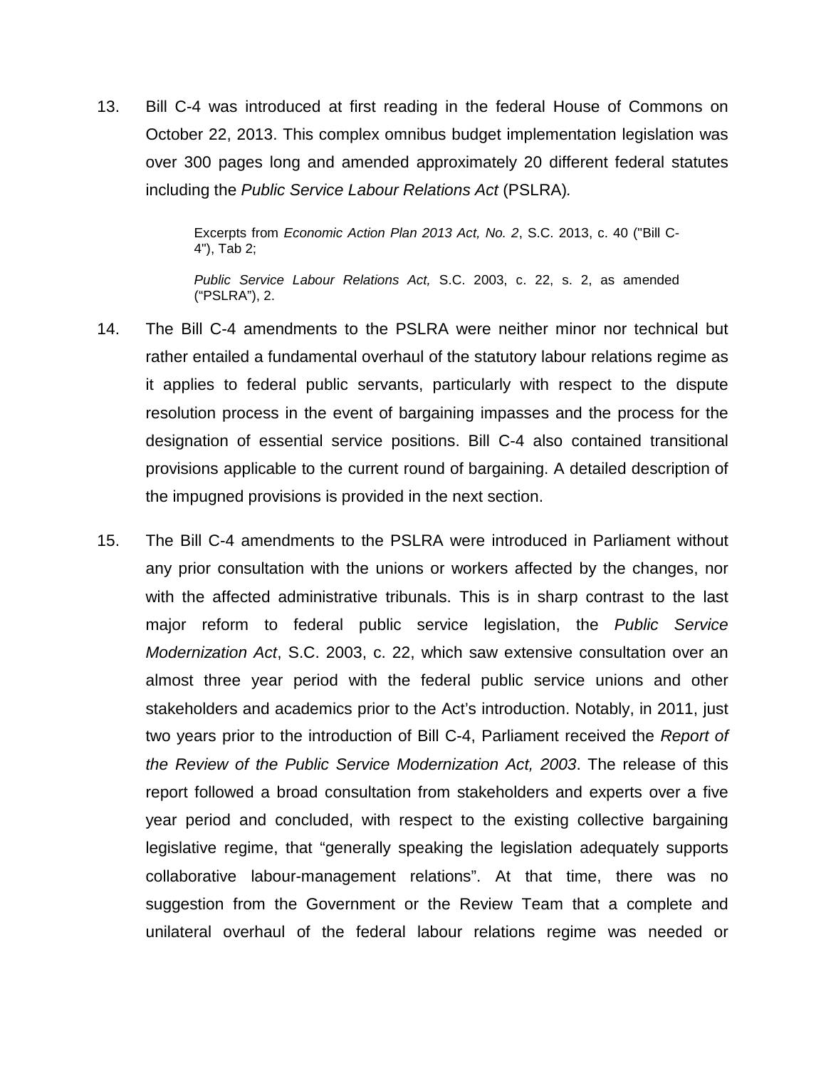13. Bill C-4 was introduced at first reading in the federal House of Commons on October 22, 2013. This complex omnibus budget implementation legislation was over 300 pages long and amended approximately 20 different federal statutes including the *Public Service Labour Relations Act* (PSLRA)*.*

> Excerpts from *Economic Action Plan 2013 Act, No. 2*, S.C. 2013, c. 40 ("Bill C-4"), Tab 2;
>
> *Public Service Labour Relations Act,* S.C. 2003, c. 22, s. 2, as amended ("PSLRA"), 2.

14. The Bill C-4 amendments to the PSLRA were neither minor nor technical but rather entailed a fundamental overhaul of the statutory labour relations regime as it applies to federal public servants, particularly with respect to the dispute resolution process in the event of bargaining impasses and the process for the designation of essential service positions. Bill C-4 also contained transitional provisions applicable to the current round of bargaining. A detailed description of the impugned provisions is provided in the next section.

15. The Bill C-4 amendments to the PSLRA were introduced in Parliament without any prior consultation with the unions or workers affected by the changes, nor with the affected administrative tribunals. This is in sharp contrast to the last major reform to federal public service legislation, the *Public Service Modernization Act*, S.C. 2003, c. 22, which saw extensive consultation over an almost three year period with the federal public service unions and other stakeholders and academics prior to the Act's introduction. Notably, in 2011, just two years prior to the introduction of Bill C-4, Parliament received the *Report of the Review of the Public Service Modernization Act, 2003*. The release of this report followed a broad consultation from stakeholders and experts over a five year period and concluded, with respect to the existing collective bargaining legislative regime, that "generally speaking the legislation adequately supports collaborative labour-management relations". At that time, there was no suggestion from the Government or the Review Team that a complete and unilateral overhaul of the federal labour relations regime was needed or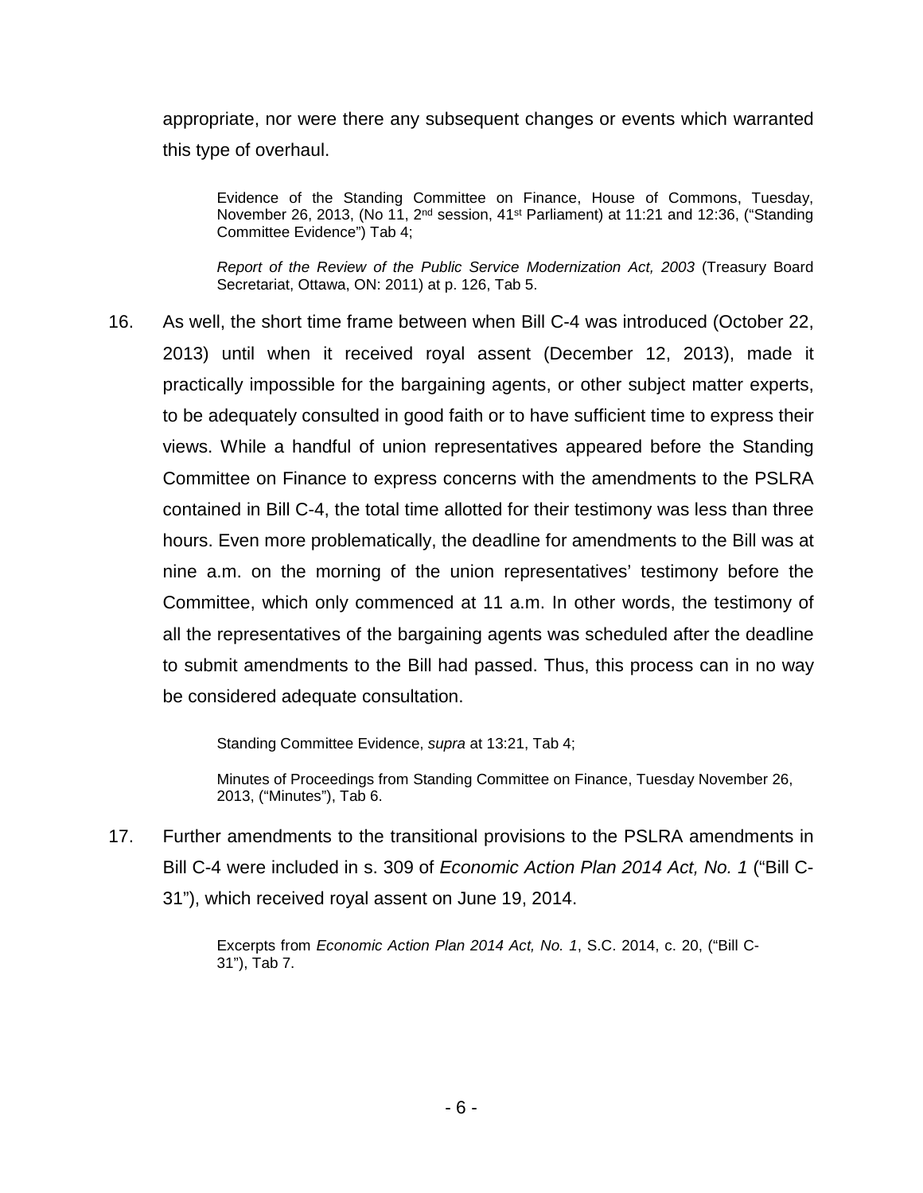appropriate, nor were there any subsequent changes or events which warranted this type of overhaul.

> Evidence of the Standing Committee on Finance, House of Commons, Tuesday, November 26, 2013, (No 11, 2nd session, 41st Parliament) at 11:21 and 12:36, ("Standing Committee Evidence") Tab 4;
>
> *Report of the Review of the Public Service Modernization Act, 2003* (Treasury Board Secretariat, Ottawa, ON: 2011) at p. 126, Tab 5.

16. As well, the short time frame between when Bill C-4 was introduced (October 22, 2013) until when it received royal assent (December 12, 2013), made it practically impossible for the bargaining agents, or other subject matter experts, to be adequately consulted in good faith or to have sufficient time to express their views. While a handful of union representatives appeared before the Standing Committee on Finance to express concerns with the amendments to the PSLRA contained in Bill C-4, the total time allotted for their testimony was less than three hours. Even more problematically, the deadline for amendments to the Bill was at nine a.m. on the morning of the union representatives' testimony before the Committee, which only commenced at 11 a.m. In other words, the testimony of all the representatives of the bargaining agents was scheduled after the deadline to submit amendments to the Bill had passed. Thus, this process can in no way be considered adequate consultation.

> Standing Committee Evidence, *supra* at 13:21, Tab 4;
>
> Minutes of Proceedings from Standing Committee on Finance, Tuesday November 26, 2013, ("Minutes"), Tab 6.

17. Further amendments to the transitional provisions to the PSLRA amendments in Bill C-4 were included in s. 309 of *Economic Action Plan 2014 Act, No. 1* ("Bill C-31"), which received royal assent on June 19, 2014.

> Excerpts from *Economic Action Plan 2014 Act, No. 1*, S.C. 2014, c. 20, ("Bill C-31"), Tab 7.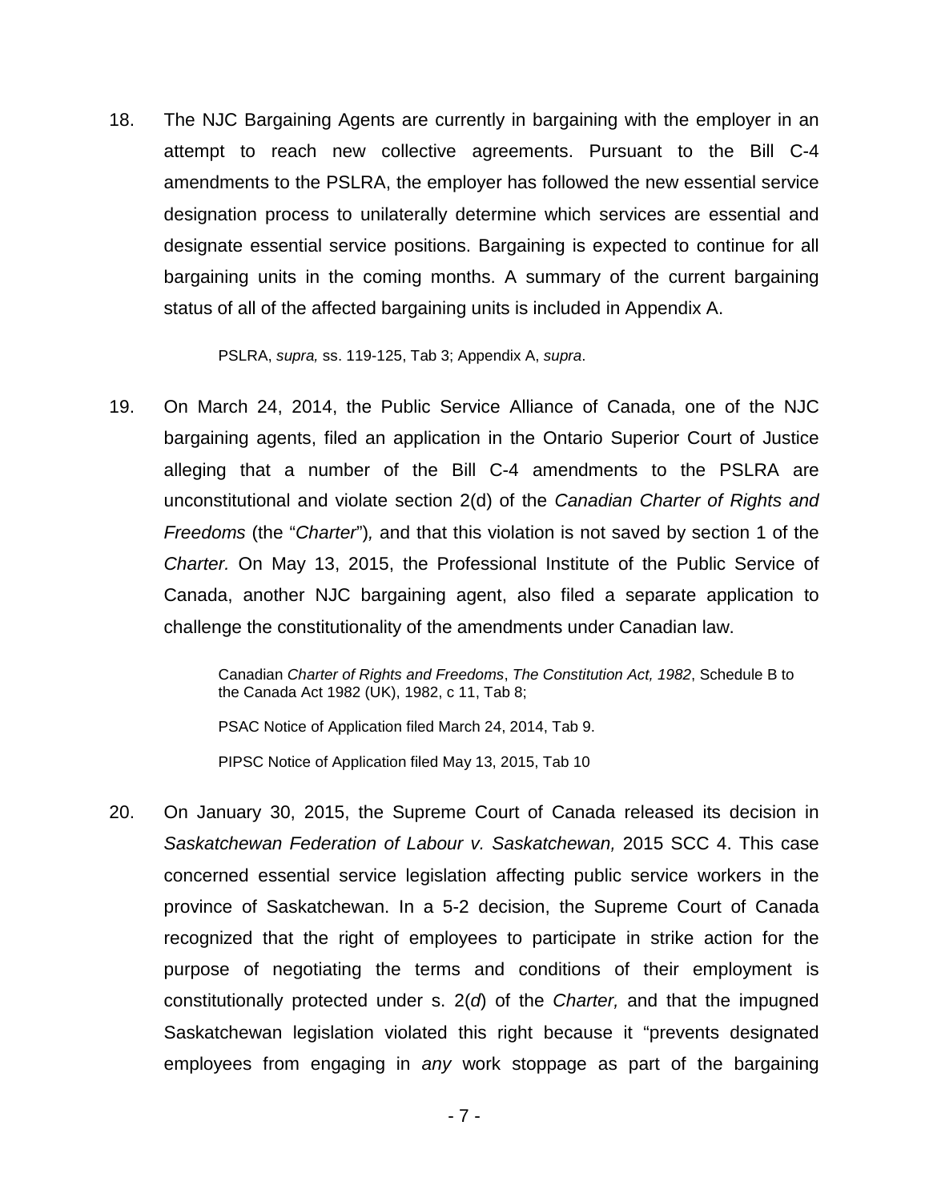18. The NJC Bargaining Agents are currently in bargaining with the employer in an attempt to reach new collective agreements. Pursuant to the Bill C-4 amendments to the PSLRA, the employer has followed the new essential service designation process to unilaterally determine which services are essential and designate essential service positions. Bargaining is expected to continue for all bargaining units in the coming months. A summary of the current bargaining status of all of the affected bargaining units is included in Appendix A.

> PSLRA, *supra,* ss. 119-125, Tab 3; Appendix A, *supra*.

19. On March 24, 2014, the Public Service Alliance of Canada, one of the NJC bargaining agents, filed an application in the Ontario Superior Court of Justice alleging that a number of the Bill C-4 amendments to the PSLRA are unconstitutional and violate section 2(d) of the *Canadian Charter of Rights and Freedoms* (the "*Charter*")*,* and that this violation is not saved by section 1 of the *Charter.* On May 13, 2015, the Professional Institute of the Public Service of Canada, another NJC bargaining agent, also filed a separate application to challenge the constitutionality of the amendments under Canadian law.

> Canadian *Charter of Rights and Freedoms*, *The Constitution Act, 1982*, Schedule B to the Canada Act 1982 (UK), 1982, c 11, Tab 8;
>
> PSAC Notice of Application filed March 24, 2014, Tab 9.
>
> PIPSC Notice of Application filed May 13, 2015, Tab 10

20. On January 30, 2015, the Supreme Court of Canada released its decision in *Saskatchewan Federation of Labour v. Saskatchewan,* 2015 SCC 4. This case concerned essential service legislation affecting public service workers in the province of Saskatchewan. In a 5-2 decision, the Supreme Court of Canada recognized that the right of employees to participate in strike action for the purpose of negotiating the terms and conditions of their employment is constitutionally protected under s. 2(*d*) of the *Charter,* and that the impugned Saskatchewan legislation violated this right because it "prevents designated employees from engaging in *any* work stoppage as part of the bargaining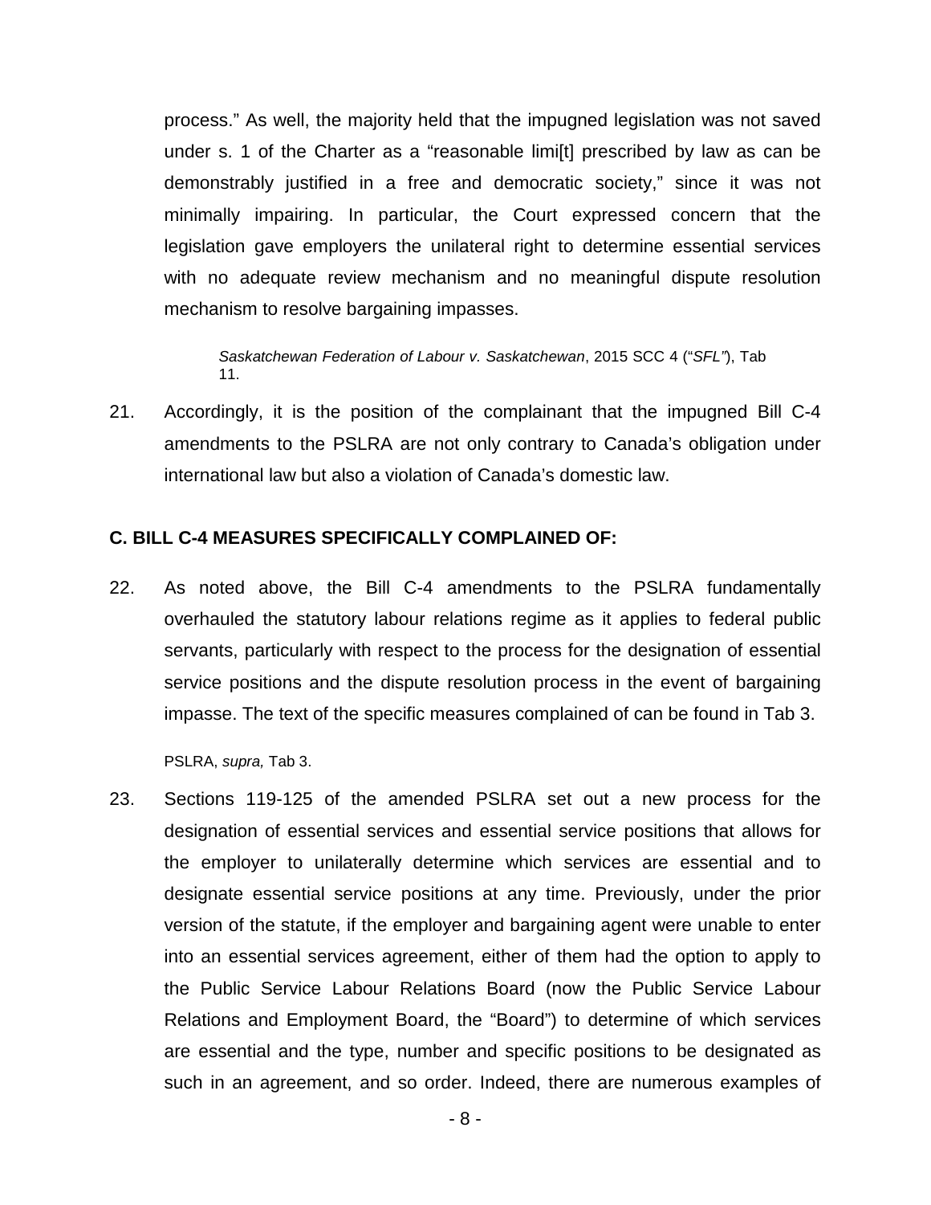process." As well, the majority held that the impugned legislation was not saved under s. 1 of the Charter as a "reasonable limi[t] prescribed by law as can be demonstrably justified in a free and democratic society," since it was not minimally impairing. In particular, the Court expressed concern that the legislation gave employers the unilateral right to determine essential services with no adequate review mechanism and no meaningful dispute resolution mechanism to resolve bargaining impasses.

> *Saskatchewan Federation of Labour v. Saskatchewan*, 2015 SCC 4 ("*SFL"*), Tab 11.

21. Accordingly, it is the position of the complainant that the impugned Bill C-4 amendments to the PSLRA are not only contrary to Canada's obligation under international law but also a violation of Canada's domestic law.

### C. BILL C-4 MEASURES SPECIFICALLY COMPLAINED OF:

22. As noted above, the Bill C-4 amendments to the PSLRA fundamentally overhauled the statutory labour relations regime as it applies to federal public servants, particularly with respect to the process for the designation of essential service positions and the dispute resolution process in the event of bargaining impasse. The text of the specific measures complained of can be found in Tab 3.

> PSLRA, *supra,* Tab 3.

23. Sections 119-125 of the amended PSLRA set out a new process for the designation of essential services and essential service positions that allows for the employer to unilaterally determine which services are essential and to designate essential service positions at any time. Previously, under the prior version of the statute, if the employer and bargaining agent were unable to enter into an essential services agreement, either of them had the option to apply to the Public Service Labour Relations Board (now the Public Service Labour Relations and Employment Board, the "Board") to determine of which services are essential and the type, number and specific positions to be designated as such in an agreement, and so order. Indeed, there are numerous examples of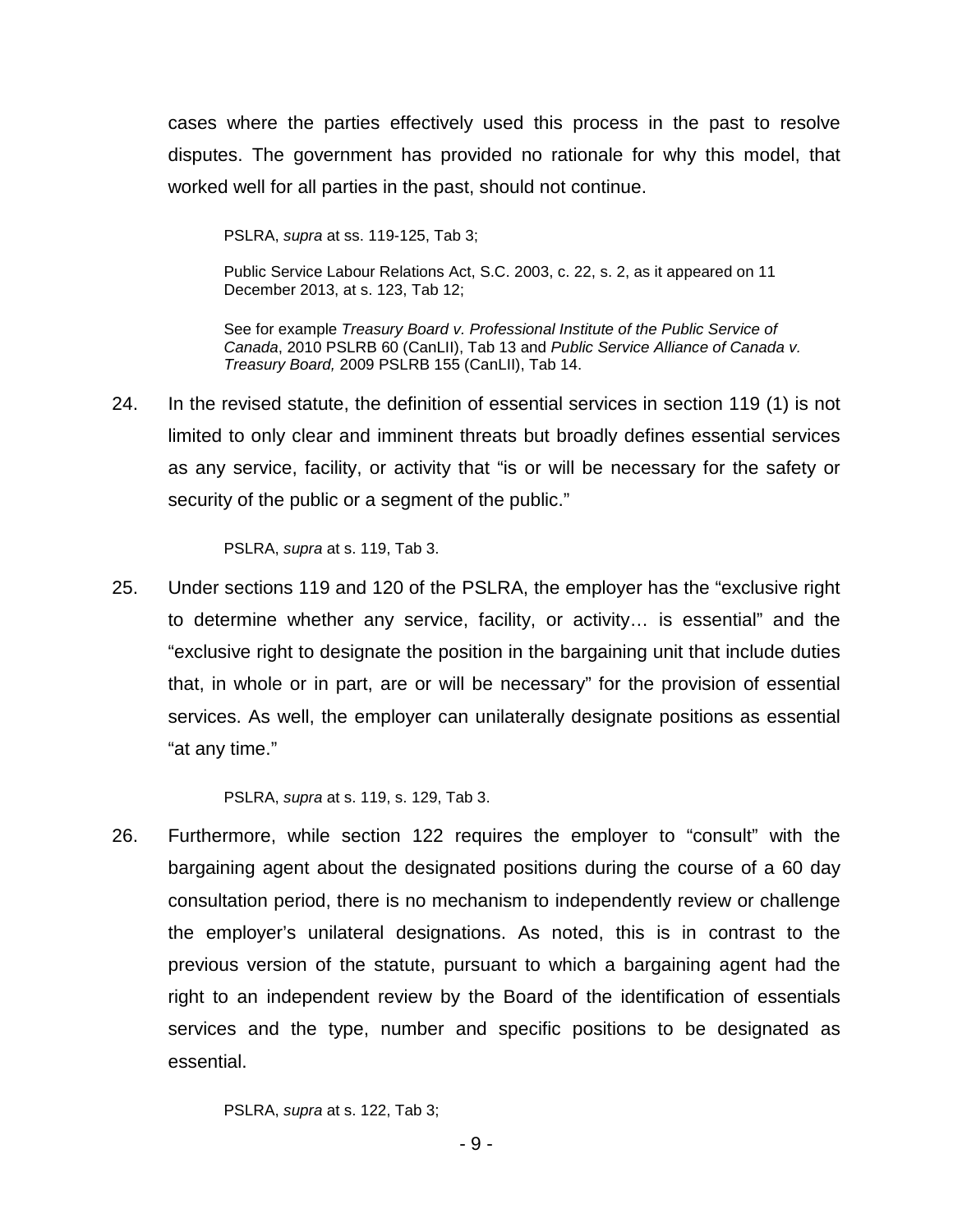cases where the parties effectively used this process in the past to resolve disputes. The government has provided no rationale for why this model, that worked well for all parties in the past, should not continue.

> PSLRA, *supra* at ss. 119-125, Tab 3;
>
> Public Service Labour Relations Act, S.C. 2003, c. 22, s. 2, as it appeared on 11 December 2013, at s. 123, Tab 12;
>
> See for example *Treasury Board v. Professional Institute of the Public Service of Canada*, 2010 PSLRB 60 (CanLII), Tab 13 and *Public Service Alliance of Canada v. Treasury Board,* 2009 PSLRB 155 (CanLII), Tab 14.

24. In the revised statute, the definition of essential services in section 119 (1) is not limited to only clear and imminent threats but broadly defines essential services as any service, facility, or activity that "is or will be necessary for the safety or security of the public or a segment of the public."

> PSLRA, *supra* at s. 119, Tab 3.

25. Under sections 119 and 120 of the PSLRA, the employer has the "exclusive right to determine whether any service, facility, or activity… is essential" and the "exclusive right to designate the position in the bargaining unit that include duties that, in whole or in part, are or will be necessary" for the provision of essential services. As well, the employer can unilaterally designate positions as essential "at any time."

> PSLRA, *supra* at s. 119, s. 129, Tab 3.

26. Furthermore, while section 122 requires the employer to "consult" with the bargaining agent about the designated positions during the course of a 60 day consultation period, there is no mechanism to independently review or challenge the employer's unilateral designations. As noted, this is in contrast to the previous version of the statute, pursuant to which a bargaining agent had the right to an independent review by the Board of the identification of essentials services and the type, number and specific positions to be designated as essential.

> PSLRA, *supra* at s. 122, Tab 3;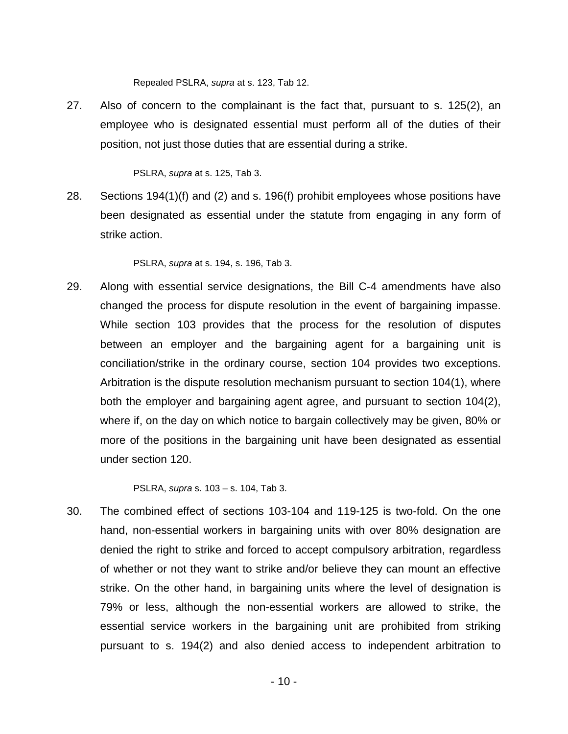Repealed PSLRA, *supra* at s. 123, Tab 12.

27. Also of concern to the complainant is the fact that, pursuant to s. 125(2), an employee who is designated essential must perform all of the duties of their position, not just those duties that are essential during a strike.

PSLRA, *supra* at s. 125, Tab 3.

28. Sections 194(1)(f) and (2) and s. 196(f) prohibit employees whose positions have been designated as essential under the statute from engaging in any form of strike action.

PSLRA, *supra* at s. 194, s. 196, Tab 3.

29. Along with essential service designations, the Bill C-4 amendments have also changed the process for dispute resolution in the event of bargaining impasse. While section 103 provides that the process for the resolution of disputes between an employer and the bargaining agent for a bargaining unit is conciliation/strike in the ordinary course, section 104 provides two exceptions. Arbitration is the dispute resolution mechanism pursuant to section 104(1), where both the employer and bargaining agent agree, and pursuant to section 104(2), where if, on the day on which notice to bargain collectively may be given, 80% or more of the positions in the bargaining unit have been designated as essential under section 120.

PSLRA, *supra* s. 103 – s. 104, Tab 3.

30. The combined effect of sections 103-104 and 119-125 is two-fold. On the one hand, non-essential workers in bargaining units with over 80% designation are denied the right to strike and forced to accept compulsory arbitration, regardless of whether or not they want to strike and/or believe they can mount an effective strike. On the other hand, in bargaining units where the level of designation is 79% or less, although the non-essential workers are allowed to strike, the essential service workers in the bargaining unit are prohibited from striking pursuant to s. 194(2) and also denied access to independent arbitration to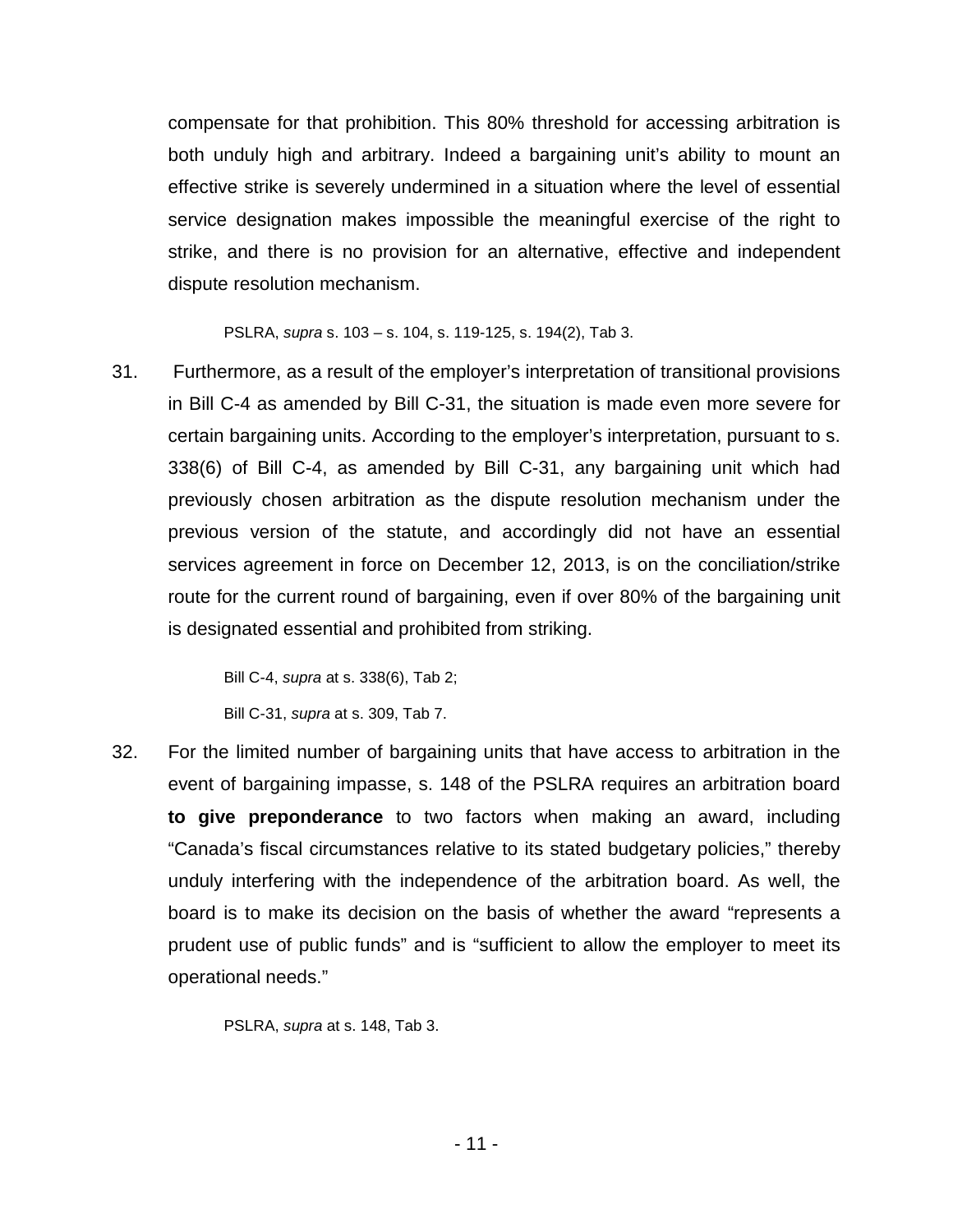compensate for that prohibition. This 80% threshold for accessing arbitration is both unduly high and arbitrary. Indeed a bargaining unit's ability to mount an effective strike is severely undermined in a situation where the level of essential service designation makes impossible the meaningful exercise of the right to strike, and there is no provision for an alternative, effective and independent dispute resolution mechanism.

> PSLRA, *supra* s. 103 – s. 104, s. 119-125, s. 194(2), Tab 3.

31. Furthermore, as a result of the employer's interpretation of transitional provisions in Bill C-4 as amended by Bill C-31, the situation is made even more severe for certain bargaining units. According to the employer's interpretation, pursuant to s. 338(6) of Bill C-4, as amended by Bill C-31, any bargaining unit which had previously chosen arbitration as the dispute resolution mechanism under the previous version of the statute, and accordingly did not have an essential services agreement in force on December 12, 2013, is on the conciliation/strike route for the current round of bargaining, even if over 80% of the bargaining unit is designated essential and prohibited from striking.

> Bill C-4, *supra* at s. 338(6), Tab 2;
>
> Bill C-31, *supra* at s. 309, Tab 7.

32. For the limited number of bargaining units that have access to arbitration in the event of bargaining impasse, s. 148 of the PSLRA requires an arbitration board **to give preponderance** to two factors when making an award, including "Canada's fiscal circumstances relative to its stated budgetary policies," thereby unduly interfering with the independence of the arbitration board. As well, the board is to make its decision on the basis of whether the award "represents a prudent use of public funds" and is "sufficient to allow the employer to meet its operational needs."

> PSLRA, *supra* at s. 148, Tab 3.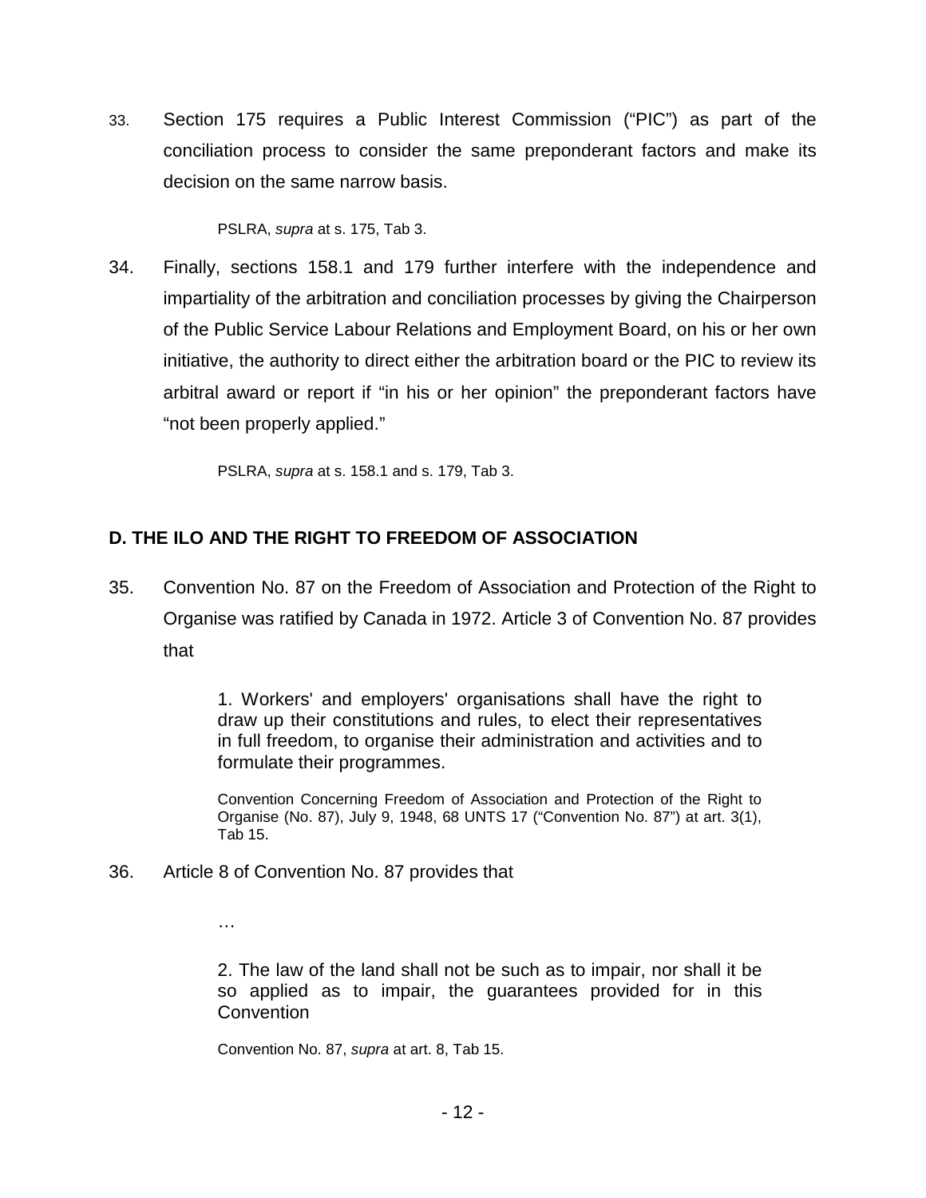33. Section 175 requires a Public Interest Commission ("PIC") as part of the conciliation process to consider the same preponderant factors and make its decision on the same narrow basis.

> PSLRA, *supra* at s. 175, Tab 3.

34. Finally, sections 158.1 and 179 further interfere with the independence and impartiality of the arbitration and conciliation processes by giving the Chairperson of the Public Service Labour Relations and Employment Board, on his or her own initiative, the authority to direct either the arbitration board or the PIC to review its arbitral award or report if "in his or her opinion" the preponderant factors have "not been properly applied."

> PSLRA, *supra* at s. 158.1 and s. 179, Tab 3.

## D. THE ILO AND THE RIGHT TO FREEDOM OF ASSOCIATION

35. Convention No. 87 on the Freedom of Association and Protection of the Right to Organise was ratified by Canada in 1972. Article 3 of Convention No. 87 provides that

> 1. Workers' and employers' organisations shall have the right to draw up their constitutions and rules, to elect their representatives in full freedom, to organise their administration and activities and to formulate their programmes.
>
> Convention Concerning Freedom of Association and Protection of the Right to Organise (No. 87), July 9, 1948, 68 UNTS 17 ("Convention No. 87") at art. 3(1), Tab 15.

36. Article 8 of Convention No. 87 provides that

> …
>
> 2. The law of the land shall not be such as to impair, nor shall it be so applied as to impair, the guarantees provided for in this Convention
>
> Convention No. 87, *supra* at art. 8, Tab 15.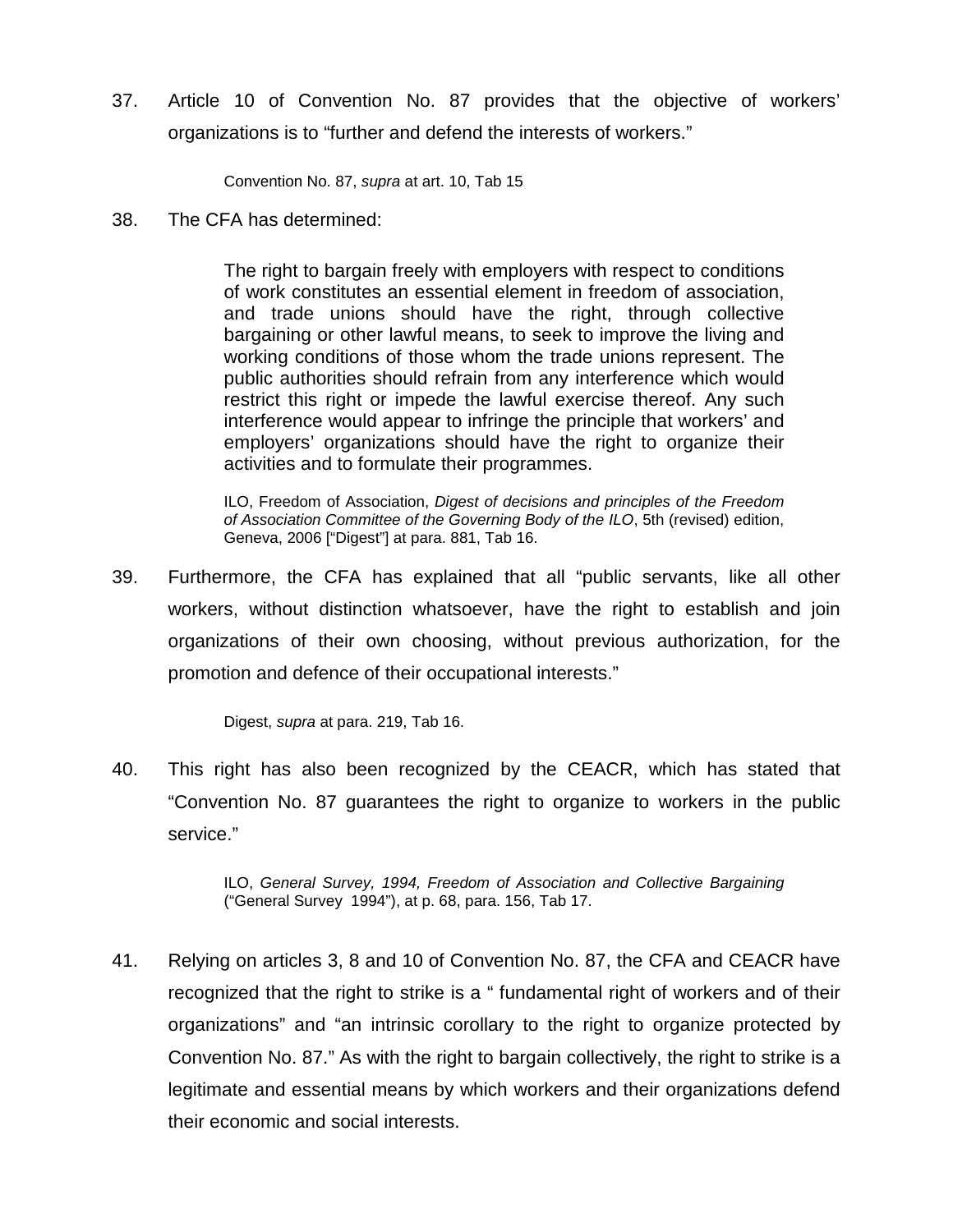37. Article 10 of Convention No. 87 provides that the objective of workers' organizations is to "further and defend the interests of workers."

> Convention No. 87, *supra* at art. 10, Tab 15

38. The CFA has determined:

> The right to bargain freely with employers with respect to conditions of work constitutes an essential element in freedom of association, and trade unions should have the right, through collective bargaining or other lawful means, to seek to improve the living and working conditions of those whom the trade unions represent. The public authorities should refrain from any interference which would restrict this right or impede the lawful exercise thereof. Any such interference would appear to infringe the principle that workers' and employers' organizations should have the right to organize their activities and to formulate their programmes.
>
> ILO, Freedom of Association, *Digest of decisions and principles of the Freedom of Association Committee of the Governing Body of the ILO*, 5th (revised) edition, Geneva, 2006 ["Digest"] at para. 881, Tab 16.

39. Furthermore, the CFA has explained that all "public servants, like all other workers, without distinction whatsoever, have the right to establish and join organizations of their own choosing, without previous authorization, for the promotion and defence of their occupational interests."

> Digest, *supra* at para. 219, Tab 16.

40. This right has also been recognized by the CEACR, which has stated that "Convention No. 87 guarantees the right to organize to workers in the public service."

> ILO, *General Survey, 1994, Freedom of Association and Collective Bargaining* ("General Survey 1994"), at p. 68, para. 156, Tab 17.

41. Relying on articles 3, 8 and 10 of Convention No. 87, the CFA and CEACR have recognized that the right to strike is a " fundamental right of workers and of their organizations" and "an intrinsic corollary to the right to organize protected by Convention No. 87." As with the right to bargain collectively, the right to strike is a legitimate and essential means by which workers and their organizations defend their economic and social interests.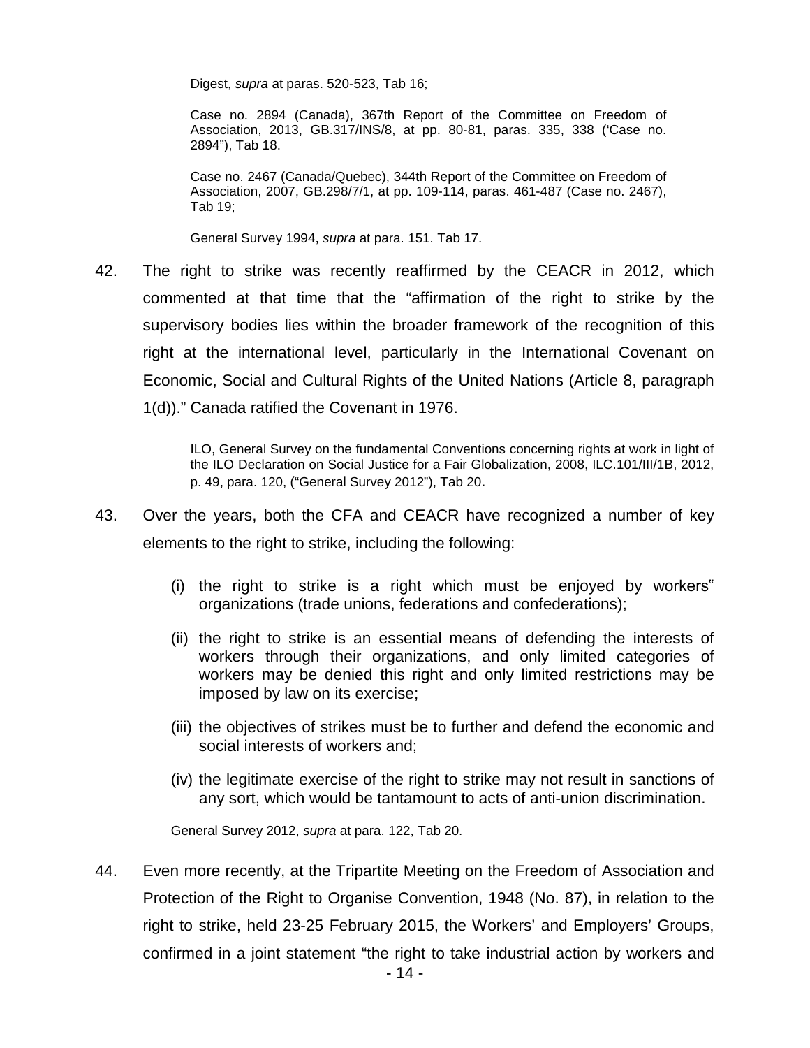Digest, *supra* at paras. 520-523, Tab 16;

Case no. 2894 (Canada), 367th Report of the Committee on Freedom of Association, 2013, GB.317/INS/8, at pp. 80-81, paras. 335, 338 ('Case no. 2894"), Tab 18.

Case no. 2467 (Canada/Quebec), 344th Report of the Committee on Freedom of Association, 2007, GB.298/7/1, at pp. 109-114, paras. 461-487 (Case no. 2467), Tab 19;

General Survey 1994, *supra* at para. 151. Tab 17.

42. The right to strike was recently reaffirmed by the CEACR in 2012, which commented at that time that the "affirmation of the right to strike by the supervisory bodies lies within the broader framework of the recognition of this right at the international level, particularly in the International Covenant on Economic, Social and Cultural Rights of the United Nations (Article 8, paragraph 1(d))." Canada ratified the Covenant in 1976.

ILO, General Survey on the fundamental Conventions concerning rights at work in light of the ILO Declaration on Social Justice for a Fair Globalization, 2008, ILC.101/III/1B, 2012, p. 49, para. 120, ("General Survey 2012"), Tab 20.

43. Over the years, both the CFA and CEACR have recognized a number of key elements to the right to strike, including the following:

(i) the right to strike is a right which must be enjoyed by workers" organizations (trade unions, federations and confederations);

(ii) the right to strike is an essential means of defending the interests of workers through their organizations, and only limited categories of workers may be denied this right and only limited restrictions may be imposed by law on its exercise;

(iii) the objectives of strikes must be to further and defend the economic and social interests of workers and;

(iv) the legitimate exercise of the right to strike may not result in sanctions of any sort, which would be tantamount to acts of anti-union discrimination.

General Survey 2012, *supra* at para. 122, Tab 20.

44. Even more recently, at the Tripartite Meeting on the Freedom of Association and Protection of the Right to Organise Convention, 1948 (No. 87), in relation to the right to strike, held 23-25 February 2015, the Workers' and Employers' Groups, confirmed in a joint statement "the right to take industrial action by workers and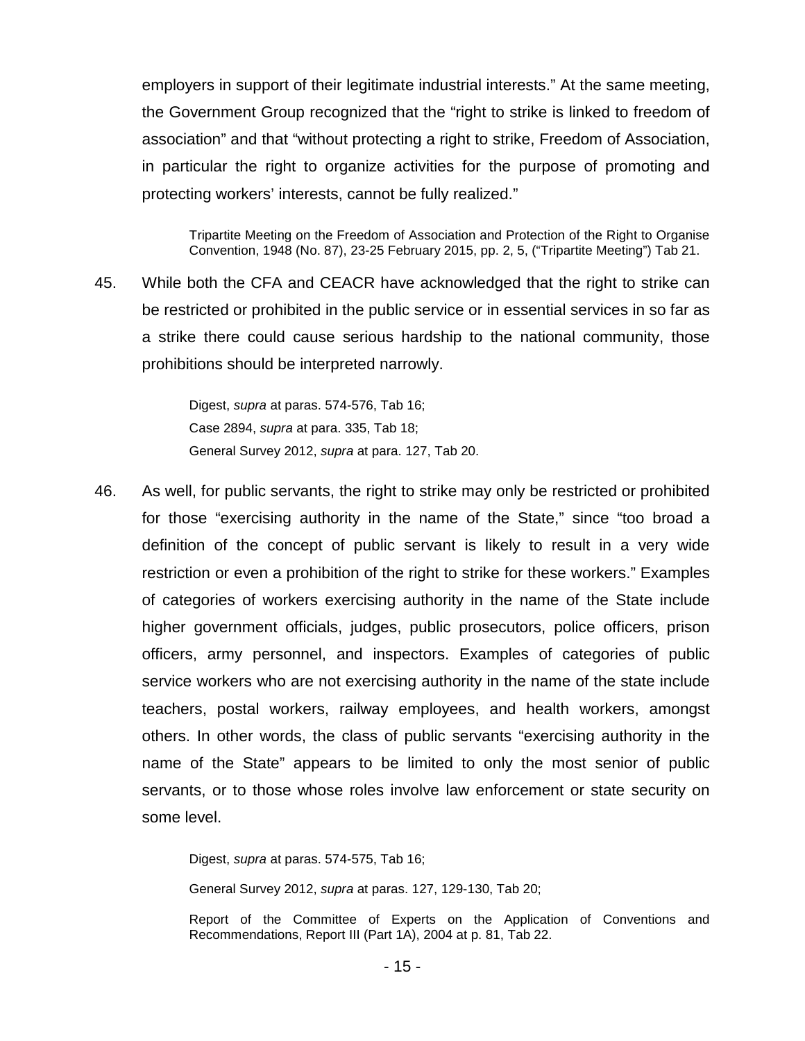employers in support of their legitimate industrial interests." At the same meeting, the Government Group recognized that the "right to strike is linked to freedom of association" and that "without protecting a right to strike, Freedom of Association, in particular the right to organize activities for the purpose of promoting and protecting workers' interests, cannot be fully realized."

> Tripartite Meeting on the Freedom of Association and Protection of the Right to Organise Convention, 1948 (No. 87), 23-25 February 2015, pp. 2, 5, ("Tripartite Meeting") Tab 21.

45. While both the CFA and CEACR have acknowledged that the right to strike can be restricted or prohibited in the public service or in essential services in so far as a strike there could cause serious hardship to the national community, those prohibitions should be interpreted narrowly.

> Digest, *supra* at paras. 574-576, Tab 16;
> Case 2894, *supra* at para. 335, Tab 18;
> General Survey 2012, *supra* at para. 127, Tab 20.

46. As well, for public servants, the right to strike may only be restricted or prohibited for those "exercising authority in the name of the State," since "too broad a definition of the concept of public servant is likely to result in a very wide restriction or even a prohibition of the right to strike for these workers." Examples of categories of workers exercising authority in the name of the State include higher government officials, judges, public prosecutors, police officers, prison officers, army personnel, and inspectors. Examples of categories of public service workers who are not exercising authority in the name of the state include teachers, postal workers, railway employees, and health workers, amongst others. In other words, the class of public servants "exercising authority in the name of the State" appears to be limited to only the most senior of public servants, or to those whose roles involve law enforcement or state security on some level.

> Digest, *supra* at paras. 574-575, Tab 16;
>
> General Survey 2012, *supra* at paras. 127, 129-130, Tab 20;
>
> Report of the Committee of Experts on the Application of Conventions and Recommendations, Report III (Part 1A), 2004 at p. 81, Tab 22.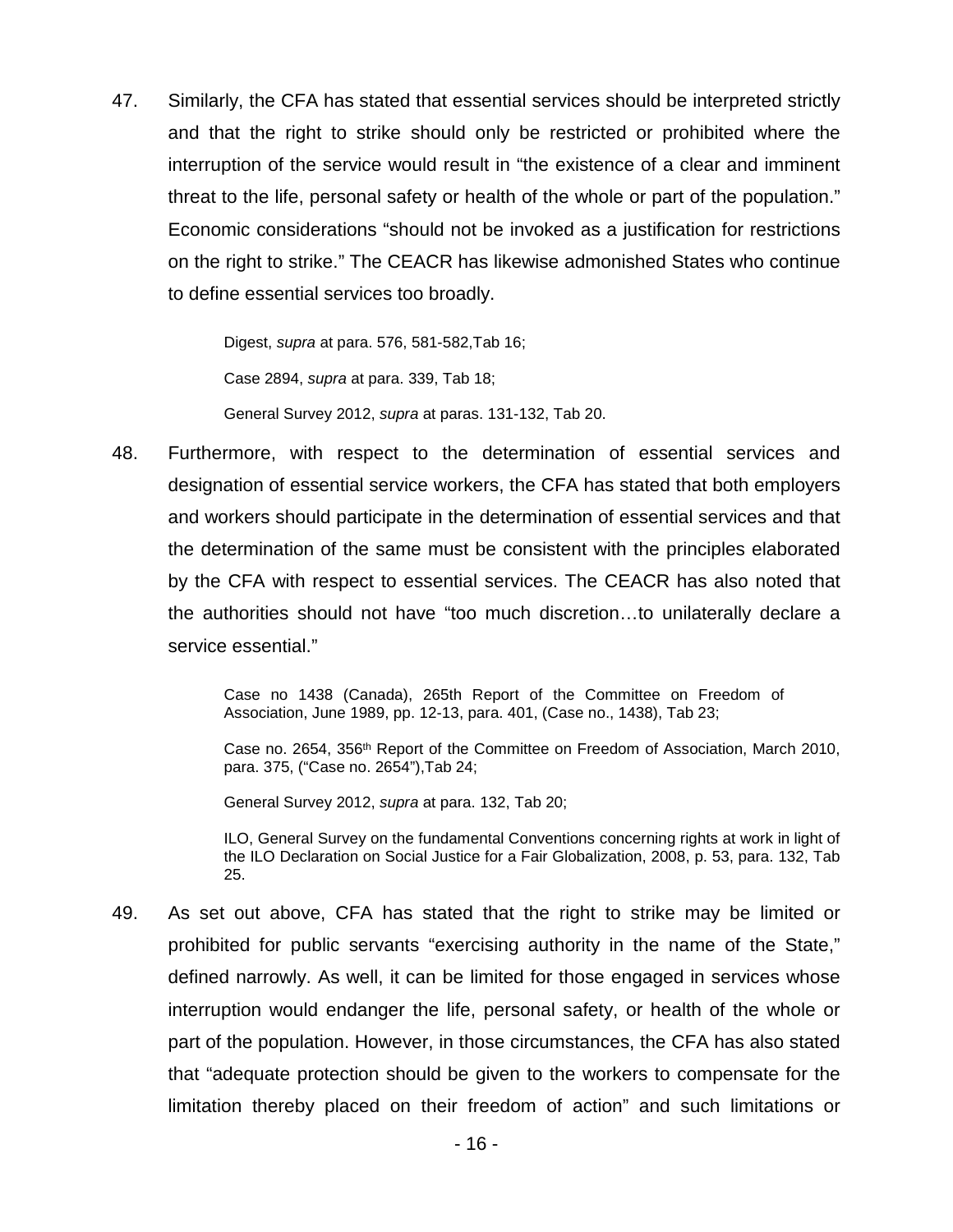47. Similarly, the CFA has stated that essential services should be interpreted strictly and that the right to strike should only be restricted or prohibited where the interruption of the service would result in "the existence of a clear and imminent threat to the life, personal safety or health of the whole or part of the population." Economic considerations "should not be invoked as a justification for restrictions on the right to strike." The CEACR has likewise admonished States who continue to define essential services too broadly.

> Digest, *supra* at para. 576, 581-582,Tab 16;
>
> Case 2894, *supra* at para. 339, Tab 18;
>
> General Survey 2012, *supra* at paras. 131-132, Tab 20.

48. Furthermore, with respect to the determination of essential services and designation of essential service workers, the CFA has stated that both employers and workers should participate in the determination of essential services and that the determination of the same must be consistent with the principles elaborated by the CFA with respect to essential services. The CEACR has also noted that the authorities should not have "too much discretion…to unilaterally declare a service essential."

> Case no 1438 (Canada), 265th Report of the Committee on Freedom of Association, June 1989, pp. 12-13, para. 401, (Case no., 1438), Tab 23;
>
> Case no. 2654, 356th Report of the Committee on Freedom of Association, March 2010, para. 375, ("Case no. 2654"),Tab 24;
>
> General Survey 2012, *supra* at para. 132, Tab 20;
>
> ILO, General Survey on the fundamental Conventions concerning rights at work in light of the ILO Declaration on Social Justice for a Fair Globalization, 2008, p. 53, para. 132, Tab 25.

49. As set out above, CFA has stated that the right to strike may be limited or prohibited for public servants "exercising authority in the name of the State," defined narrowly. As well, it can be limited for those engaged in services whose interruption would endanger the life, personal safety, or health of the whole or part of the population. However, in those circumstances, the CFA has also stated that "adequate protection should be given to the workers to compensate for the limitation thereby placed on their freedom of action" and such limitations or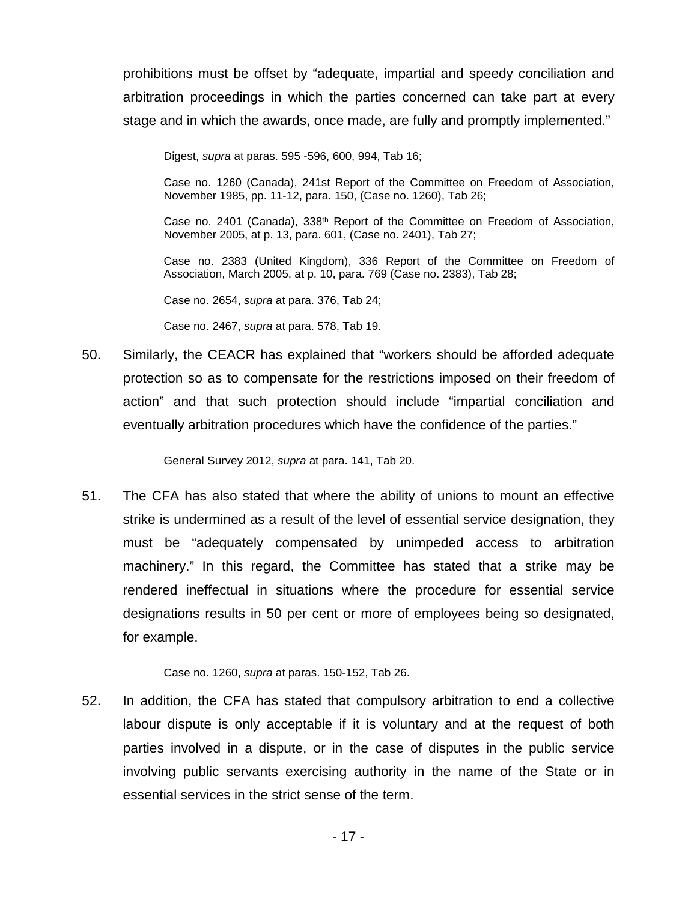prohibitions must be offset by "adequate, impartial and speedy conciliation and arbitration proceedings in which the parties concerned can take part at every stage and in which the awards, once made, are fully and promptly implemented."

> Digest, *supra* at paras. 595 -596, 600, 994, Tab 16;
>
> Case no. 1260 (Canada), 241st Report of the Committee on Freedom of Association, November 1985, pp. 11-12, para. 150, (Case no. 1260), Tab 26;
>
> Case no. 2401 (Canada), 338th Report of the Committee on Freedom of Association, November 2005, at p. 13, para. 601, (Case no. 2401), Tab 27;
>
> Case no. 2383 (United Kingdom), 336 Report of the Committee on Freedom of Association, March 2005, at p. 10, para. 769 (Case no. 2383), Tab 28;
>
> Case no. 2654, *supra* at para. 376, Tab 24;
>
> Case no. 2467, *supra* at para. 578, Tab 19.

50. Similarly, the CEACR has explained that "workers should be afforded adequate protection so as to compensate for the restrictions imposed on their freedom of action" and that such protection should include "impartial conciliation and eventually arbitration procedures which have the confidence of the parties."

> General Survey 2012, *supra* at para. 141, Tab 20.

51. The CFA has also stated that where the ability of unions to mount an effective strike is undermined as a result of the level of essential service designation, they must be "adequately compensated by unimpeded access to arbitration machinery." In this regard, the Committee has stated that a strike may be rendered ineffectual in situations where the procedure for essential service designations results in 50 per cent or more of employees being so designated, for example.

> Case no. 1260, *supra* at paras. 150-152, Tab 26.

52. In addition, the CFA has stated that compulsory arbitration to end a collective labour dispute is only acceptable if it is voluntary and at the request of both parties involved in a dispute, or in the case of disputes in the public service involving public servants exercising authority in the name of the State or in essential services in the strict sense of the term.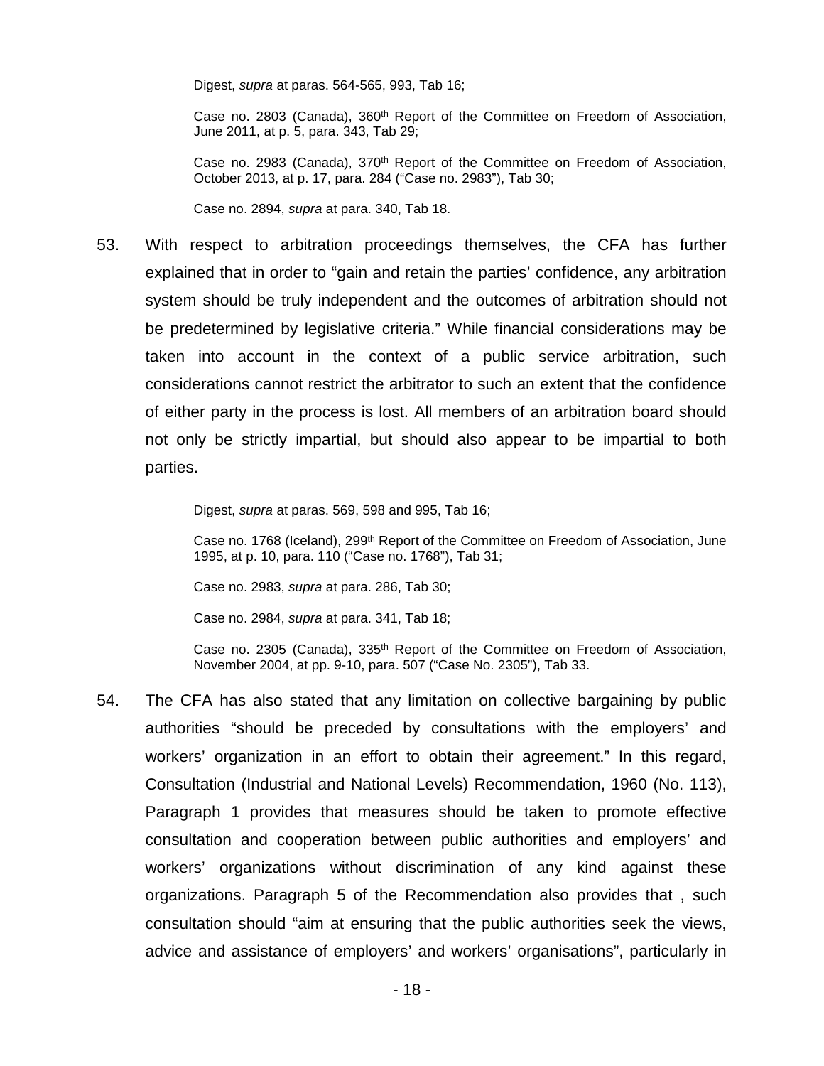Digest, *supra* at paras. 564-565, 993, Tab 16;

Case no. 2803 (Canada), 360th Report of the Committee on Freedom of Association, June 2011, at p. 5, para. 343, Tab 29;

Case no. 2983 (Canada), 370th Report of the Committee on Freedom of Association, October 2013, at p. 17, para. 284 ("Case no. 2983"), Tab 30;

Case no. 2894, *supra* at para. 340, Tab 18.

53. With respect to arbitration proceedings themselves, the CFA has further explained that in order to "gain and retain the parties' confidence, any arbitration system should be truly independent and the outcomes of arbitration should not be predetermined by legislative criteria." While financial considerations may be taken into account in the context of a public service arbitration, such considerations cannot restrict the arbitrator to such an extent that the confidence of either party in the process is lost. All members of an arbitration board should not only be strictly impartial, but should also appear to be impartial to both parties.

Digest, *supra* at paras. 569, 598 and 995, Tab 16;

Case no. 1768 (Iceland), 299th Report of the Committee on Freedom of Association, June 1995, at p. 10, para. 110 ("Case no. 1768"), Tab 31;

Case no. 2983, *supra* at para. 286, Tab 30;

Case no. 2984, *supra* at para. 341, Tab 18;

Case no. 2305 (Canada), 335th Report of the Committee on Freedom of Association, November 2004, at pp. 9-10, para. 507 ("Case No. 2305"), Tab 33.

54. The CFA has also stated that any limitation on collective bargaining by public authorities "should be preceded by consultations with the employers' and workers' organization in an effort to obtain their agreement." In this regard, Consultation (Industrial and National Levels) Recommendation, 1960 (No. 113), Paragraph 1 provides that measures should be taken to promote effective consultation and cooperation between public authorities and employers' and workers' organizations without discrimination of any kind against these organizations. Paragraph 5 of the Recommendation also provides that , such consultation should "aim at ensuring that the public authorities seek the views, advice and assistance of employers' and workers' organisations", particularly in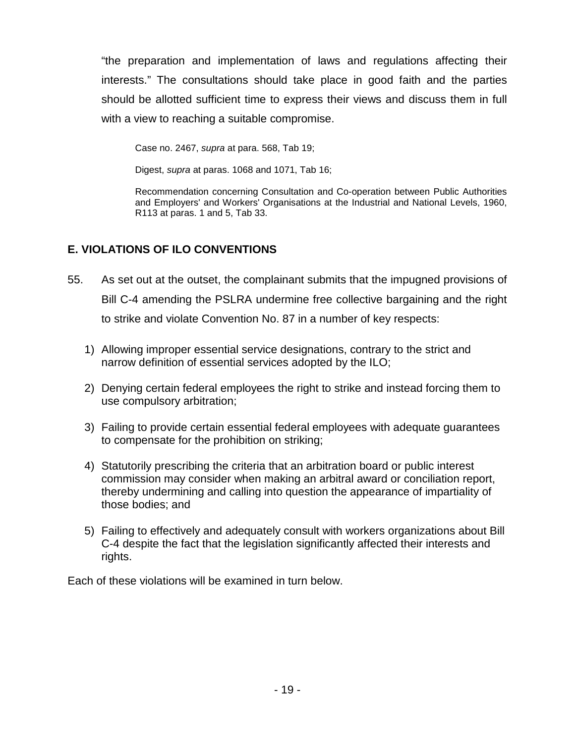"the preparation and implementation of laws and regulations affecting their interests." The consultations should take place in good faith and the parties should be allotted sufficient time to express their views and discuss them in full with a view to reaching a suitable compromise.

> Case no. 2467, *supra* at para. 568, Tab 19;
>
> Digest, *supra* at paras. 1068 and 1071, Tab 16;
>
> Recommendation concerning Consultation and Co-operation between Public Authorities and Employers' and Workers' Organisations at the Industrial and National Levels, 1960, R113 at paras. 1 and 5, Tab 33.

## E. VIOLATIONS OF ILO CONVENTIONS

55. As set out at the outset, the complainant submits that the impugned provisions of Bill C-4 amending the PSLRA undermine free collective bargaining and the right to strike and violate Convention No. 87 in a number of key respects:

    1) Allowing improper essential service designations, contrary to the strict and narrow definition of essential services adopted by the ILO;

    2) Denying certain federal employees the right to strike and instead forcing them to use compulsory arbitration;

    3) Failing to provide certain essential federal employees with adequate guarantees to compensate for the prohibition on striking;

    4) Statutorily prescribing the criteria that an arbitration board or public interest commission may consider when making an arbitral award or conciliation report, thereby undermining and calling into question the appearance of impartiality of those bodies; and

    5) Failing to effectively and adequately consult with workers organizations about Bill C-4 despite the fact that the legislation significantly affected their interests and rights.

Each of these violations will be examined in turn below.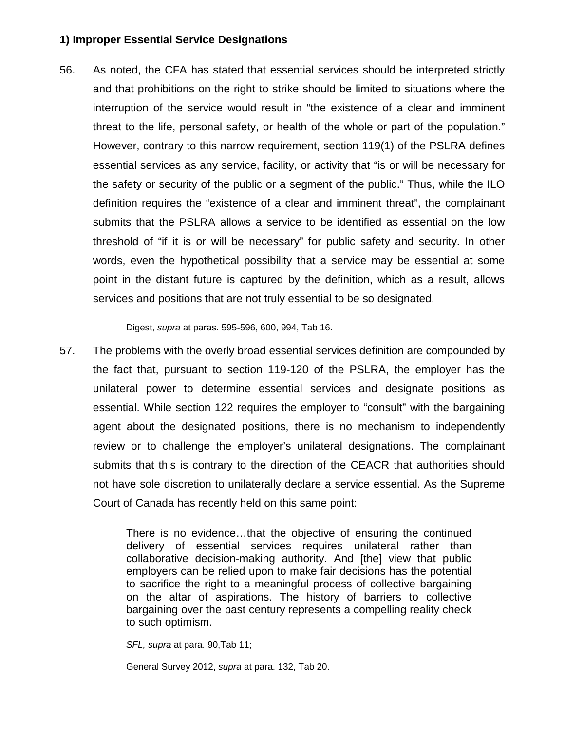**1) Improper Essential Service Designations**

56. As noted, the CFA has stated that essential services should be interpreted strictly and that prohibitions on the right to strike should be limited to situations where the interruption of the service would result in "the existence of a clear and imminent threat to the life, personal safety, or health of the whole or part of the population." However, contrary to this narrow requirement, section 119(1) of the PSLRA defines essential services as any service, facility, or activity that "is or will be necessary for the safety or security of the public or a segment of the public." Thus, while the ILO definition requires the "existence of a clear and imminent threat", the complainant submits that the PSLRA allows a service to be identified as essential on the low threshold of "if it is or will be necessary" for public safety and security. In other words, even the hypothetical possibility that a service may be essential at some point in the distant future is captured by the definition, which as a result, allows services and positions that are not truly essential to be so designated.

   Digest, *supra* at paras. 595-596, 600, 994, Tab 16.

57. The problems with the overly broad essential services definition are compounded by the fact that, pursuant to section 119-120 of the PSLRA, the employer has the unilateral power to determine essential services and designate positions as essential. While section 122 requires the employer to "consult" with the bargaining agent about the designated positions, there is no mechanism to independently review or to challenge the employer's unilateral designations. The complainant submits that this is contrary to the direction of the CEACR that authorities should not have sole discretion to unilaterally declare a service essential. As the Supreme Court of Canada has recently held on this same point:

   > There is no evidence…that the objective of ensuring the continued delivery of essential services requires unilateral rather than collaborative decision-making authority. And [the] view that public employers can be relied upon to make fair decisions has the potential to sacrifice the right to a meaningful process of collective bargaining on the altar of aspirations. The history of barriers to collective bargaining over the past century represents a compelling reality check to such optimism.

   *SFL, supra* at para. 90,Tab 11;

   General Survey 2012, *supra* at para. 132, Tab 20.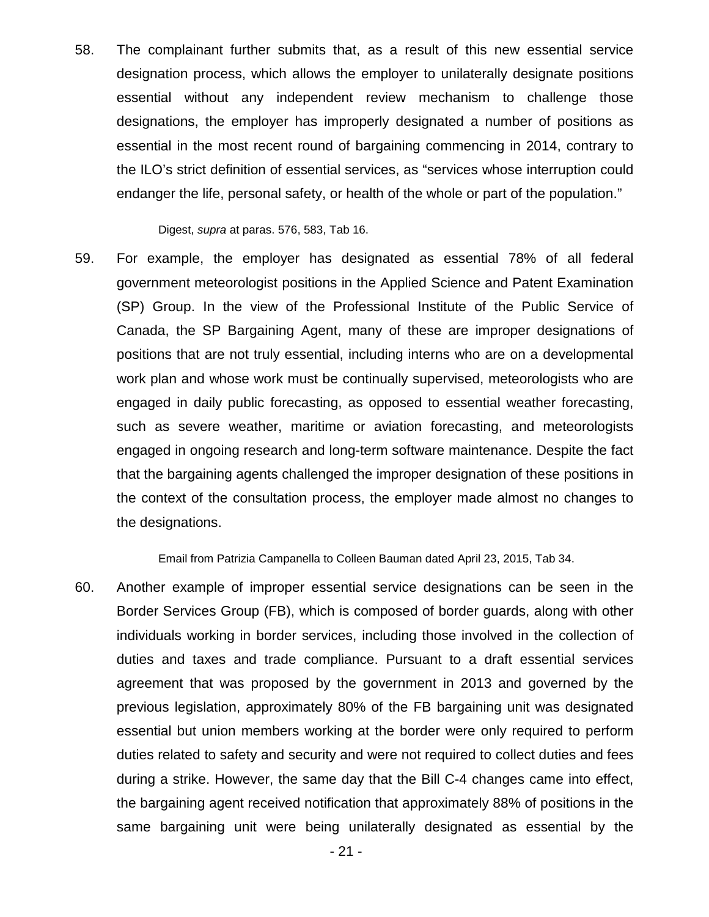58. The complainant further submits that, as a result of this new essential service designation process, which allows the employer to unilaterally designate positions essential without any independent review mechanism to challenge those designations, the employer has improperly designated a number of positions as essential in the most recent round of bargaining commencing in 2014, contrary to the ILO's strict definition of essential services, as "services whose interruption could endanger the life, personal safety, or health of the whole or part of the population."

Digest, *supra* at paras. 576, 583, Tab 16.

59. For example, the employer has designated as essential 78% of all federal government meteorologist positions in the Applied Science and Patent Examination (SP) Group. In the view of the Professional Institute of the Public Service of Canada, the SP Bargaining Agent, many of these are improper designations of positions that are not truly essential, including interns who are on a developmental work plan and whose work must be continually supervised, meteorologists who are engaged in daily public forecasting, as opposed to essential weather forecasting, such as severe weather, maritime or aviation forecasting, and meteorologists engaged in ongoing research and long-term software maintenance. Despite the fact that the bargaining agents challenged the improper designation of these positions in the context of the consultation process, the employer made almost no changes to the designations.

Email from Patrizia Campanella to Colleen Bauman dated April 23, 2015, Tab 34.

60. Another example of improper essential service designations can be seen in the Border Services Group (FB), which is composed of border guards, along with other individuals working in border services, including those involved in the collection of duties and taxes and trade compliance. Pursuant to a draft essential services agreement that was proposed by the government in 2013 and governed by the previous legislation, approximately 80% of the FB bargaining unit was designated essential but union members working at the border were only required to perform duties related to safety and security and were not required to collect duties and fees during a strike. However, the same day that the Bill C-4 changes came into effect, the bargaining agent received notification that approximately 88% of positions in the same bargaining unit were being unilaterally designated as essential by the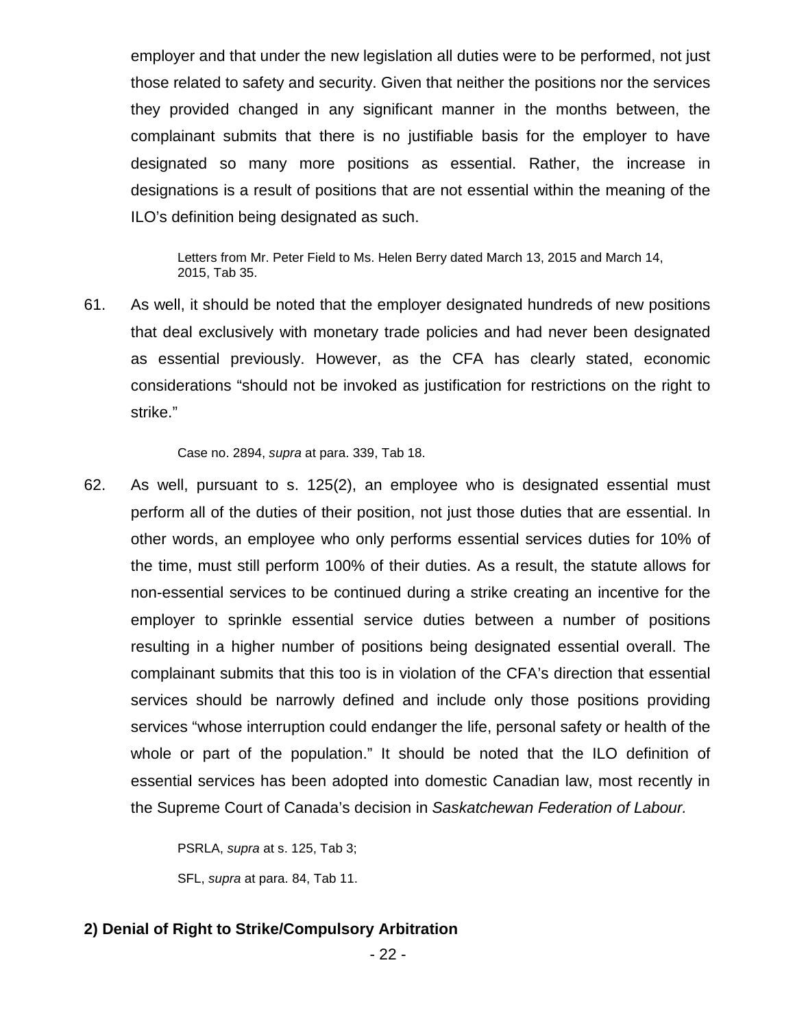employer and that under the new legislation all duties were to be performed, not just those related to safety and security. Given that neither the positions nor the services they provided changed in any significant manner in the months between, the complainant submits that there is no justifiable basis for the employer to have designated so many more positions as essential. Rather, the increase in designations is a result of positions that are not essential within the meaning of the ILO's definition being designated as such.

> Letters from Mr. Peter Field to Ms. Helen Berry dated March 13, 2015 and March 14, 2015, Tab 35.

61. As well, it should be noted that the employer designated hundreds of new positions that deal exclusively with monetary trade policies and had never been designated as essential previously. However, as the CFA has clearly stated, economic considerations "should not be invoked as justification for restrictions on the right to strike."

> Case no. 2894, *supra* at para. 339, Tab 18.

62. As well, pursuant to s. 125(2), an employee who is designated essential must perform all of the duties of their position, not just those duties that are essential. In other words, an employee who only performs essential services duties for 10% of the time, must still perform 100% of their duties. As a result, the statute allows for non-essential services to be continued during a strike creating an incentive for the employer to sprinkle essential service duties between a number of positions resulting in a higher number of positions being designated essential overall. The complainant submits that this too is in violation of the CFA's direction that essential services should be narrowly defined and include only those positions providing services "whose interruption could endanger the life, personal safety or health of the whole or part of the population." It should be noted that the ILO definition of essential services has been adopted into domestic Canadian law, most recently in the Supreme Court of Canada's decision in *Saskatchewan Federation of Labour.*

> PSRLA, *supra* at s. 125, Tab 3;
>
> SFL, *supra* at para. 84, Tab 11.

## 2) Denial of Right to Strike/Compulsory Arbitration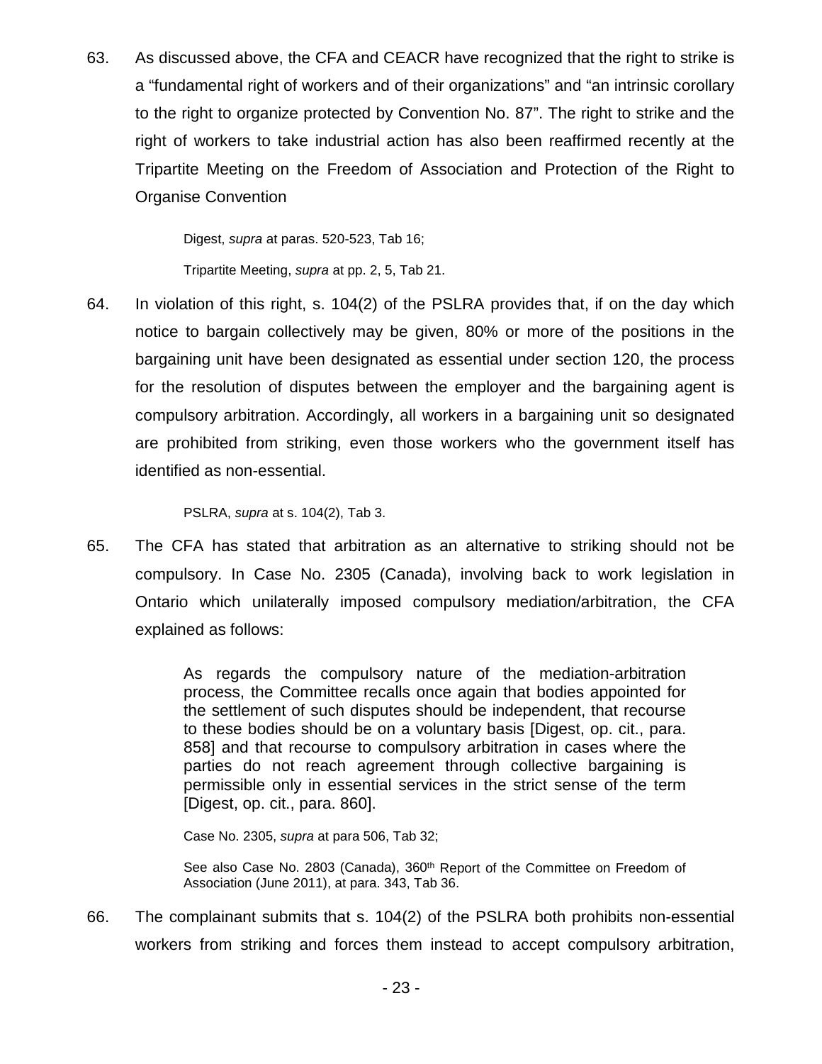63. As discussed above, the CFA and CEACR have recognized that the right to strike is a "fundamental right of workers and of their organizations" and "an intrinsic corollary to the right to organize protected by Convention No. 87". The right to strike and the right of workers to take industrial action has also been reaffirmed recently at the Tripartite Meeting on the Freedom of Association and Protection of the Right to Organise Convention

> Digest, *supra* at paras. 520-523, Tab 16;
>
> Tripartite Meeting, *supra* at pp. 2, 5, Tab 21.

64. In violation of this right, s. 104(2) of the PSLRA provides that, if on the day which notice to bargain collectively may be given, 80% or more of the positions in the bargaining unit have been designated as essential under section 120, the process for the resolution of disputes between the employer and the bargaining agent is compulsory arbitration. Accordingly, all workers in a bargaining unit so designated are prohibited from striking, even those workers who the government itself has identified as non-essential.

> PSLRA, *supra* at s. 104(2), Tab 3.

65. The CFA has stated that arbitration as an alternative to striking should not be compulsory. In Case No. 2305 (Canada), involving back to work legislation in Ontario which unilaterally imposed compulsory mediation/arbitration, the CFA explained as follows:

> As regards the compulsory nature of the mediation-arbitration process, the Committee recalls once again that bodies appointed for the settlement of such disputes should be independent, that recourse to these bodies should be on a voluntary basis [Digest, op. cit., para. 858] and that recourse to compulsory arbitration in cases where the parties do not reach agreement through collective bargaining is permissible only in essential services in the strict sense of the term [Digest, op. cit., para. 860].
>
> Case No. 2305, *supra* at para 506, Tab 32;
>
> See also Case No. 2803 (Canada), 360th Report of the Committee on Freedom of Association (June 2011), at para. 343, Tab 36.

66. The complainant submits that s. 104(2) of the PSLRA both prohibits non-essential workers from striking and forces them instead to accept compulsory arbitration,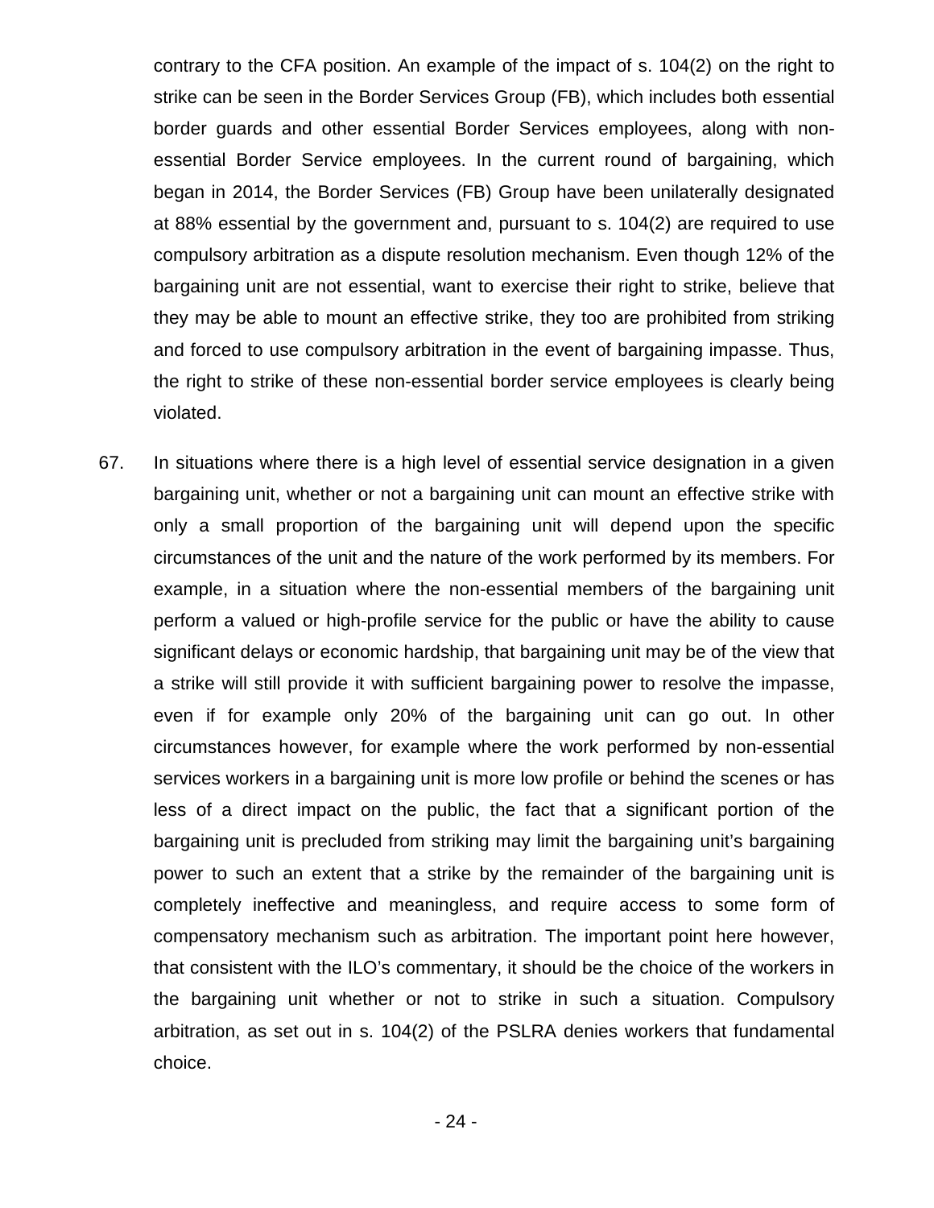contrary to the CFA position. An example of the impact of s. 104(2) on the right to strike can be seen in the Border Services Group (FB), which includes both essential border guards and other essential Border Services employees, along with non-essential Border Service employees. In the current round of bargaining, which began in 2014, the Border Services (FB) Group have been unilaterally designated at 88% essential by the government and, pursuant to s. 104(2) are required to use compulsory arbitration as a dispute resolution mechanism. Even though 12% of the bargaining unit are not essential, want to exercise their right to strike, believe that they may be able to mount an effective strike, they too are prohibited from striking and forced to use compulsory arbitration in the event of bargaining impasse. Thus, the right to strike of these non-essential border service employees is clearly being violated.

67. In situations where there is a high level of essential service designation in a given bargaining unit, whether or not a bargaining unit can mount an effective strike with only a small proportion of the bargaining unit will depend upon the specific circumstances of the unit and the nature of the work performed by its members. For example, in a situation where the non-essential members of the bargaining unit perform a valued or high-profile service for the public or have the ability to cause significant delays or economic hardship, that bargaining unit may be of the view that a strike will still provide it with sufficient bargaining power to resolve the impasse, even if for example only 20% of the bargaining unit can go out. In other circumstances however, for example where the work performed by non-essential services workers in a bargaining unit is more low profile or behind the scenes or has less of a direct impact on the public, the fact that a significant portion of the bargaining unit is precluded from striking may limit the bargaining unit's bargaining power to such an extent that a strike by the remainder of the bargaining unit is completely ineffective and meaningless, and require access to some form of compensatory mechanism such as arbitration. The important point here however, that consistent with the ILO's commentary, it should be the choice of the workers in the bargaining unit whether or not to strike in such a situation. Compulsory arbitration, as set out in s. 104(2) of the PSLRA denies workers that fundamental choice.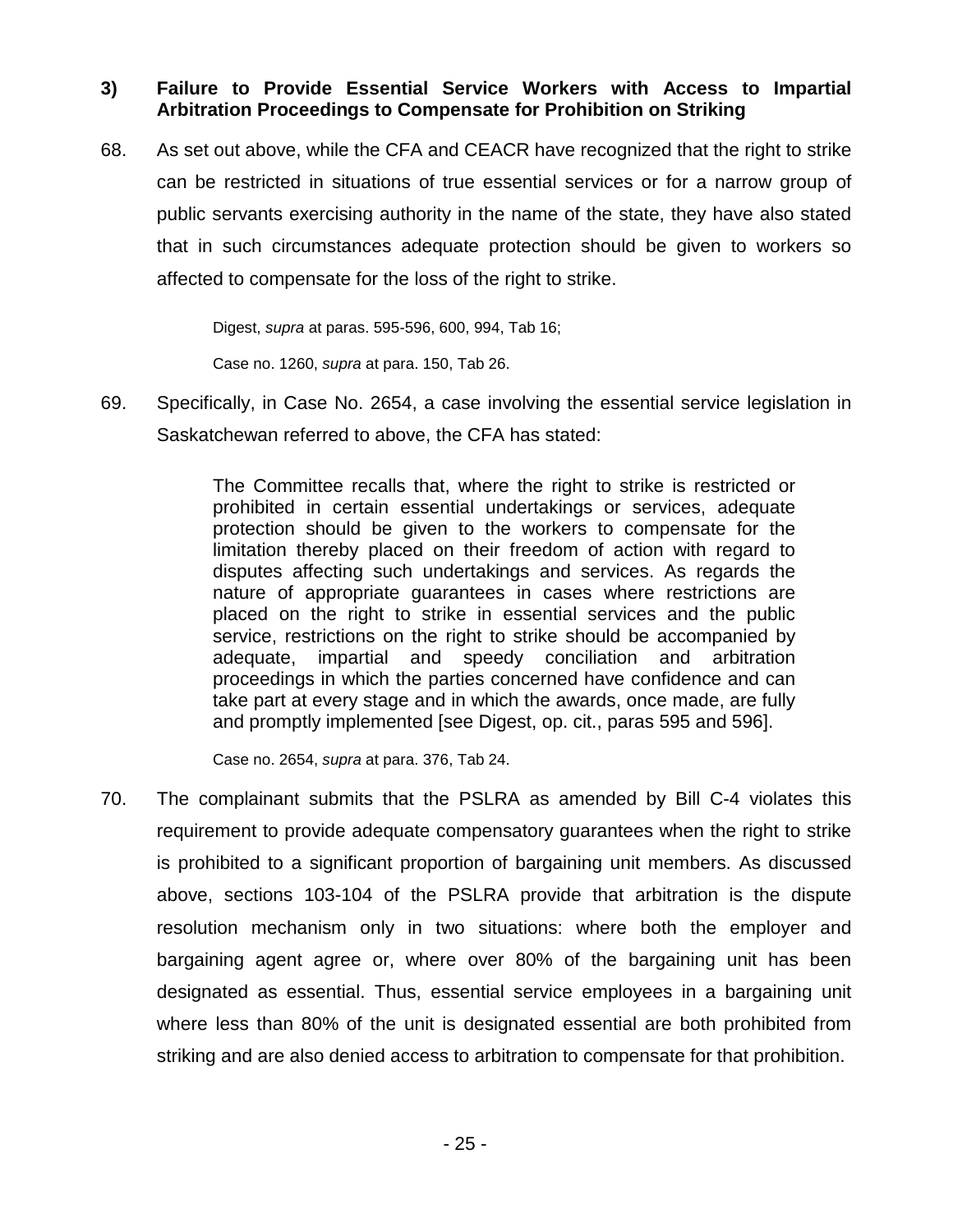### 3) Failure to Provide Essential Service Workers with Access to Impartial Arbitration Proceedings to Compensate for Prohibition on Striking

68. As set out above, while the CFA and CEACR have recognized that the right to strike can be restricted in situations of true essential services or for a narrow group of public servants exercising authority in the name of the state, they have also stated that in such circumstances adequate protection should be given to workers so affected to compensate for the loss of the right to strike.

   Digest, *supra* at paras. 595-596, 600, 994, Tab 16;

   Case no. 1260, *supra* at para. 150, Tab 26.

69. Specifically, in Case No. 2654, a case involving the essential service legislation in Saskatchewan referred to above, the CFA has stated:

   > The Committee recalls that, where the right to strike is restricted or prohibited in certain essential undertakings or services, adequate protection should be given to the workers to compensate for the limitation thereby placed on their freedom of action with regard to disputes affecting such undertakings and services. As regards the nature of appropriate guarantees in cases where restrictions are placed on the right to strike in essential services and the public service, restrictions on the right to strike should be accompanied by adequate, impartial and speedy conciliation and arbitration proceedings in which the parties concerned have confidence and can take part at every stage and in which the awards, once made, are fully and promptly implemented [see Digest, op. cit., paras 595 and 596].

   Case no. 2654, *supra* at para. 376, Tab 24.

70. The complainant submits that the PSLRA as amended by Bill C-4 violates this requirement to provide adequate compensatory guarantees when the right to strike is prohibited to a significant proportion of bargaining unit members. As discussed above, sections 103-104 of the PSLRA provide that arbitration is the dispute resolution mechanism only in two situations: where both the employer and bargaining agent agree or, where over 80% of the bargaining unit has been designated as essential. Thus, essential service employees in a bargaining unit where less than 80% of the unit is designated essential are both prohibited from striking and are also denied access to arbitration to compensate for that prohibition.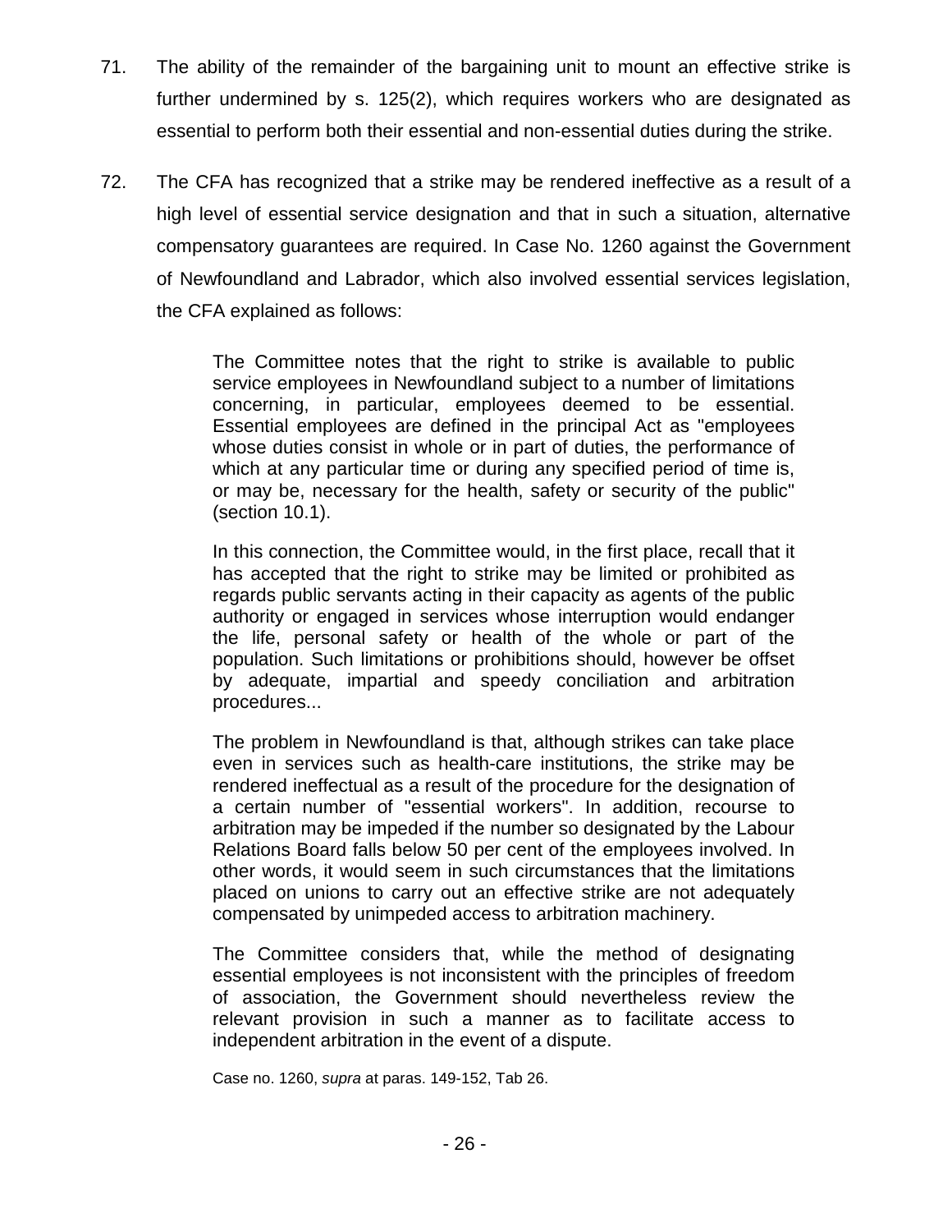71. The ability of the remainder of the bargaining unit to mount an effective strike is further undermined by s. 125(2), which requires workers who are designated as essential to perform both their essential and non-essential duties during the strike.

72. The CFA has recognized that a strike may be rendered ineffective as a result of a high level of essential service designation and that in such a situation, alternative compensatory guarantees are required. In Case No. 1260 against the Government of Newfoundland and Labrador, which also involved essential services legislation, the CFA explained as follows:

> The Committee notes that the right to strike is available to public service employees in Newfoundland subject to a number of limitations concerning, in particular, employees deemed to be essential. Essential employees are defined in the principal Act as "employees whose duties consist in whole or in part of duties, the performance of which at any particular time or during any specified period of time is, or may be, necessary for the health, safety or security of the public" (section 10.1).
>
> In this connection, the Committee would, in the first place, recall that it has accepted that the right to strike may be limited or prohibited as regards public servants acting in their capacity as agents of the public authority or engaged in services whose interruption would endanger the life, personal safety or health of the whole or part of the population. Such limitations or prohibitions should, however be offset by adequate, impartial and speedy conciliation and arbitration procedures...
>
> The problem in Newfoundland is that, although strikes can take place even in services such as health-care institutions, the strike may be rendered ineffectual as a result of the procedure for the designation of a certain number of "essential workers". In addition, recourse to arbitration may be impeded if the number so designated by the Labour Relations Board falls below 50 per cent of the employees involved. In other words, it would seem in such circumstances that the limitations placed on unions to carry out an effective strike are not adequately compensated by unimpeded access to arbitration machinery.
>
> The Committee considers that, while the method of designating essential employees is not inconsistent with the principles of freedom of association, the Government should nevertheless review the relevant provision in such a manner as to facilitate access to independent arbitration in the event of a dispute.
>
> Case no. 1260, *supra* at paras. 149-152, Tab 26.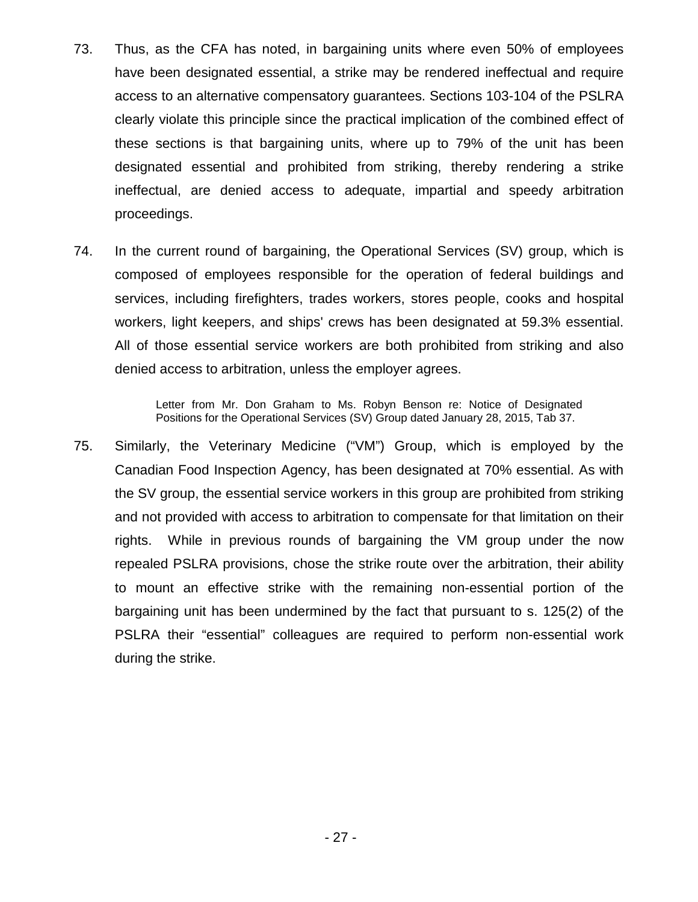73. Thus, as the CFA has noted, in bargaining units where even 50% of employees have been designated essential, a strike may be rendered ineffectual and require access to an alternative compensatory guarantees. Sections 103-104 of the PSLRA clearly violate this principle since the practical implication of the combined effect of these sections is that bargaining units, where up to 79% of the unit has been designated essential and prohibited from striking, thereby rendering a strike ineffectual, are denied access to adequate, impartial and speedy arbitration proceedings.

74. In the current round of bargaining, the Operational Services (SV) group, which is composed of employees responsible for the operation of federal buildings and services, including firefighters, trades workers, stores people, cooks and hospital workers, light keepers, and ships' crews has been designated at 59.3% essential. All of those essential service workers are both prohibited from striking and also denied access to arbitration, unless the employer agrees.

> Letter from Mr. Don Graham to Ms. Robyn Benson re: Notice of Designated Positions for the Operational Services (SV) Group dated January 28, 2015, Tab 37.

75. Similarly, the Veterinary Medicine ("VM") Group, which is employed by the Canadian Food Inspection Agency, has been designated at 70% essential. As with the SV group, the essential service workers in this group are prohibited from striking and not provided with access to arbitration to compensate for that limitation on their rights. While in previous rounds of bargaining the VM group under the now repealed PSLRA provisions, chose the strike route over the arbitration, their ability to mount an effective strike with the remaining non-essential portion of the bargaining unit has been undermined by the fact that pursuant to s. 125(2) of the PSLRA their "essential" colleagues are required to perform non-essential work during the strike.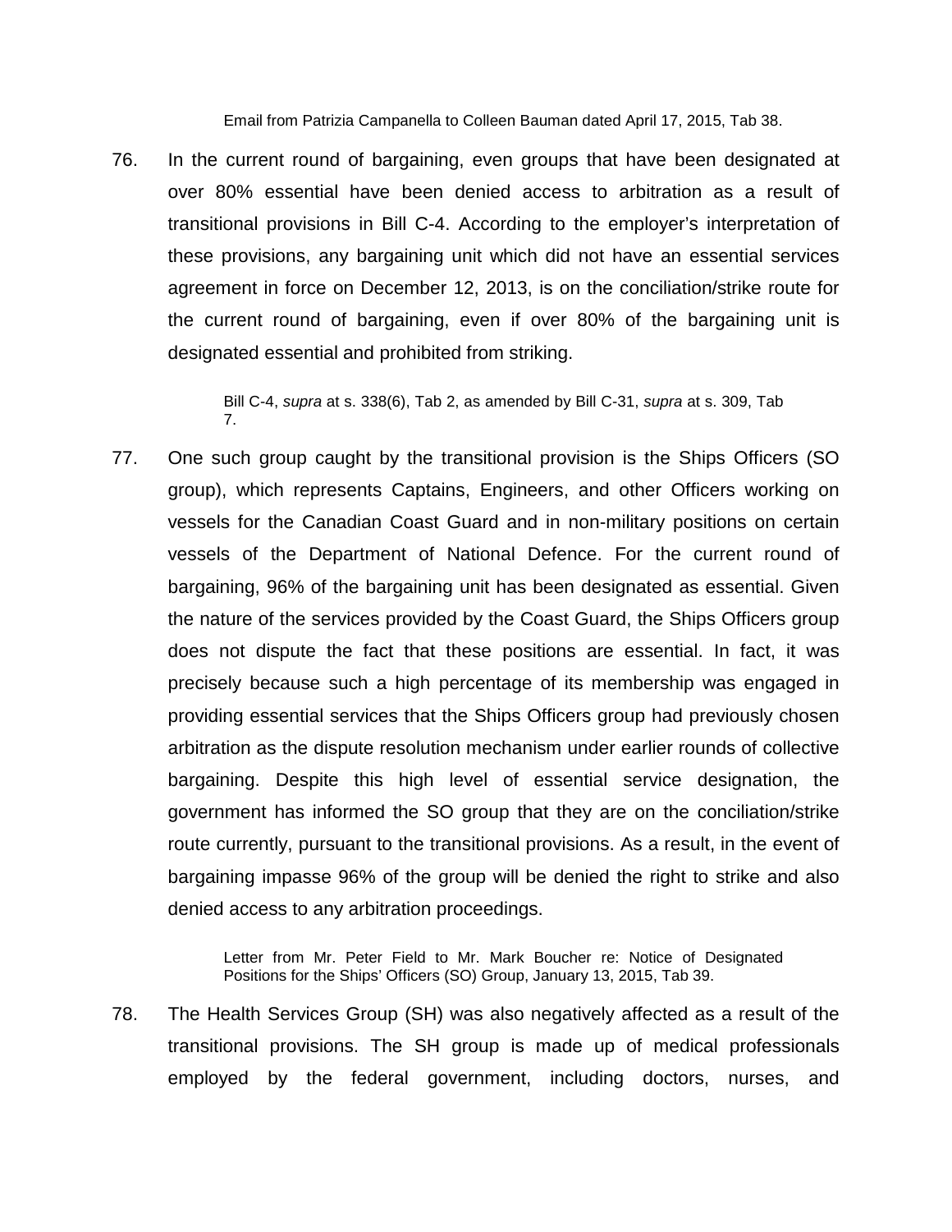Email from Patrizia Campanella to Colleen Bauman dated April 17, 2015, Tab 38.

76. In the current round of bargaining, even groups that have been designated at over 80% essential have been denied access to arbitration as a result of transitional provisions in Bill C-4. According to the employer's interpretation of these provisions, any bargaining unit which did not have an essential services agreement in force on December 12, 2013, is on the conciliation/strike route for the current round of bargaining, even if over 80% of the bargaining unit is designated essential and prohibited from striking.

> Bill C-4, *supra* at s. 338(6), Tab 2, as amended by Bill C-31, *supra* at s. 309, Tab 7.

77. One such group caught by the transitional provision is the Ships Officers (SO group), which represents Captains, Engineers, and other Officers working on vessels for the Canadian Coast Guard and in non-military positions on certain vessels of the Department of National Defence. For the current round of bargaining, 96% of the bargaining unit has been designated as essential. Given the nature of the services provided by the Coast Guard, the Ships Officers group does not dispute the fact that these positions are essential. In fact, it was precisely because such a high percentage of its membership was engaged in providing essential services that the Ships Officers group had previously chosen arbitration as the dispute resolution mechanism under earlier rounds of collective bargaining. Despite this high level of essential service designation, the government has informed the SO group that they are on the conciliation/strike route currently, pursuant to the transitional provisions. As a result, in the event of bargaining impasse 96% of the group will be denied the right to strike and also denied access to any arbitration proceedings.

> Letter from Mr. Peter Field to Mr. Mark Boucher re: Notice of Designated Positions for the Ships' Officers (SO) Group, January 13, 2015, Tab 39.

78. The Health Services Group (SH) was also negatively affected as a result of the transitional provisions. The SH group is made up of medical professionals employed by the federal government, including doctors, nurses, and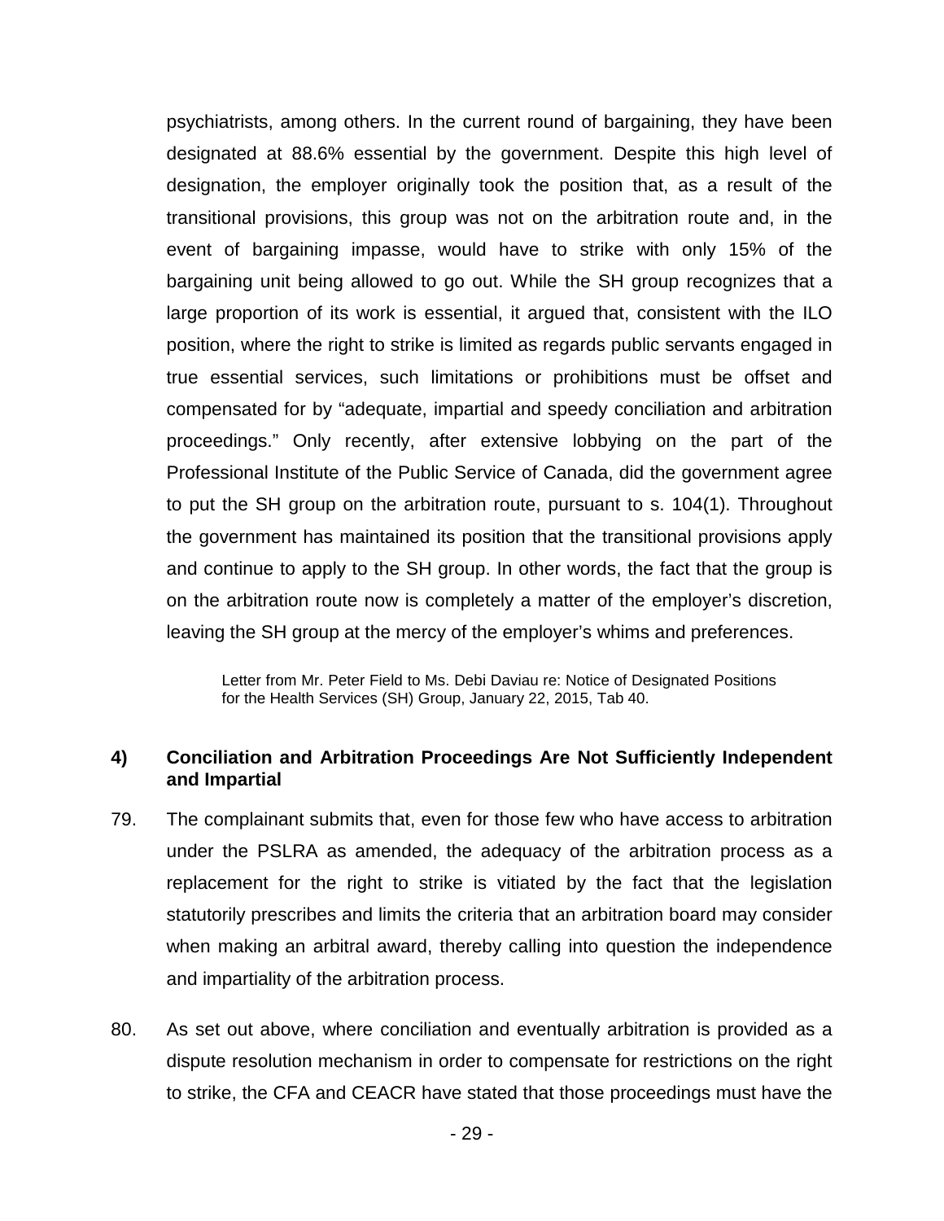psychiatrists, among others. In the current round of bargaining, they have been designated at 88.6% essential by the government. Despite this high level of designation, the employer originally took the position that, as a result of the transitional provisions, this group was not on the arbitration route and, in the event of bargaining impasse, would have to strike with only 15% of the bargaining unit being allowed to go out. While the SH group recognizes that a large proportion of its work is essential, it argued that, consistent with the ILO position, where the right to strike is limited as regards public servants engaged in true essential services, such limitations or prohibitions must be offset and compensated for by "adequate, impartial and speedy conciliation and arbitration proceedings." Only recently, after extensive lobbying on the part of the Professional Institute of the Public Service of Canada, did the government agree to put the SH group on the arbitration route, pursuant to s. 104(1). Throughout the government has maintained its position that the transitional provisions apply and continue to apply to the SH group. In other words, the fact that the group is on the arbitration route now is completely a matter of the employer's discretion, leaving the SH group at the mercy of the employer's whims and preferences.

> Letter from Mr. Peter Field to Ms. Debi Daviau re: Notice of Designated Positions for the Health Services (SH) Group, January 22, 2015, Tab 40.

### 4) Conciliation and Arbitration Proceedings Are Not Sufficiently Independent and Impartial

79. The complainant submits that, even for those few who have access to arbitration under the PSLRA as amended, the adequacy of the arbitration process as a replacement for the right to strike is vitiated by the fact that the legislation statutorily prescribes and limits the criteria that an arbitration board may consider when making an arbitral award, thereby calling into question the independence and impartiality of the arbitration process.

80. As set out above, where conciliation and eventually arbitration is provided as a dispute resolution mechanism in order to compensate for restrictions on the right to strike, the CFA and CEACR have stated that those proceedings must have the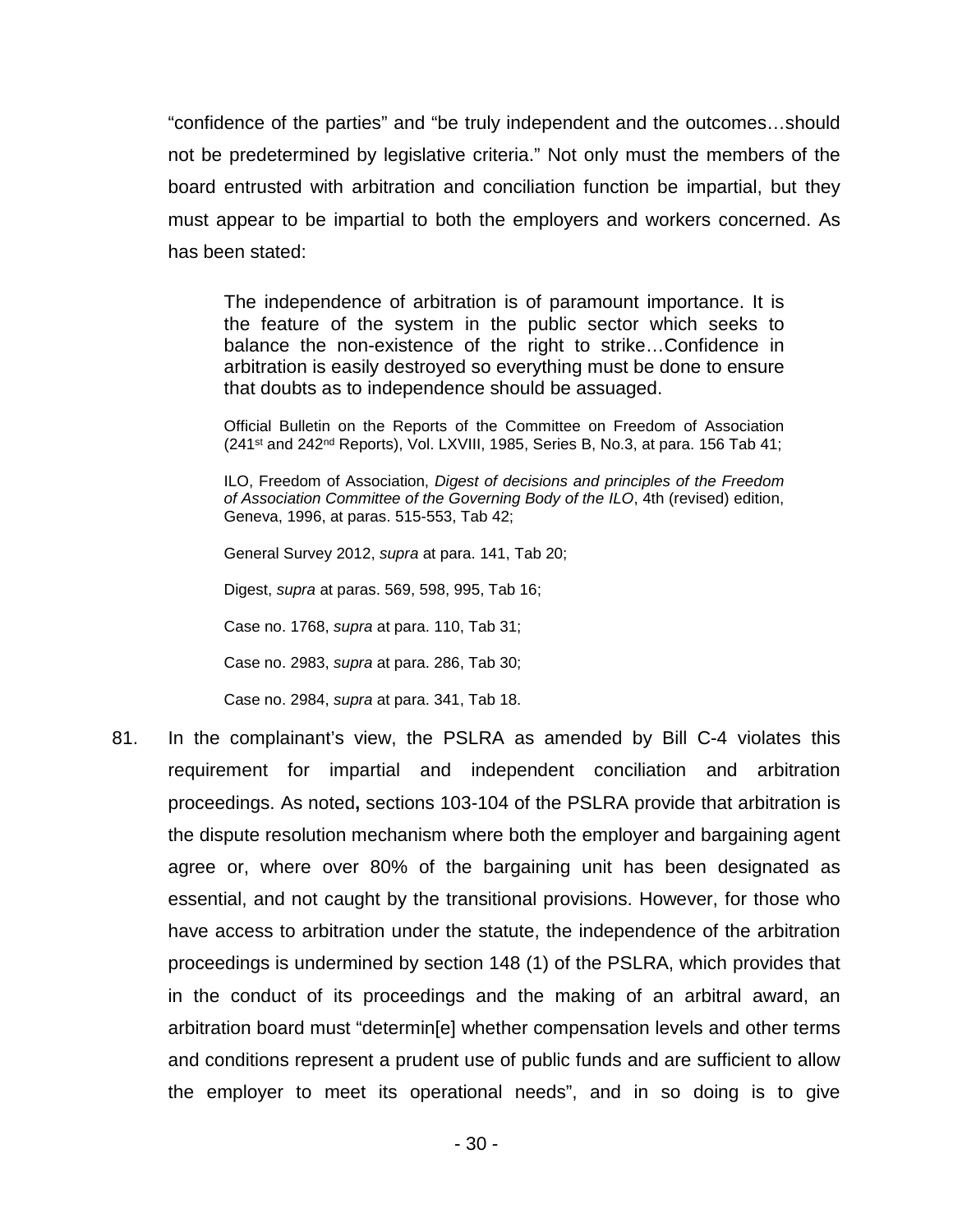"confidence of the parties" and "be truly independent and the outcomes…should not be predetermined by legislative criteria." Not only must the members of the board entrusted with arbitration and conciliation function be impartial, but they must appear to be impartial to both the employers and workers concerned. As has been stated:

> The independence of arbitration is of paramount importance. It is the feature of the system in the public sector which seeks to balance the non-existence of the right to strike…Confidence in arbitration is easily destroyed so everything must be done to ensure that doubts as to independence should be assuaged.
>
> Official Bulletin on the Reports of the Committee on Freedom of Association (241st and 242nd Reports), Vol. LXVIII, 1985, Series B, No.3, at para. 156 Tab 41;
>
> ILO, Freedom of Association, *Digest of decisions and principles of the Freedom of Association Committee of the Governing Body of the ILO*, 4th (revised) edition, Geneva, 1996, at paras. 515-553, Tab 42;
>
> General Survey 2012, *supra* at para. 141, Tab 20;
>
> Digest, *supra* at paras. 569, 598, 995, Tab 16;
>
> Case no. 1768, *supra* at para. 110, Tab 31;
>
> Case no. 2983, *supra* at para. 286, Tab 30;
>
> Case no. 2984, *supra* at para. 341, Tab 18.

81. In the complainant's view, the PSLRA as amended by Bill C-4 violates this requirement for impartial and independent conciliation and arbitration proceedings. As noted**,** sections 103-104 of the PSLRA provide that arbitration is the dispute resolution mechanism where both the employer and bargaining agent agree or, where over 80% of the bargaining unit has been designated as essential, and not caught by the transitional provisions. However, for those who have access to arbitration under the statute, the independence of the arbitration proceedings is undermined by section 148 (1) of the PSLRA, which provides that in the conduct of its proceedings and the making of an arbitral award, an arbitration board must "determin[e] whether compensation levels and other terms and conditions represent a prudent use of public funds and are sufficient to allow the employer to meet its operational needs", and in so doing is to give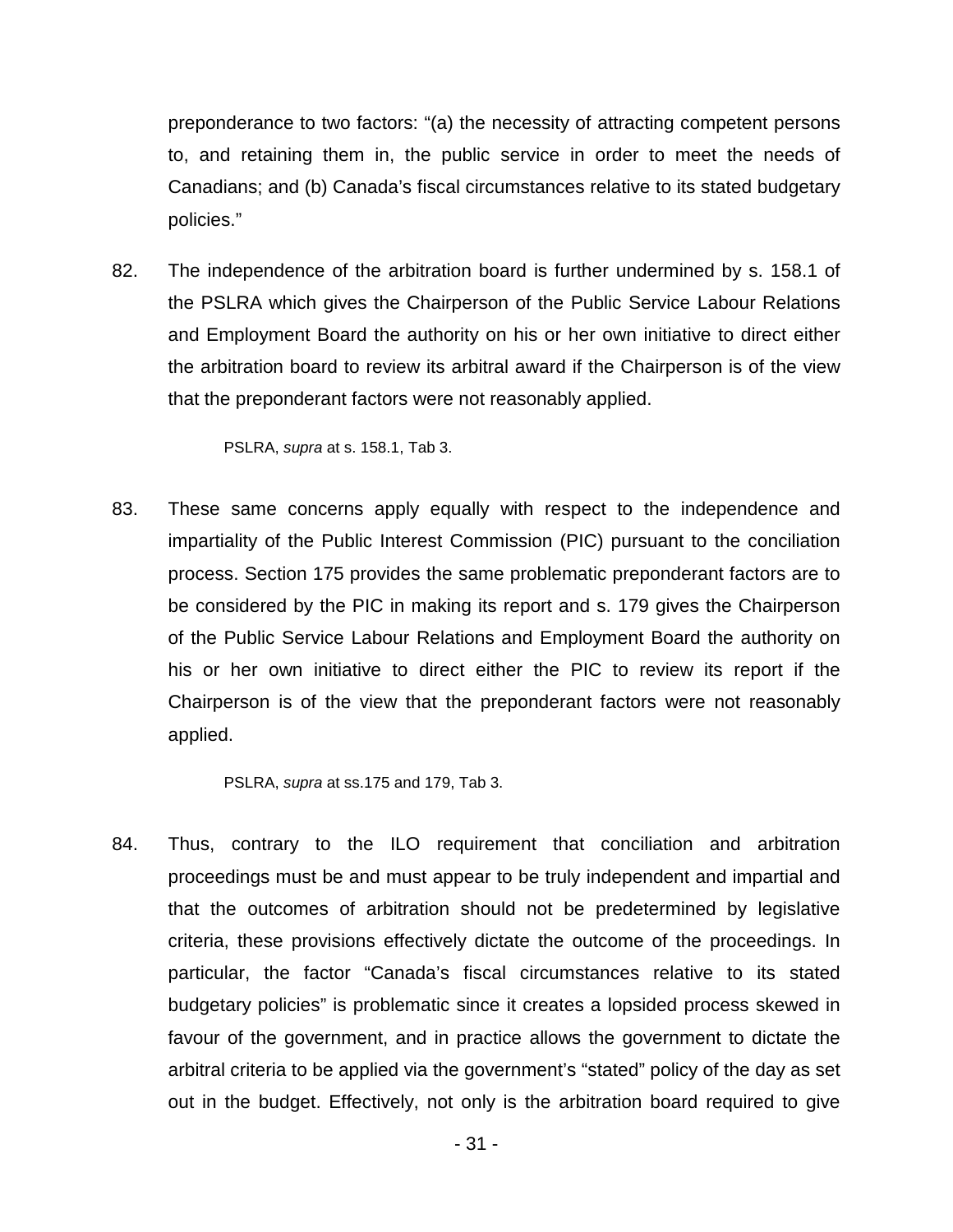preponderance to two factors: "(a) the necessity of attracting competent persons to, and retaining them in, the public service in order to meet the needs of Canadians; and (b) Canada's fiscal circumstances relative to its stated budgetary policies."

82. The independence of the arbitration board is further undermined by s. 158.1 of the PSLRA which gives the Chairperson of the Public Service Labour Relations and Employment Board the authority on his or her own initiative to direct either the arbitration board to review its arbitral award if the Chairperson is of the view that the preponderant factors were not reasonably applied.

> PSLRA, *supra* at s. 158.1, Tab 3.

83. These same concerns apply equally with respect to the independence and impartiality of the Public Interest Commission (PIC) pursuant to the conciliation process. Section 175 provides the same problematic preponderant factors are to be considered by the PIC in making its report and s. 179 gives the Chairperson of the Public Service Labour Relations and Employment Board the authority on his or her own initiative to direct either the PIC to review its report if the Chairperson is of the view that the preponderant factors were not reasonably applied.

> PSLRA, *supra* at ss.175 and 179, Tab 3.

84. Thus, contrary to the ILO requirement that conciliation and arbitration proceedings must be and must appear to be truly independent and impartial and that the outcomes of arbitration should not be predetermined by legislative criteria, these provisions effectively dictate the outcome of the proceedings. In particular, the factor "Canada's fiscal circumstances relative to its stated budgetary policies" is problematic since it creates a lopsided process skewed in favour of the government, and in practice allows the government to dictate the arbitral criteria to be applied via the government's "stated" policy of the day as set out in the budget. Effectively, not only is the arbitration board required to give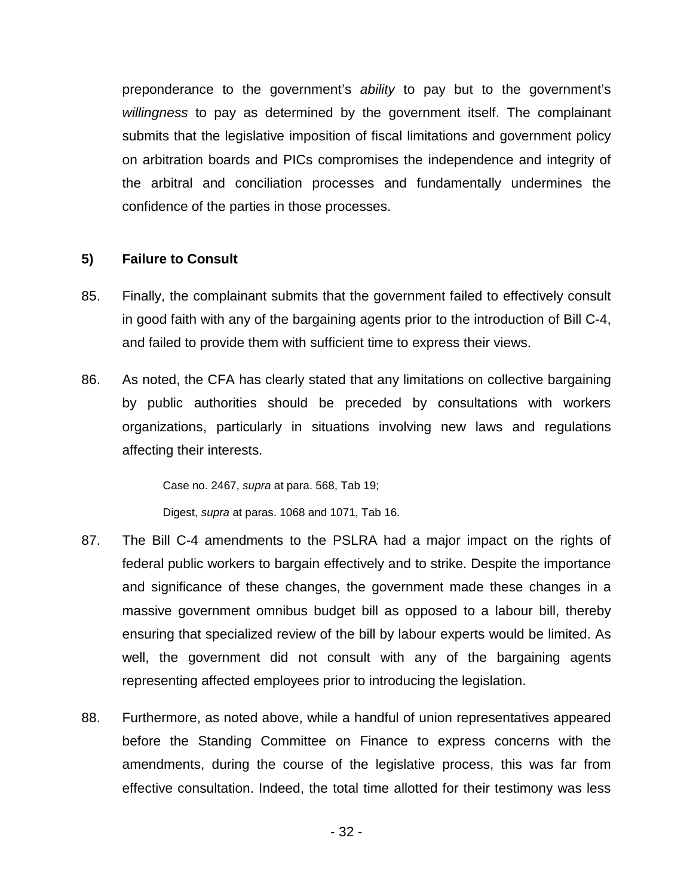preponderance to the government's *ability* to pay but to the government's *willingness* to pay as determined by the government itself. The complainant submits that the legislative imposition of fiscal limitations and government policy on arbitration boards and PICs compromises the independence and integrity of the arbitral and conciliation processes and fundamentally undermines the confidence of the parties in those processes.

### 5) Failure to Consult

85. Finally, the complainant submits that the government failed to effectively consult in good faith with any of the bargaining agents prior to the introduction of Bill C-4, and failed to provide them with sufficient time to express their views.

86. As noted, the CFA has clearly stated that any limitations on collective bargaining by public authorities should be preceded by consultations with workers organizations, particularly in situations involving new laws and regulations affecting their interests.

> Case no. 2467, *supra* at para. 568, Tab 19;
>
> Digest, *supra* at paras. 1068 and 1071, Tab 16.

87. The Bill C-4 amendments to the PSLRA had a major impact on the rights of federal public workers to bargain effectively and to strike. Despite the importance and significance of these changes, the government made these changes in a massive government omnibus budget bill as opposed to a labour bill, thereby ensuring that specialized review of the bill by labour experts would be limited. As well, the government did not consult with any of the bargaining agents representing affected employees prior to introducing the legislation.

88. Furthermore, as noted above, while a handful of union representatives appeared before the Standing Committee on Finance to express concerns with the amendments, during the course of the legislative process, this was far from effective consultation. Indeed, the total time allotted for their testimony was less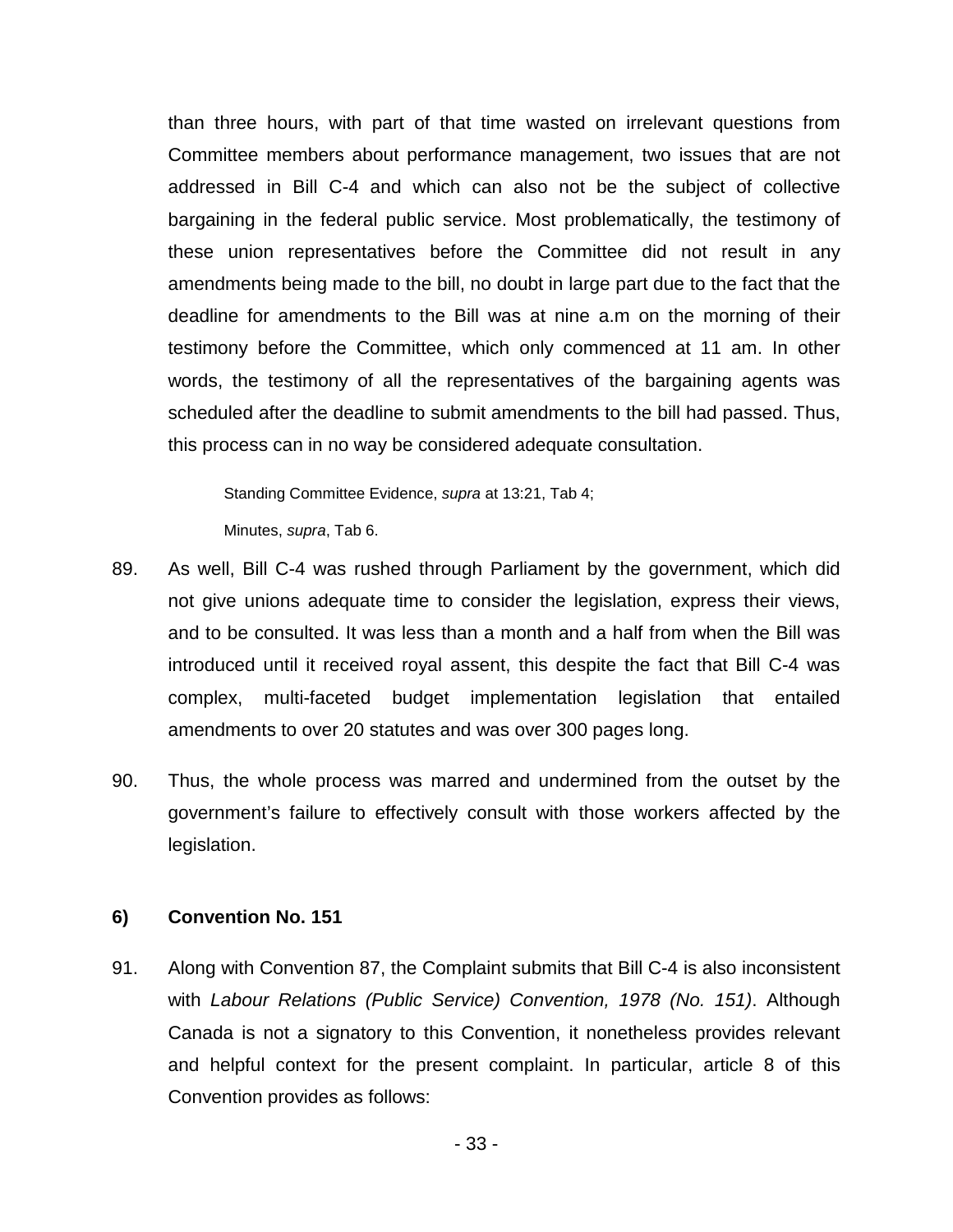than three hours, with part of that time wasted on irrelevant questions from Committee members about performance management, two issues that are not addressed in Bill C-4 and which can also not be the subject of collective bargaining in the federal public service. Most problematically, the testimony of these union representatives before the Committee did not result in any amendments being made to the bill, no doubt in large part due to the fact that the deadline for amendments to the Bill was at nine a.m on the morning of their testimony before the Committee, which only commenced at 11 am. In other words, the testimony of all the representatives of the bargaining agents was scheduled after the deadline to submit amendments to the bill had passed. Thus, this process can in no way be considered adequate consultation.

> Standing Committee Evidence, *supra* at 13:21, Tab 4;
>
> Minutes, *supra*, Tab 6.

89. As well, Bill C-4 was rushed through Parliament by the government, which did not give unions adequate time to consider the legislation, express their views, and to be consulted. It was less than a month and a half from when the Bill was introduced until it received royal assent, this despite the fact that Bill C-4 was complex, multi-faceted budget implementation legislation that entailed amendments to over 20 statutes and was over 300 pages long.

90. Thus, the whole process was marred and undermined from the outset by the government's failure to effectively consult with those workers affected by the legislation.

### 6) Convention No. 151

91. Along with Convention 87, the Complaint submits that Bill C-4 is also inconsistent with *Labour Relations (Public Service) Convention, 1978 (No. 151)*. Although Canada is not a signatory to this Convention, it nonetheless provides relevant and helpful context for the present complaint. In particular, article 8 of this Convention provides as follows: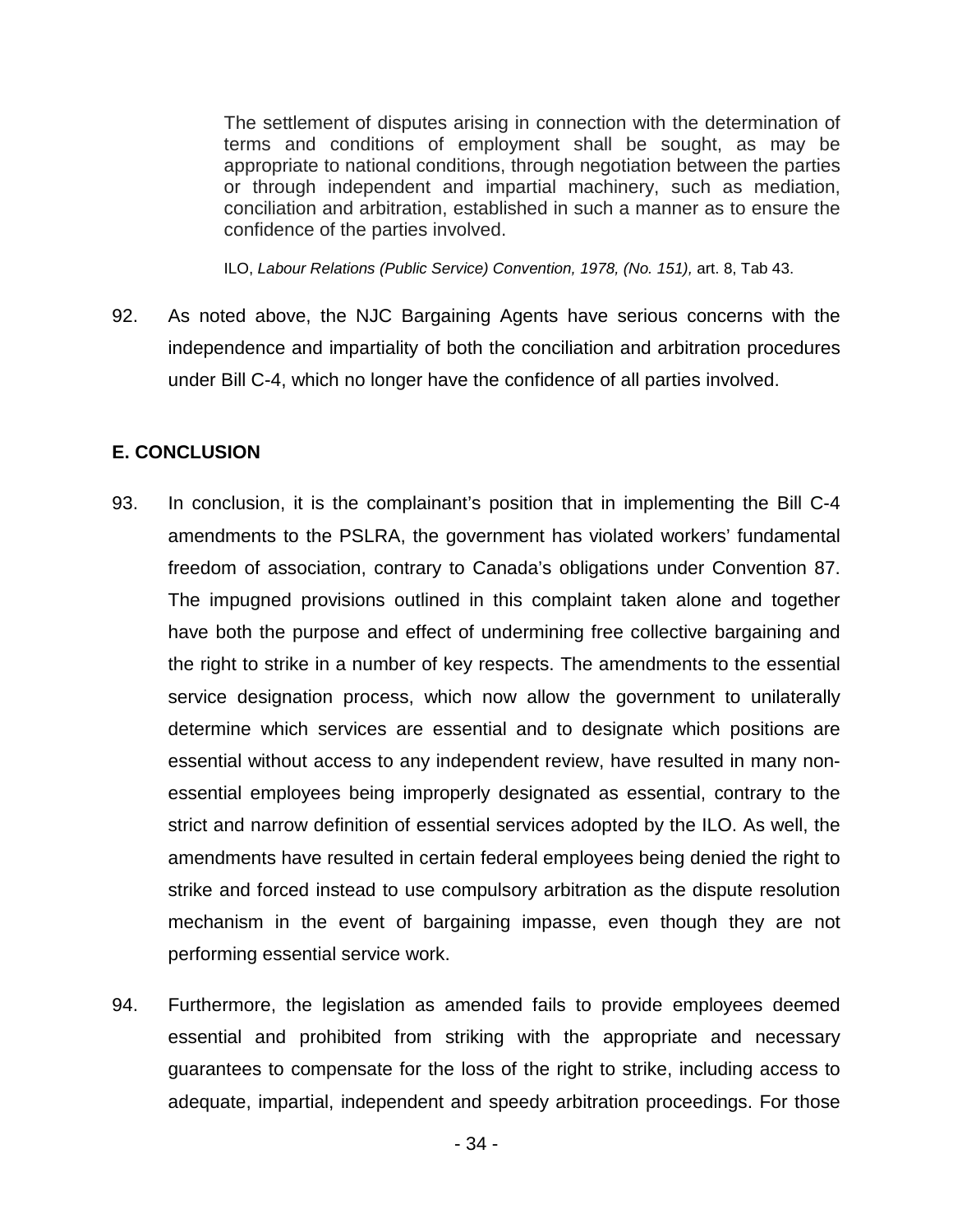> The settlement of disputes arising in connection with the determination of terms and conditions of employment shall be sought, as may be appropriate to national conditions, through negotiation between the parties or through independent and impartial machinery, such as mediation, conciliation and arbitration, established in such a manner as to ensure the confidence of the parties involved.
>
> ILO, *Labour Relations (Public Service) Convention, 1978, (No. 151),* art. 8, Tab 43.

92. As noted above, the NJC Bargaining Agents have serious concerns with the independence and impartiality of both the conciliation and arbitration procedures under Bill C-4, which no longer have the confidence of all parties involved.

### E. CONCLUSION

93. In conclusion, it is the complainant's position that in implementing the Bill C-4 amendments to the PSLRA, the government has violated workers' fundamental freedom of association, contrary to Canada's obligations under Convention 87. The impugned provisions outlined in this complaint taken alone and together have both the purpose and effect of undermining free collective bargaining and the right to strike in a number of key respects. The amendments to the essential service designation process, which now allow the government to unilaterally determine which services are essential and to designate which positions are essential without access to any independent review, have resulted in many non-essential employees being improperly designated as essential, contrary to the strict and narrow definition of essential services adopted by the ILO. As well, the amendments have resulted in certain federal employees being denied the right to strike and forced instead to use compulsory arbitration as the dispute resolution mechanism in the event of bargaining impasse, even though they are not performing essential service work.

94. Furthermore, the legislation as amended fails to provide employees deemed essential and prohibited from striking with the appropriate and necessary guarantees to compensate for the loss of the right to strike, including access to adequate, impartial, independent and speedy arbitration proceedings. For those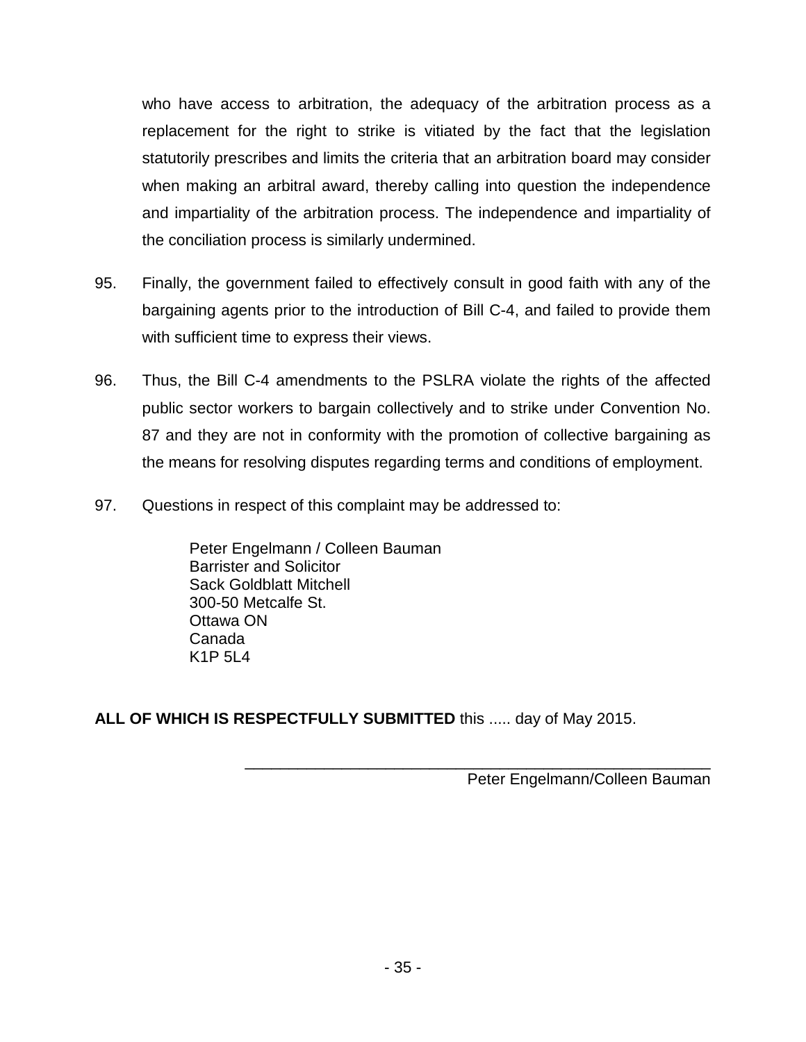who have access to arbitration, the adequacy of the arbitration process as a replacement for the right to strike is vitiated by the fact that the legislation statutorily prescribes and limits the criteria that an arbitration board may consider when making an arbitral award, thereby calling into question the independence and impartiality of the arbitration process. The independence and impartiality of the conciliation process is similarly undermined.

95. Finally, the government failed to effectively consult in good faith with any of the bargaining agents prior to the introduction of Bill C-4, and failed to provide them with sufficient time to express their views.

96. Thus, the Bill C-4 amendments to the PSLRA violate the rights of the affected public sector workers to bargain collectively and to strike under Convention No. 87 and they are not in conformity with the promotion of collective bargaining as the means for resolving disputes regarding terms and conditions of employment.

97. Questions in respect of this complaint may be addressed to:

> Peter Engelmann / Colleen Bauman
> Barrister and Solicitor
> Sack Goldblatt Mitchell
> 300-50 Metcalfe St.
> Ottawa ON
> Canada
> K1P 5L4

**ALL OF WHICH IS RESPECTFULLY SUBMITTED** this ..... day of May 2015.

\_\_\_\_\_\_\_\_\_\_\_\_\_\_\_\_\_\_\_\_\_\_\_\_\_\_\_\_\_\_\_\_\_\_\_\_\_\_\_\_
Peter Engelmann/Colleen Bauman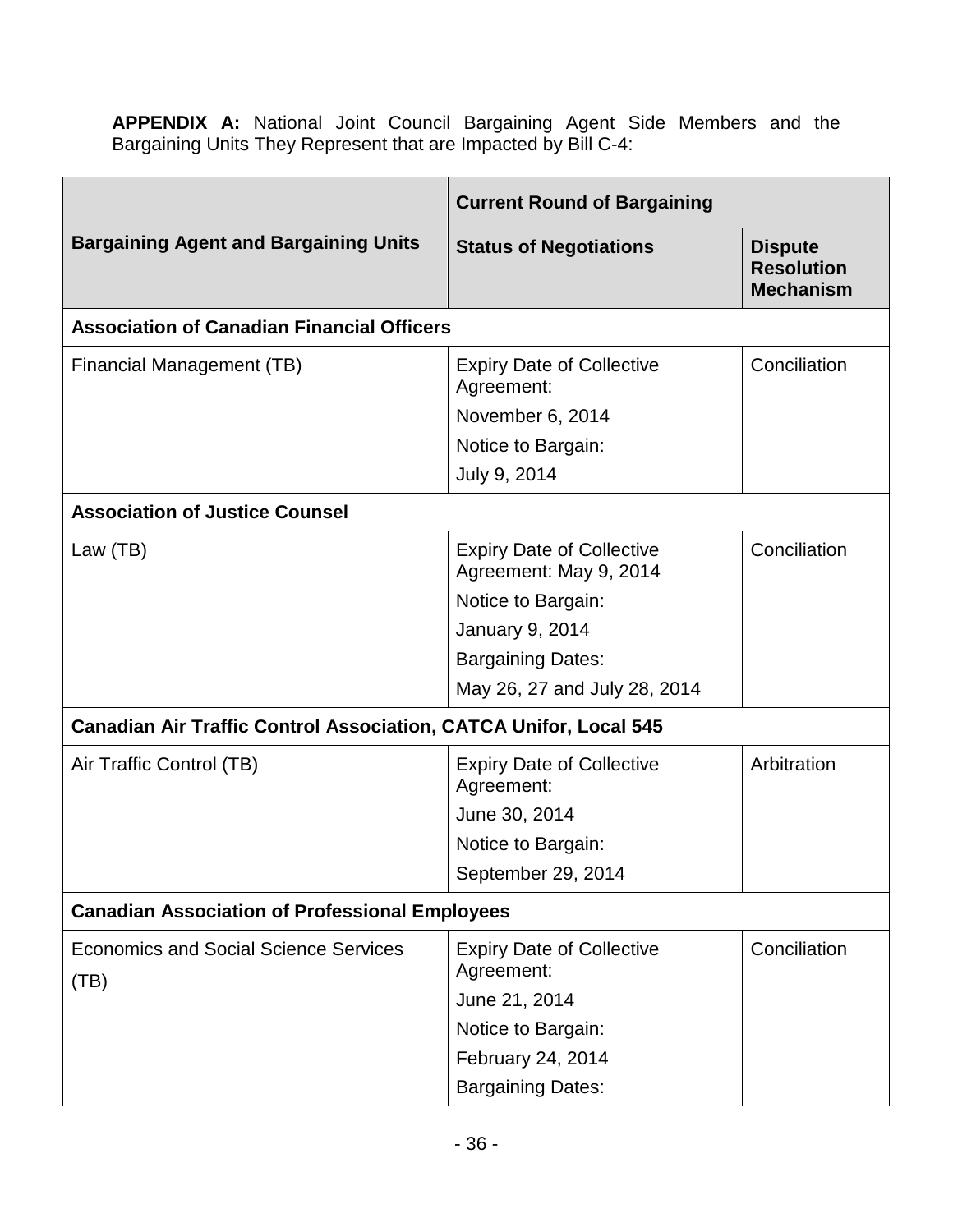**APPENDIX A:** National Joint Council Bargaining Agent Side Members and the Bargaining Units They Represent that are Impacted by Bill C-4:

| Bargaining Agent and Bargaining Units | Current Round of Bargaining | |
|---|---|---|
| | **Status of Negotiations** | **Dispute Resolution Mechanism** |
| **Association of Canadian Financial Officers** | | |
| Financial Management (TB) | Expiry Date of Collective Agreement: November 6, 2014<br>Notice to Bargain: July 9, 2014 | Conciliation |
| **Association of Justice Counsel** | | |
| Law (TB) | Expiry Date of Collective Agreement: May 9, 2014<br>Notice to Bargain: January 9, 2014<br>Bargaining Dates: May 26, 27 and July 28, 2014 | Conciliation |
| **Canadian Air Traffic Control Association, CATCA Unifor, Local 545** | | |
| Air Traffic Control (TB) | Expiry Date of Collective Agreement: June 30, 2014<br>Notice to Bargain: September 29, 2014 | Arbitration |
| **Canadian Association of Professional Employees** | | |
| Economics and Social Science Services (TB) | Expiry Date of Collective Agreement: June 21, 2014<br>Notice to Bargain: February 24, 2014<br>Bargaining Dates: | Conciliation |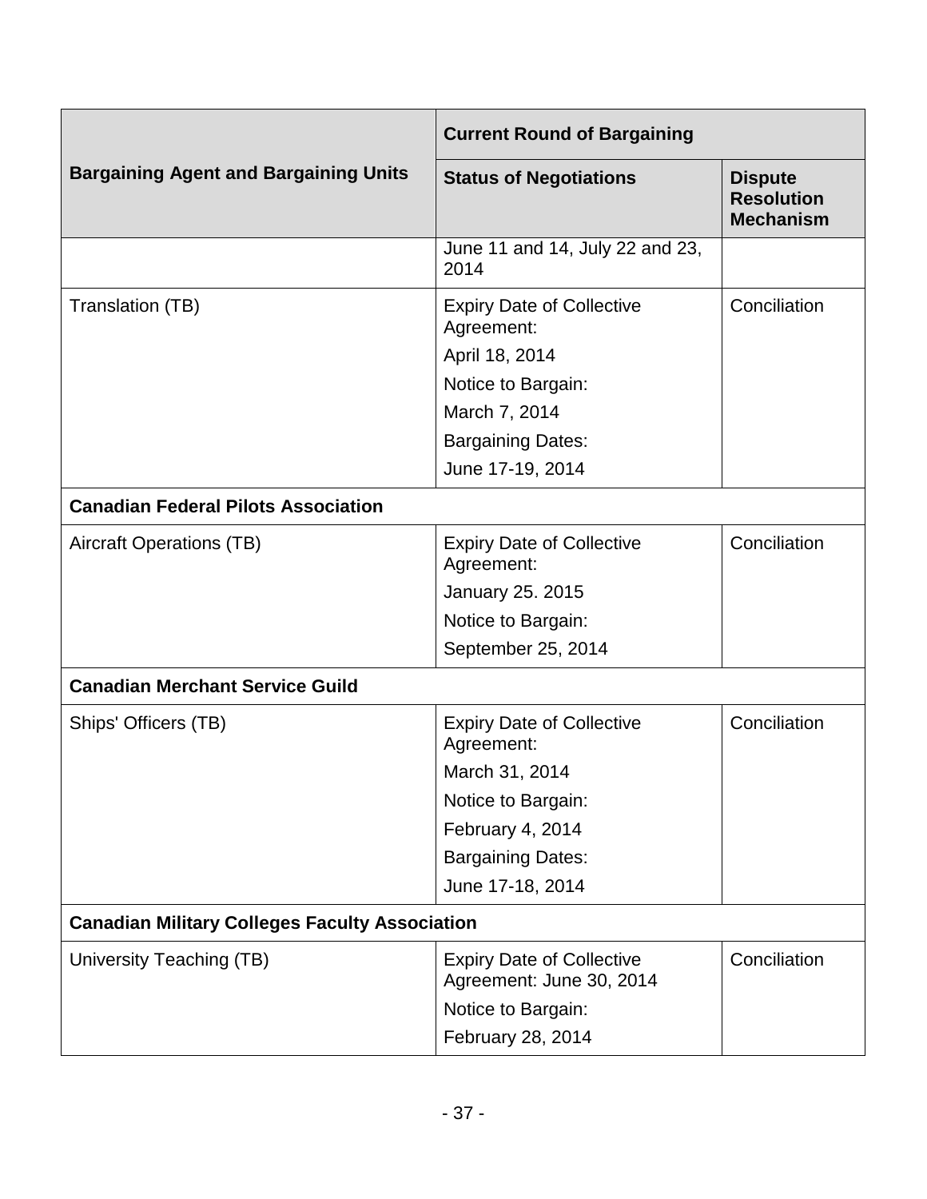| Bargaining Agent and Bargaining Units | Current Round of Bargaining | |
|---|---|---|
| | **Status of Negotiations** | **Dispute Resolution Mechanism** |
| | June 11 and 14, July 22 and 23, 2014 | |
| Translation (TB) | Expiry Date of Collective Agreement:<br>April 18, 2014<br>Notice to Bargain:<br>March 7, 2014<br>Bargaining Dates:<br>June 17-19, 2014 | Conciliation |
| **Canadian Federal Pilots Association** | | |
| Aircraft Operations (TB) | Expiry Date of Collective Agreement:<br>January 25. 2015<br>Notice to Bargain:<br>September 25, 2014 | Conciliation |
| **Canadian Merchant Service Guild** | | |
| Ships' Officers (TB) | Expiry Date of Collective Agreement:<br>March 31, 2014<br>Notice to Bargain:<br>February 4, 2014<br>Bargaining Dates:<br>June 17-18, 2014 | Conciliation |
| **Canadian Military Colleges Faculty Association** | | |
| University Teaching (TB) | Expiry Date of Collective Agreement: June 30, 2014<br>Notice to Bargain:<br>February 28, 2014 | Conciliation |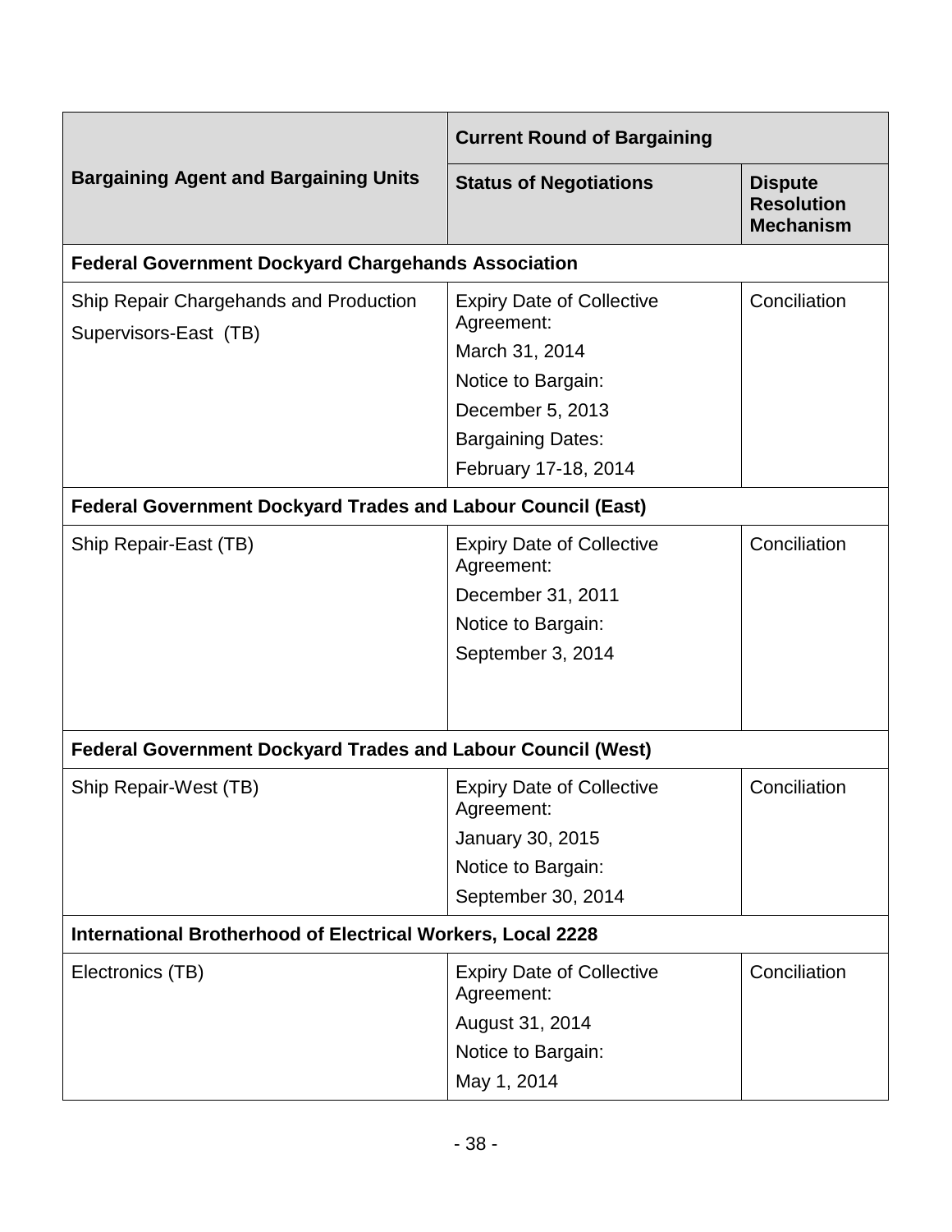| Bargaining Agent and Bargaining Units | Current Round of Bargaining | |
|---|---|---|
| | Status of Negotiations | Dispute Resolution Mechanism |
| **Federal Government Dockyard Chargehands Association** | | |
| Ship Repair Chargehands and Production Supervisors-East (TB) | Expiry Date of Collective Agreement: March 31, 2014 Notice to Bargain: December 5, 2013 Bargaining Dates: February 17-18, 2014 | Conciliation |
| **Federal Government Dockyard Trades and Labour Council (East)** | | |
| Ship Repair-East (TB) | Expiry Date of Collective Agreement: December 31, 2011 Notice to Bargain: September 3, 2014 | Conciliation |
| **Federal Government Dockyard Trades and Labour Council (West)** | | |
| Ship Repair-West (TB) | Expiry Date of Collective Agreement: January 30, 2015 Notice to Bargain: September 30, 2014 | Conciliation |
| **International Brotherhood of Electrical Workers, Local 2228** | | |
| Electronics (TB) | Expiry Date of Collective Agreement: August 31, 2014 Notice to Bargain: May 1, 2014 | Conciliation |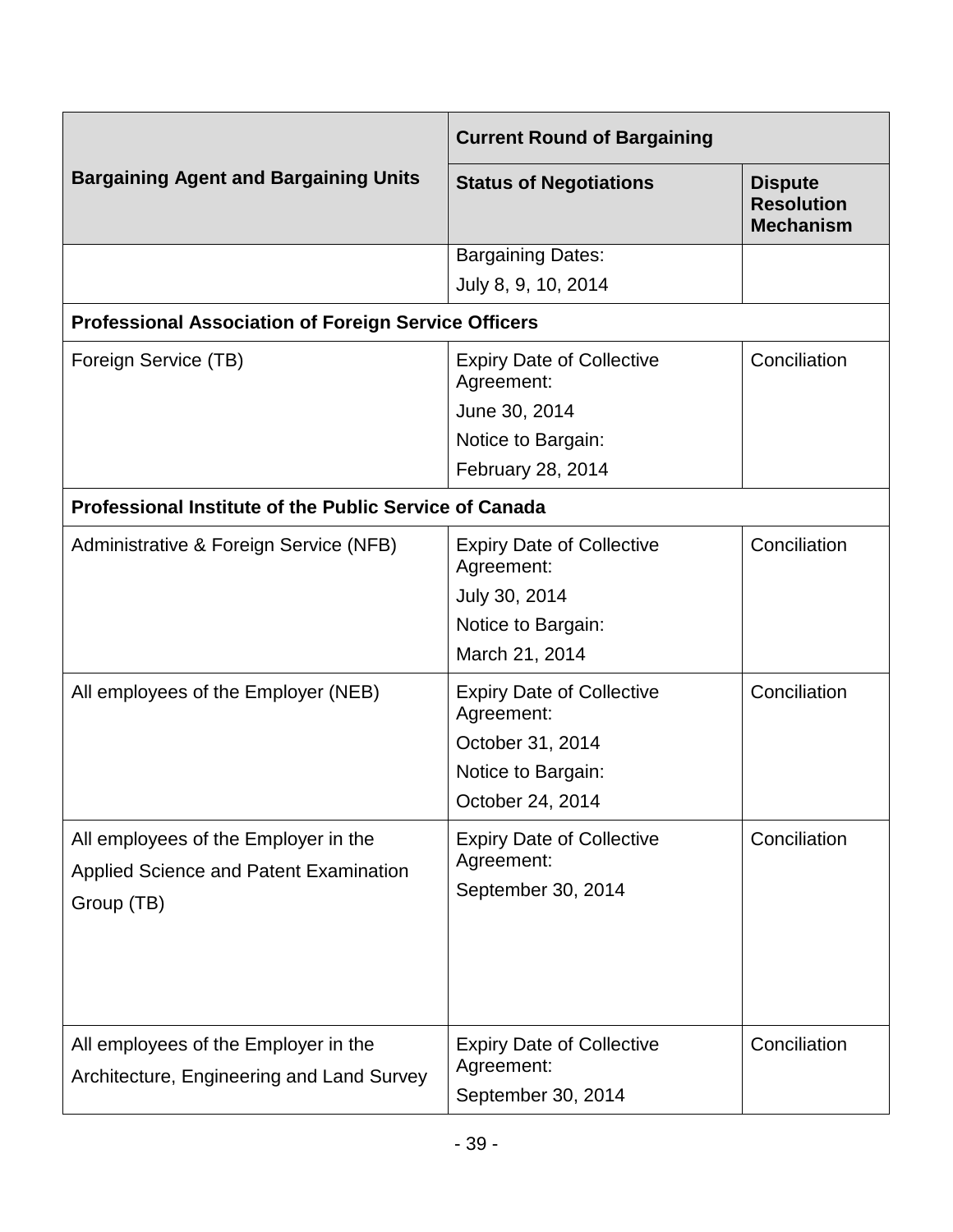| Bargaining Agent and Bargaining Units | Current Round of Bargaining | |
|---|---|---|
| | **Status of Negotiations** | **Dispute Resolution Mechanism** |
| | Bargaining Dates:<br>July 8, 9, 10, 2014 | |
| **Professional Association of Foreign Service Officers** | | |
| Foreign Service (TB) | Expiry Date of Collective Agreement:<br>June 30, 2014<br>Notice to Bargain:<br>February 28, 2014 | Conciliation |
| **Professional Institute of the Public Service of Canada** | | |
| Administrative & Foreign Service (NFB) | Expiry Date of Collective Agreement:<br>July 30, 2014<br>Notice to Bargain:<br>March 21, 2014 | Conciliation |
| All employees of the Employer (NEB) | Expiry Date of Collective Agreement:<br>October 31, 2014<br>Notice to Bargain:<br>October 24, 2014 | Conciliation |
| All employees of the Employer in the Applied Science and Patent Examination Group (TB) | Expiry Date of Collective Agreement:<br>September 30, 2014 | Conciliation |
| All employees of the Employer in the Architecture, Engineering and Land Survey | Expiry Date of Collective Agreement:<br>September 30, 2014 | Conciliation |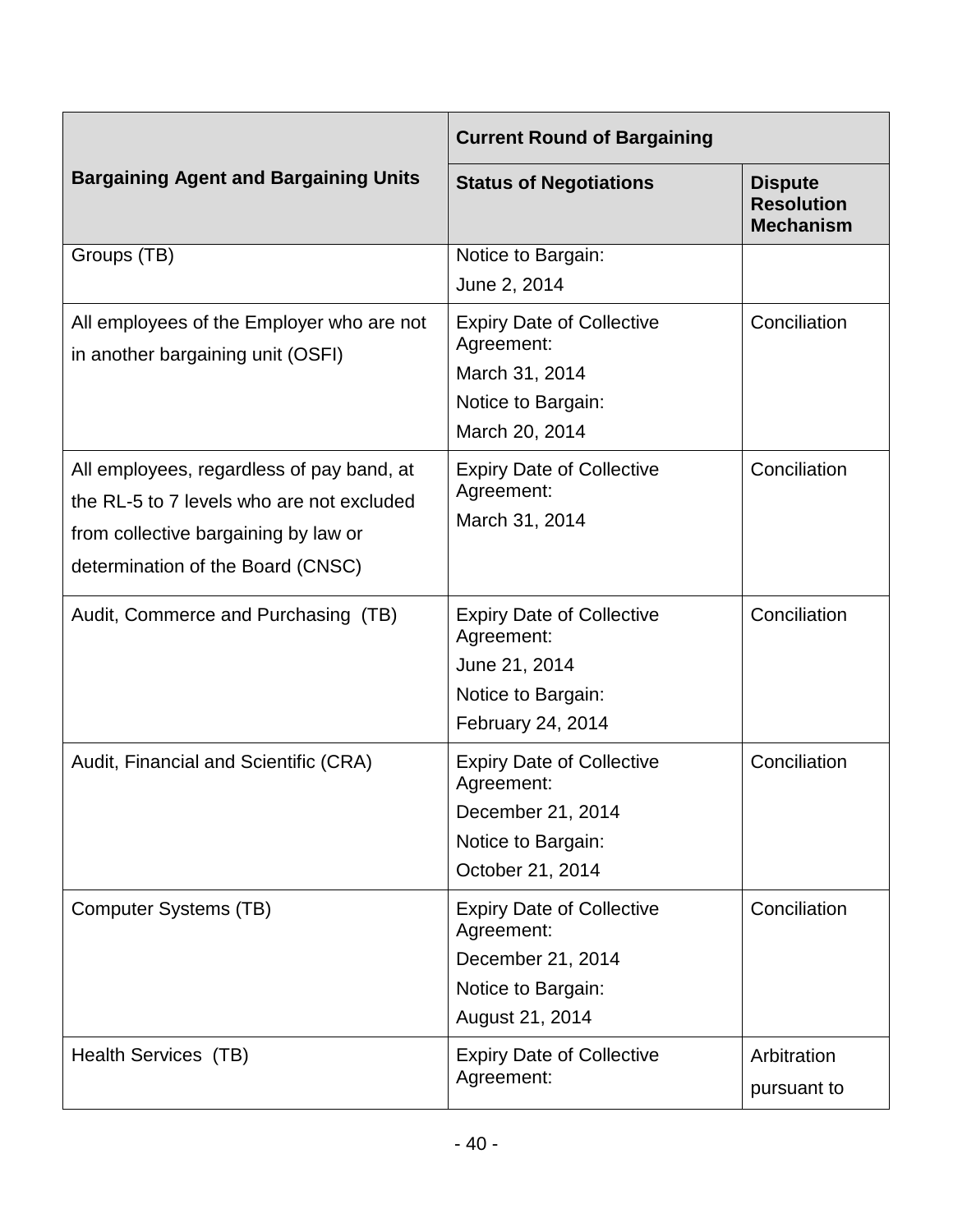| Bargaining Agent and Bargaining Units | Current Round of Bargaining | |
|---|---|---|
| | Status of Negotiations | Dispute Resolution Mechanism |
| Groups (TB) | Notice to Bargain:<br>June 2, 2014 | |
| All employees of the Employer who are not in another bargaining unit (OSFI) | Expiry Date of Collective Agreement:<br>March 31, 2014<br>Notice to Bargain:<br>March 20, 2014 | Conciliation |
| All employees, regardless of pay band, at the RL-5 to 7 levels who are not excluded from collective bargaining by law or determination of the Board (CNSC) | Expiry Date of Collective Agreement:<br>March 31, 2014 | Conciliation |
| Audit, Commerce and Purchasing (TB) | Expiry Date of Collective Agreement:<br>June 21, 2014<br>Notice to Bargain:<br>February 24, 2014 | Conciliation |
| Audit, Financial and Scientific (CRA) | Expiry Date of Collective Agreement:<br>December 21, 2014<br>Notice to Bargain:<br>October 21, 2014 | Conciliation |
| Computer Systems (TB) | Expiry Date of Collective Agreement:<br>December 21, 2014<br>Notice to Bargain:<br>August 21, 2014 | Conciliation |
| Health Services (TB) | Expiry Date of Collective Agreement: | Arbitration pursuant to |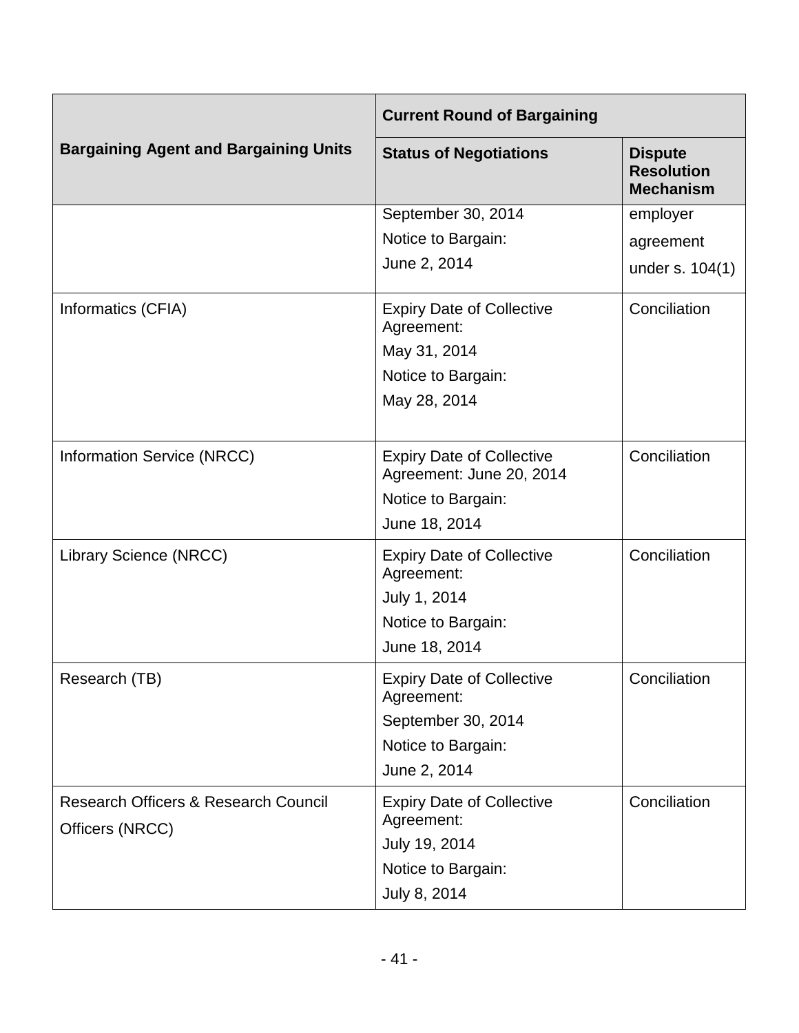| Bargaining Agent and Bargaining Units | Current Round of Bargaining | |
|---|---|---|
| | Status of Negotiations | Dispute Resolution Mechanism |
| | September 30, 2014<br>Notice to Bargain:<br>June 2, 2014 | employer agreement under s. 104(1) |
| Informatics (CFIA) | Expiry Date of Collective Agreement:<br>May 31, 2014<br>Notice to Bargain:<br>May 28, 2014 | Conciliation |
| Information Service (NRCC) | Expiry Date of Collective Agreement: June 20, 2014<br>Notice to Bargain:<br>June 18, 2014 | Conciliation |
| Library Science (NRCC) | Expiry Date of Collective Agreement:<br>July 1, 2014<br>Notice to Bargain:<br>June 18, 2014 | Conciliation |
| Research (TB) | Expiry Date of Collective Agreement:<br>September 30, 2014<br>Notice to Bargain:<br>June 2, 2014 | Conciliation |
| Research Officers & Research Council Officers (NRCC) | Expiry Date of Collective Agreement:<br>July 19, 2014<br>Notice to Bargain:<br>July 8, 2014 | Conciliation |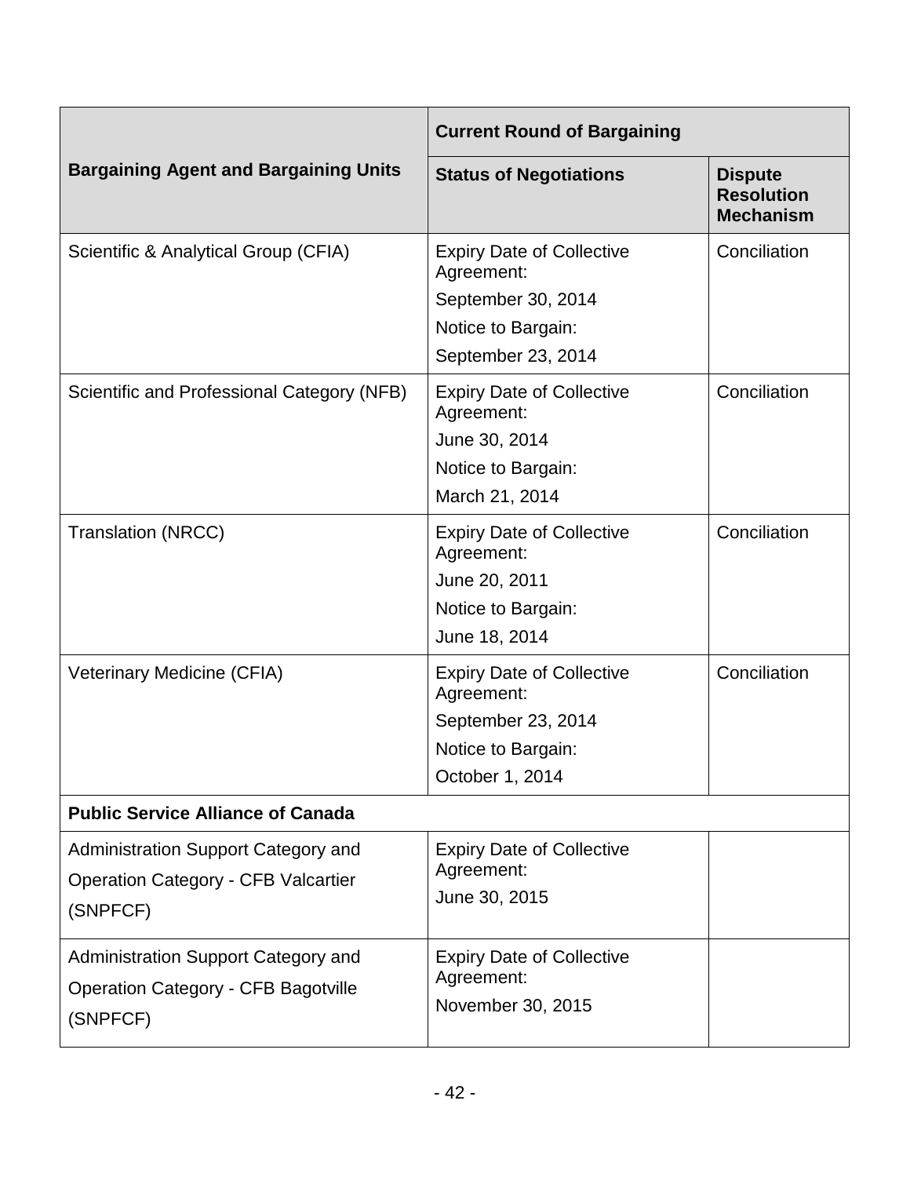| Bargaining Agent and Bargaining Units | Current Round of Bargaining | |
|---|---|---|
| | **Status of Negotiations** | **Dispute Resolution Mechanism** |
| Scientific & Analytical Group (CFIA) | Expiry Date of Collective Agreement:<br>September 30, 2014<br>Notice to Bargain:<br>September 23, 2014 | Conciliation |
| Scientific and Professional Category (NFB) | Expiry Date of Collective Agreement:<br>June 30, 2014<br>Notice to Bargain:<br>March 21, 2014 | Conciliation |
| Translation (NRCC) | Expiry Date of Collective Agreement:<br>June 20, 2011<br>Notice to Bargain:<br>June 18, 2014 | Conciliation |
| Veterinary Medicine (CFIA) | Expiry Date of Collective Agreement:<br>September 23, 2014<br>Notice to Bargain:<br>October 1, 2014 | Conciliation |
| **Public Service Alliance of Canada** | | |
| Administration Support Category and Operation Category - CFB Valcartier (SNPFCF) | Expiry Date of Collective Agreement:<br>June 30, 2015 | |
| Administration Support Category and Operation Category - CFB Bagotville (SNPFCF) | Expiry Date of Collective Agreement:<br>November 30, 2015 | |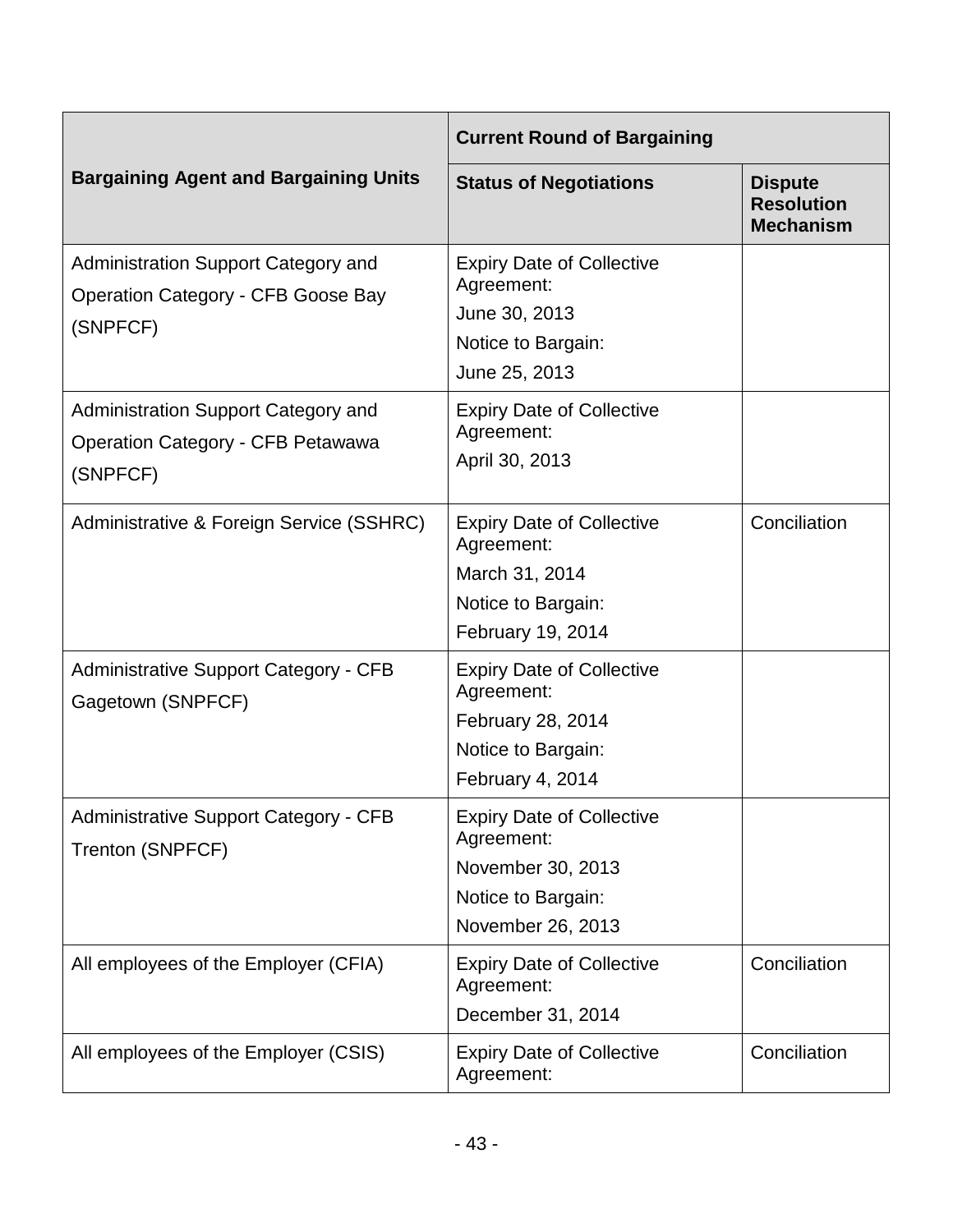| Bargaining Agent and Bargaining Units | Current Round of Bargaining | |
|---|---|---|
| | Status of Negotiations | Dispute Resolution Mechanism |
| Administration Support Category and Operation Category - CFB Goose Bay (SNPFCF) | Expiry Date of Collective Agreement: June 30, 2013 Notice to Bargain: June 25, 2013 | |
| Administration Support Category and Operation Category - CFB Petawawa (SNPFCF) | Expiry Date of Collective Agreement: April 30, 2013 | |
| Administrative & Foreign Service (SSHRC) | Expiry Date of Collective Agreement: March 31, 2014 Notice to Bargain: February 19, 2014 | Conciliation |
| Administrative Support Category - CFB Gagetown (SNPFCF) | Expiry Date of Collective Agreement: February 28, 2014 Notice to Bargain: February 4, 2014 | |
| Administrative Support Category - CFB Trenton (SNPFCF) | Expiry Date of Collective Agreement: November 30, 2013 Notice to Bargain: November 26, 2013 | |
| All employees of the Employer (CFIA) | Expiry Date of Collective Agreement: December 31, 2014 | Conciliation |
| All employees of the Employer (CSIS) | Expiry Date of Collective Agreement: | Conciliation |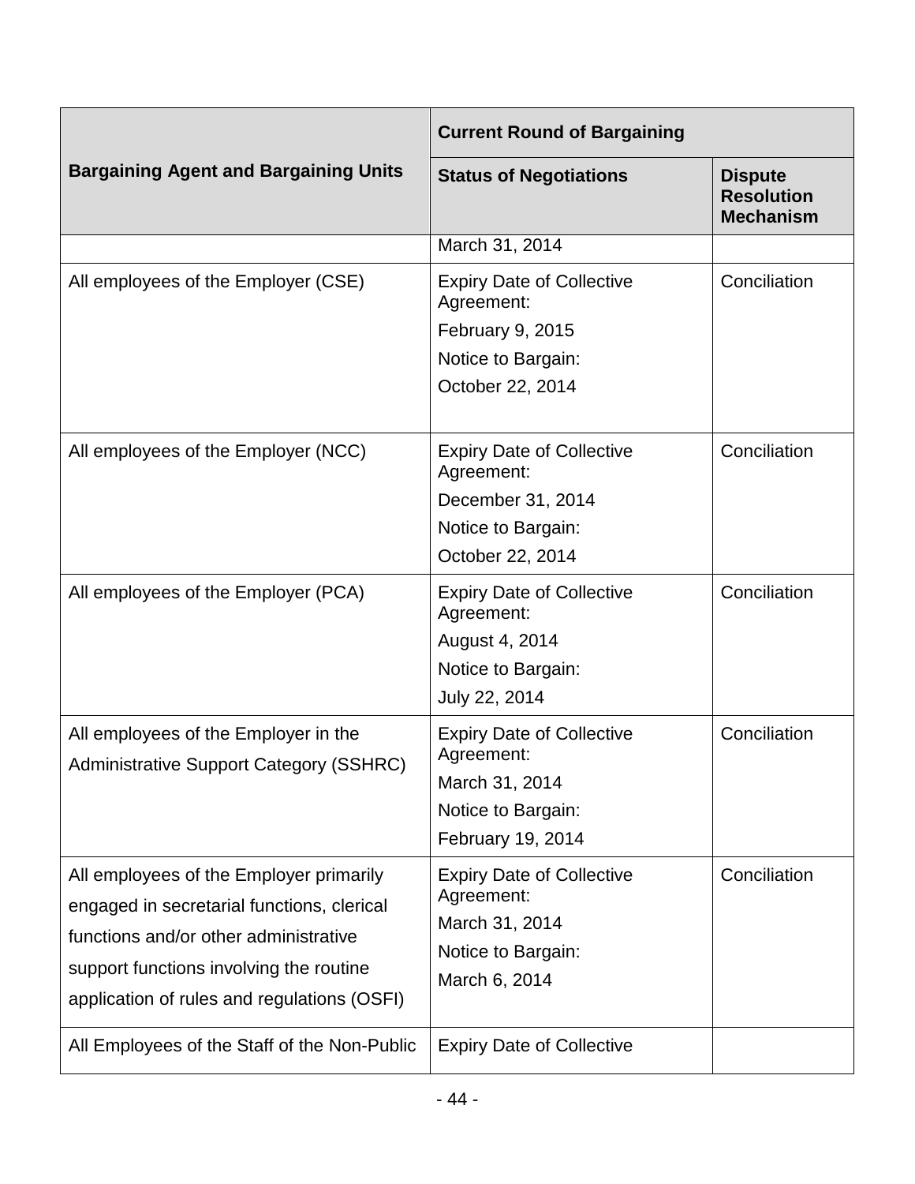| Bargaining Agent and Bargaining Units | Current Round of Bargaining | |
|---|---|---|
| | Status of Negotiations | Dispute Resolution Mechanism |
| | March 31, 2014 | |
| All employees of the Employer (CSE) | Expiry Date of Collective Agreement: February 9, 2015 Notice to Bargain: October 22, 2014 | Conciliation |
| All employees of the Employer (NCC) | Expiry Date of Collective Agreement: December 31, 2014 Notice to Bargain: October 22, 2014 | Conciliation |
| All employees of the Employer (PCA) | Expiry Date of Collective Agreement: August 4, 2014 Notice to Bargain: July 22, 2014 | Conciliation |
| All employees of the Employer in the Administrative Support Category (SSHRC) | Expiry Date of Collective Agreement: March 31, 2014 Notice to Bargain: February 19, 2014 | Conciliation |
| All employees of the Employer primarily engaged in secretarial functions, clerical functions and/or other administrative support functions involving the routine application of rules and regulations (OSFI) | Expiry Date of Collective Agreement: March 31, 2014 Notice to Bargain: March 6, 2014 | Conciliation |
| All Employees of the Staff of the Non-Public | Expiry Date of Collective | |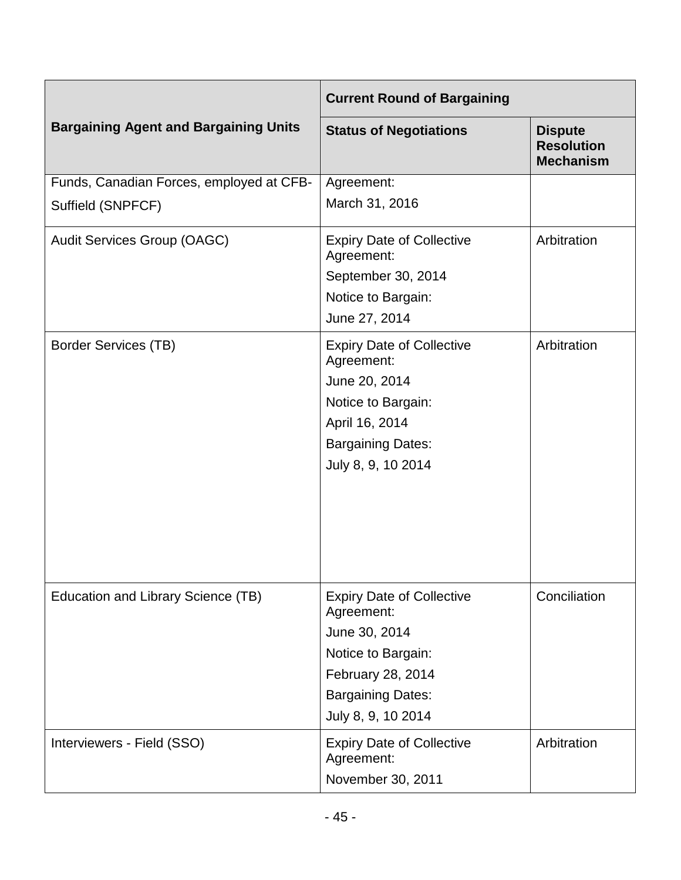| Bargaining Agent and Bargaining Units | Current Round of Bargaining | |
|---|---|---|
| | Status of Negotiations | Dispute Resolution Mechanism |
| Funds, Canadian Forces, employed at CFB-Suffield (SNPFCF) | Agreement:<br>March 31, 2016 | |
| Audit Services Group (OAGC) | Expiry Date of Collective Agreement:<br>September 30, 2014<br>Notice to Bargain:<br>June 27, 2014 | Arbitration |
| Border Services (TB) | Expiry Date of Collective Agreement:<br>June 20, 2014<br>Notice to Bargain:<br>April 16, 2014<br>Bargaining Dates:<br>July 8, 9, 10 2014 | Arbitration |
| Education and Library Science (TB) | Expiry Date of Collective Agreement:<br>June 30, 2014<br>Notice to Bargain:<br>February 28, 2014<br>Bargaining Dates:<br>July 8, 9, 10 2014 | Conciliation |
| Interviewers - Field (SSO) | Expiry Date of Collective Agreement:<br>November 30, 2011 | Arbitration |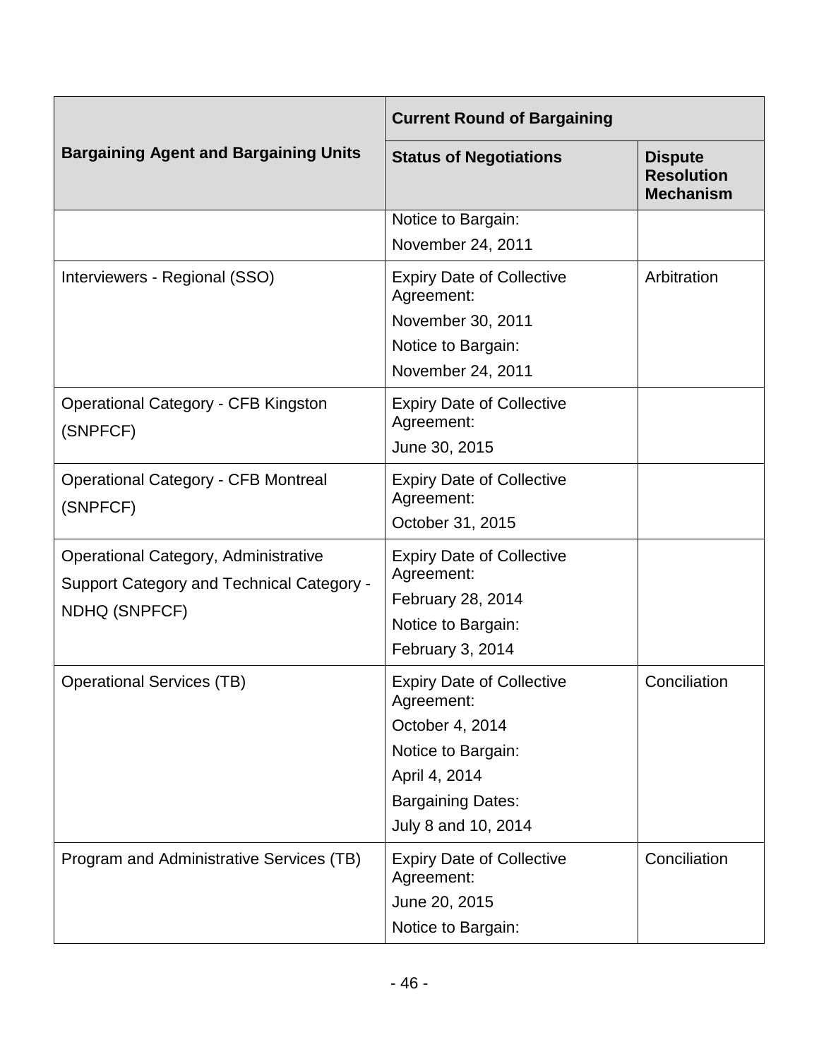| Bargaining Agent and Bargaining Units | Current Round of Bargaining | |
|---|---|---|
| | Status of Negotiations | Dispute Resolution Mechanism |
| | Notice to Bargain: November 24, 2011 | |
| Interviewers - Regional (SSO) | Expiry Date of Collective Agreement: November 30, 2011 Notice to Bargain: November 24, 2011 | Arbitration |
| Operational Category - CFB Kingston (SNPFCF) | Expiry Date of Collective Agreement: June 30, 2015 | |
| Operational Category - CFB Montreal (SNPFCF) | Expiry Date of Collective Agreement: October 31, 2015 | |
| Operational Category, Administrative Support Category and Technical Category - NDHQ (SNPFCF) | Expiry Date of Collective Agreement: February 28, 2014 Notice to Bargain: February 3, 2014 | |
| Operational Services (TB) | Expiry Date of Collective Agreement: October 4, 2014 Notice to Bargain: April 4, 2014 Bargaining Dates: July 8 and 10, 2014 | Conciliation |
| Program and Administrative Services (TB) | Expiry Date of Collective Agreement: June 20, 2015 Notice to Bargain: | Conciliation |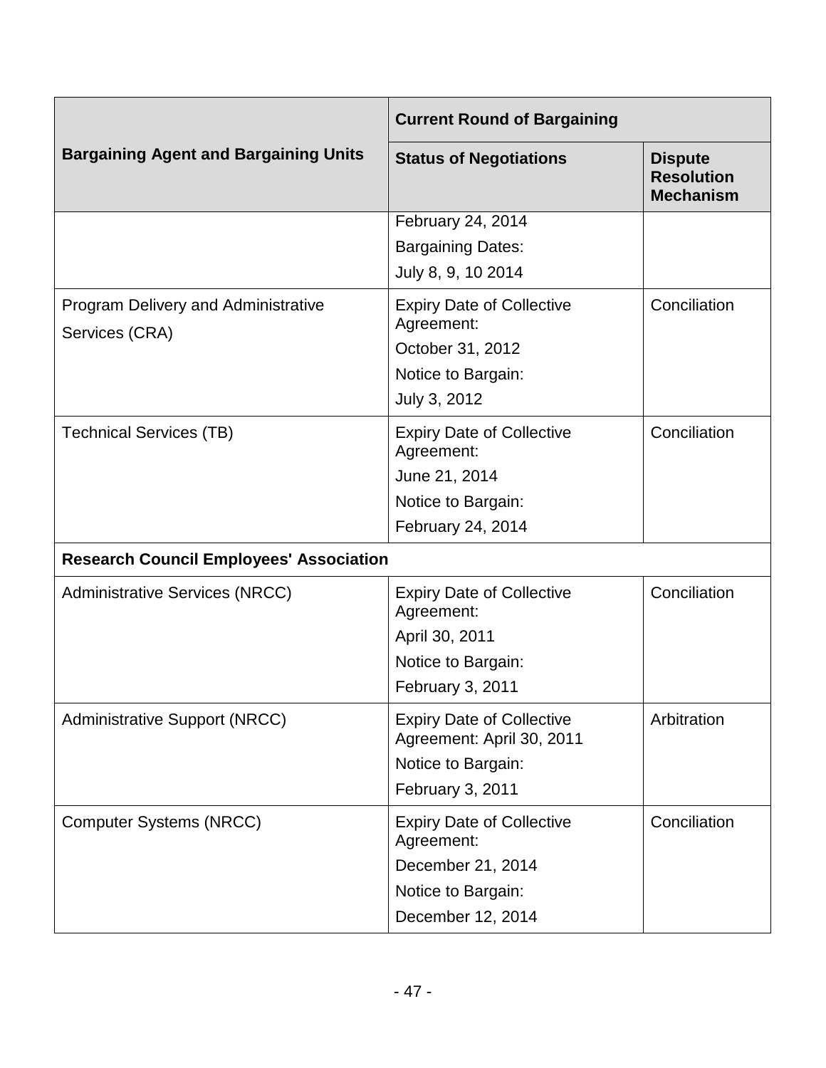| Bargaining Agent and Bargaining Units | Current Round of Bargaining | |
|---|---|---|
| | Status of Negotiations | Dispute Resolution Mechanism |
| | February 24, 2014<br>Bargaining Dates:<br>July 8, 9, 10 2014 | |
| Program Delivery and Administrative Services (CRA) | Expiry Date of Collective Agreement:<br>October 31, 2012<br>Notice to Bargain:<br>July 3, 2012 | Conciliation |
| Technical Services (TB) | Expiry Date of Collective Agreement:<br>June 21, 2014<br>Notice to Bargain:<br>February 24, 2014 | Conciliation |
| **Research Council Employees' Association** | | |
| Administrative Services (NRCC) | Expiry Date of Collective Agreement:<br>April 30, 2011<br>Notice to Bargain:<br>February 3, 2011 | Conciliation |
| Administrative Support (NRCC) | Expiry Date of Collective Agreement: April 30, 2011<br>Notice to Bargain:<br>February 3, 2011 | Arbitration |
| Computer Systems (NRCC) | Expiry Date of Collective Agreement:<br>December 21, 2014<br>Notice to Bargain:<br>December 12, 2014 | Conciliation |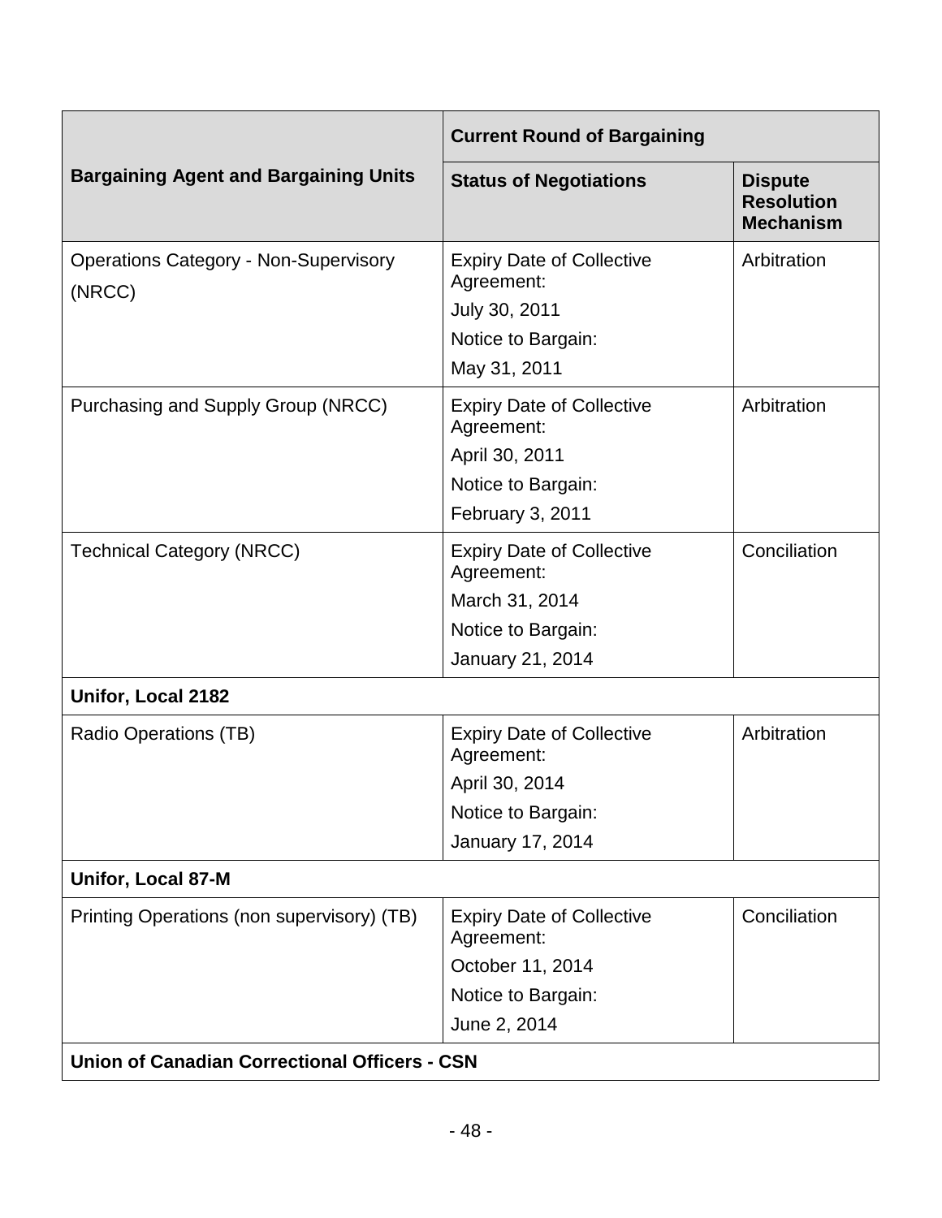| Bargaining Agent and Bargaining Units | Current Round of Bargaining | |
|---|---|---|
| | Status of Negotiations | Dispute Resolution Mechanism |
| Operations Category - Non-Supervisory (NRCC) | Expiry Date of Collective Agreement: July 30, 2011 Notice to Bargain: May 31, 2011 | Arbitration |
| Purchasing and Supply Group (NRCC) | Expiry Date of Collective Agreement: April 30, 2011 Notice to Bargain: February 3, 2011 | Arbitration |
| Technical Category (NRCC) | Expiry Date of Collective Agreement: March 31, 2014 Notice to Bargain: January 21, 2014 | Conciliation |
| **Unifor, Local 2182** | | |
| Radio Operations (TB) | Expiry Date of Collective Agreement: April 30, 2014 Notice to Bargain: January 17, 2014 | Arbitration |
| **Unifor, Local 87-M** | | |
| Printing Operations (non supervisory) (TB) | Expiry Date of Collective Agreement: October 11, 2014 Notice to Bargain: June 2, 2014 | Conciliation |
| **Union of Canadian Correctional Officers - CSN** | | |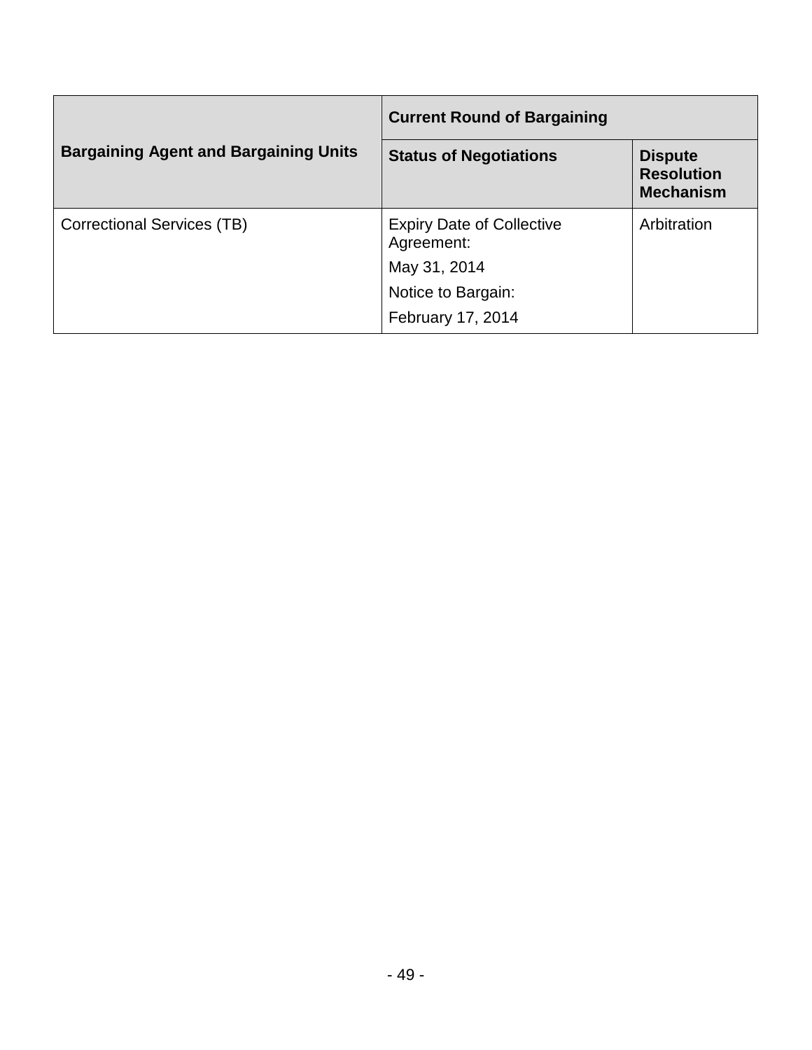| Bargaining Agent and Bargaining Units | Current Round of Bargaining | |
|---|---|---|
| | **Status of Negotiations** | **Dispute Resolution Mechanism** |
| Correctional Services (TB) | Expiry Date of Collective Agreement:<br>May 31, 2014<br>Notice to Bargain:<br>February 17, 2014 | Arbitration |